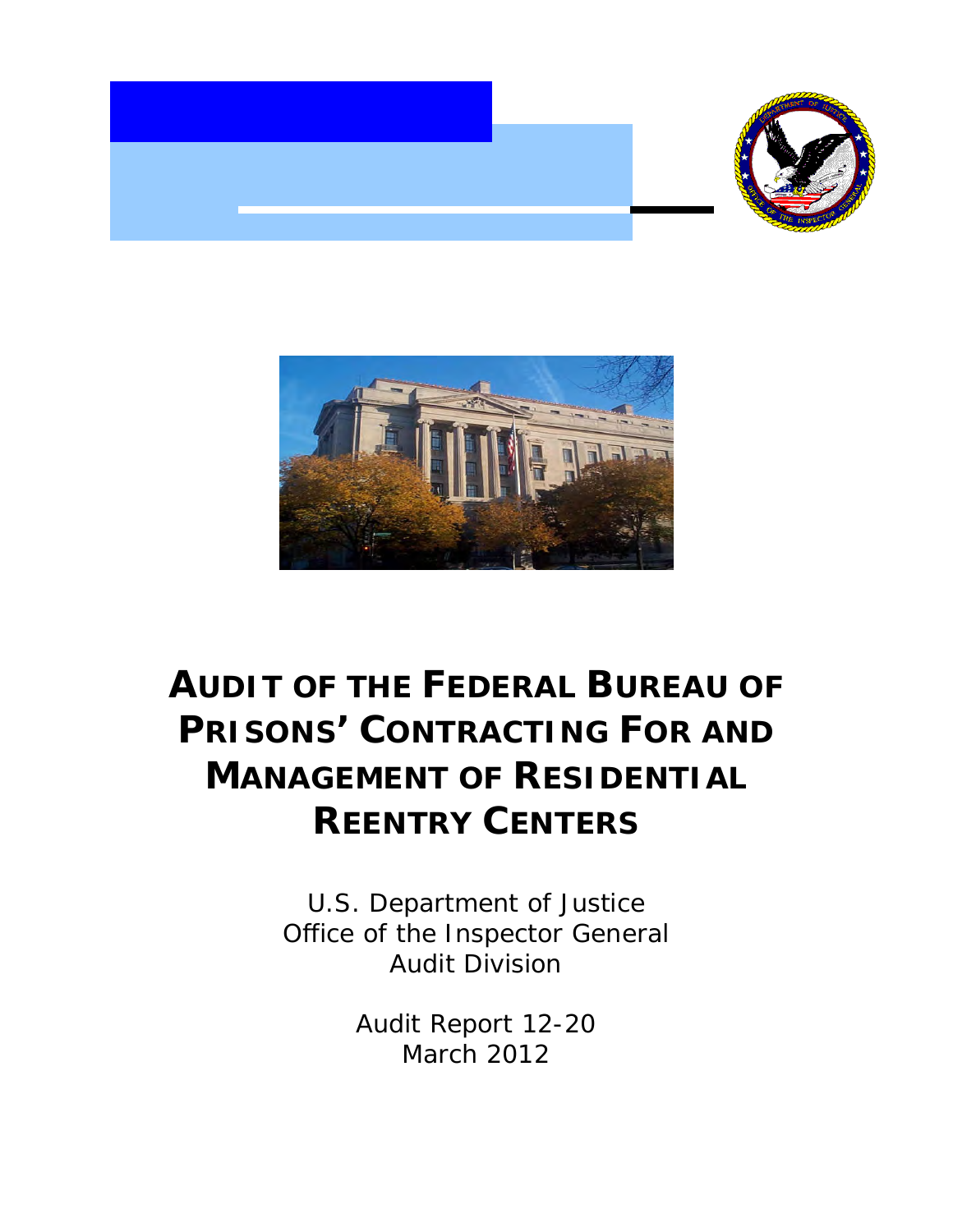# AUDIT OF THE FEDERAL BUREAU OF PRISONS' CONTRACTING FOR AND MANAGEMENT OF RESIDENTIAL REENTRY CENTERS

U.S. Department of Justice
Office of the Inspector General
Audit Division

Audit Report 12-20
March 2012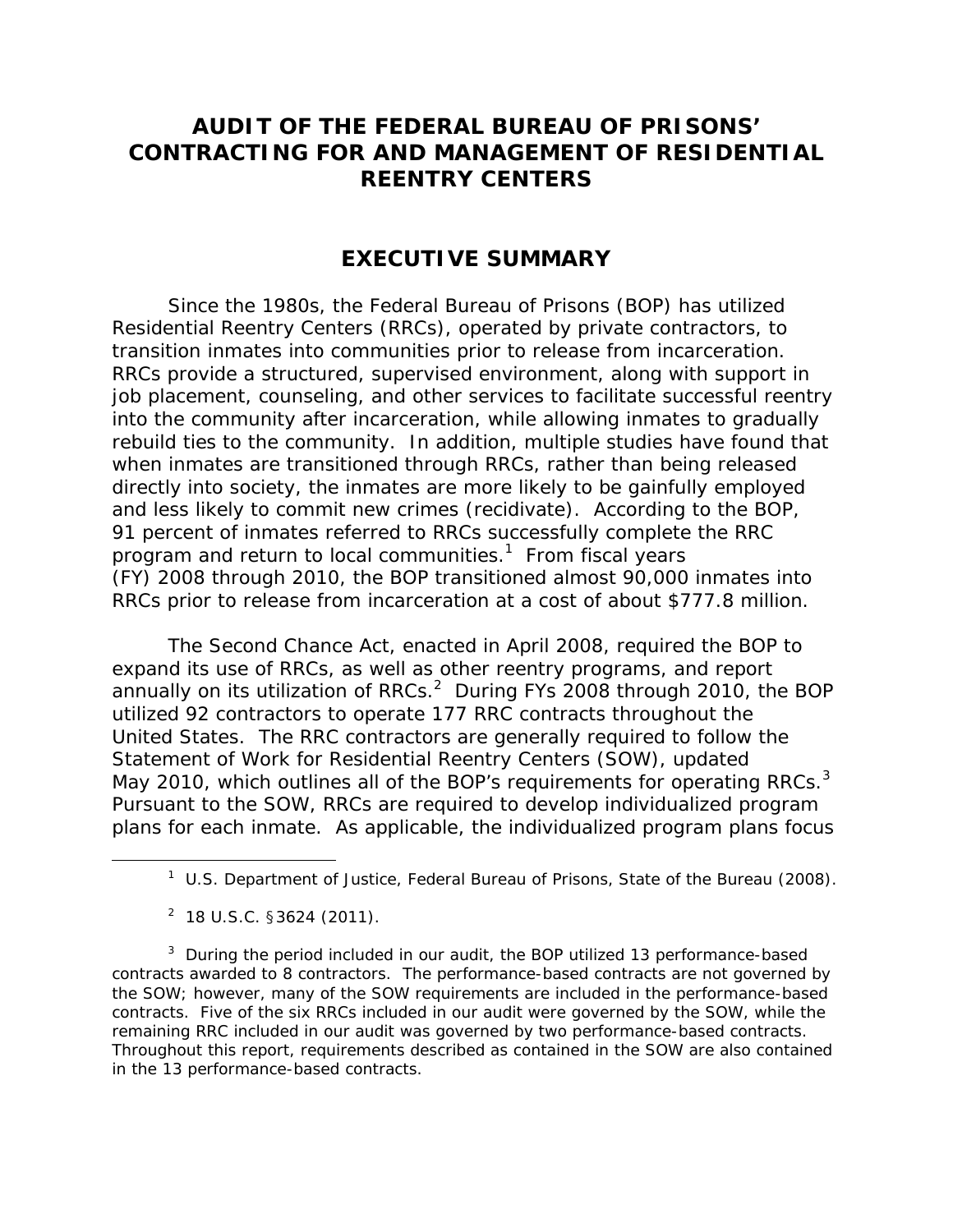# AUDIT OF THE FEDERAL BUREAU OF PRISONS' CONTRACTING FOR AND MANAGEMENT OF RESIDENTIAL REENTRY CENTERS

## EXECUTIVE SUMMARY

Since the 1980s, the Federal Bureau of Prisons (BOP) has utilized Residential Reentry Centers (RRCs), operated by private contractors, to transition inmates into communities prior to release from incarceration. RRCs provide a structured, supervised environment, along with support in job placement, counseling, and other services to facilitate successful reentry into the community after incarceration, while allowing inmates to gradually rebuild ties to the community. In addition, multiple studies have found that when inmates are transitioned through RRCs, rather than being released directly into society, the inmates are more likely to be gainfully employed and less likely to commit new crimes (recidivate). According to the BOP, 91 percent of inmates referred to RRCs successfully complete the RRC program and return to local communities.[1] From fiscal years (FY) 2008 through 2010, the BOP transitioned almost 90,000 inmates into RRCs prior to release from incarceration at a cost of about $777.8 million.

The Second Chance Act, enacted in April 2008, required the BOP to expand its use of RRCs, as well as other reentry programs, and report annually on its utilization of RRCs.[2] During FYs 2008 through 2010, the BOP utilized 92 contractors to operate 177 RRC contracts throughout the United States. The RRC contractors are generally required to follow the Statement of Work for Residential Reentry Centers (SOW), updated May 2010, which outlines all of the BOP's requirements for operating RRCs.[3] Pursuant to the SOW, RRCs are required to develop individualized program plans for each inmate. As applicable, the individualized program plans focus

---

[1] U.S. Department of Justice, Federal Bureau of Prisons, State of the Bureau (2008).

[2] 18 U.S.C. §3624 (2011).

[3] During the period included in our audit, the BOP utilized 13 performance-based contracts awarded to 8 contractors. The performance-based contracts are not governed by the SOW; however, many of the SOW requirements are included in the performance-based contracts. Five of the six RRCs included in our audit were governed by the SOW, while the remaining RRC included in our audit was governed by two performance-based contracts. Throughout this report, requirements described as contained in the SOW are also contained in the 13 performance-based contracts.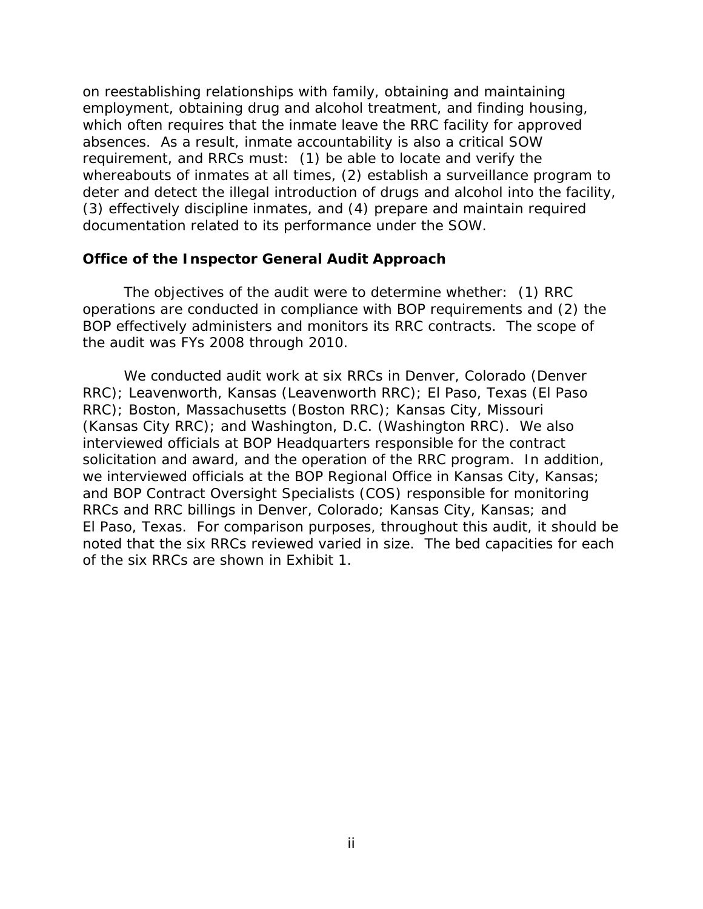on reestablishing relationships with family, obtaining and maintaining employment, obtaining drug and alcohol treatment, and finding housing, which often requires that the inmate leave the RRC facility for approved absences. As a result, inmate accountability is also a critical SOW requirement, and RRCs must: (1) be able to locate and verify the whereabouts of inmates at all times, (2) establish a surveillance program to deter and detect the illegal introduction of drugs and alcohol into the facility, (3) effectively discipline inmates, and (4) prepare and maintain required documentation related to its performance under the SOW.

**Office of the Inspector General Audit Approach**

The objectives of the audit were to determine whether: (1) RRC operations are conducted in compliance with BOP requirements and (2) the BOP effectively administers and monitors its RRC contracts. The scope of the audit was FYs 2008 through 2010.

We conducted audit work at six RRCs in Denver, Colorado (Denver RRC); Leavenworth, Kansas (Leavenworth RRC); El Paso, Texas (El Paso RRC); Boston, Massachusetts (Boston RRC); Kansas City, Missouri (Kansas City RRC); and Washington, D.C. (Washington RRC). We also interviewed officials at BOP Headquarters responsible for the contract solicitation and award, and the operation of the RRC program. In addition, we interviewed officials at the BOP Regional Office in Kansas City, Kansas; and BOP Contract Oversight Specialists (COS) responsible for monitoring RRCs and RRC billings in Denver, Colorado; Kansas City, Kansas; and El Paso, Texas. For comparison purposes, throughout this audit, it should be noted that the six RRCs reviewed varied in size. The bed capacities for each of the six RRCs are shown in Exhibit 1.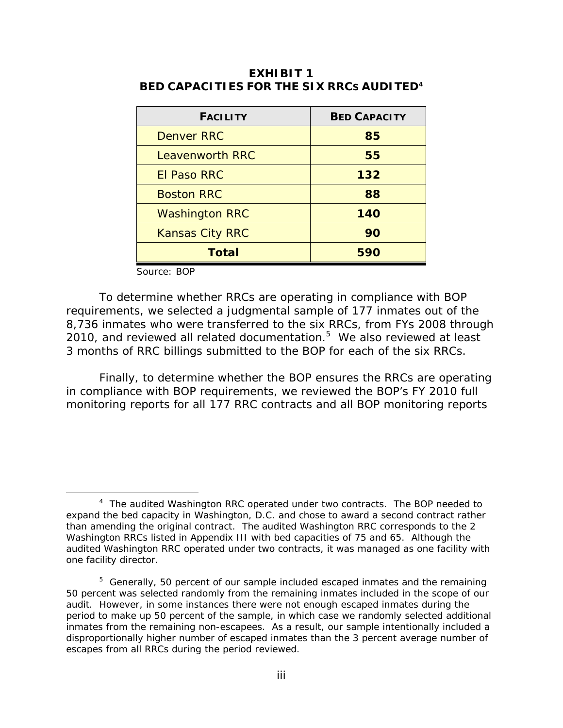**EXHIBIT 1**
**BED CAPACITIES FOR THE SIX RRCS AUDITED**[4]

| FACILITY | BED CAPACITY |
|---|---|
| Denver RRC | **85** |
| Leavenworth RRC | **55** |
| El Paso RRC | **132** |
| Boston RRC | **88** |
| Washington RRC | **140** |
| Kansas City RRC | **90** |
| **Total** | **590** |

Source: BOP

To determine whether RRCs are operating in compliance with BOP requirements, we selected a judgmental sample of 177 inmates out of the 8,736 inmates who were transferred to the six RRCs, from FYs 2008 through 2010, and reviewed all related documentation.[5] We also reviewed at least 3 months of RRC billings submitted to the BOP for each of the six RRCs.

Finally, to determine whether the BOP ensures the RRCs are operating in compliance with BOP requirements, we reviewed the BOP's FY 2010 full monitoring reports for all 177 RRC contracts and all BOP monitoring reports

---

[4] The audited Washington RRC operated under two contracts. The BOP needed to expand the bed capacity in Washington, D.C. and chose to award a second contract rather than amending the original contract. The audited Washington RRC corresponds to the 2 Washington RRCs listed in Appendix III with bed capacities of 75 and 65. Although the audited Washington RRC operated under two contracts, it was managed as one facility with one facility director.

[5] Generally, 50 percent of our sample included escaped inmates and the remaining 50 percent was selected randomly from the remaining inmates included in the scope of our audit. However, in some instances there were not enough escaped inmates during the period to make up 50 percent of the sample, in which case we randomly selected additional inmates from the remaining non-escapees. As a result, our sample intentionally included a disproportionally higher number of escaped inmates than the 3 percent average number of escapes from all RRCs during the period reviewed.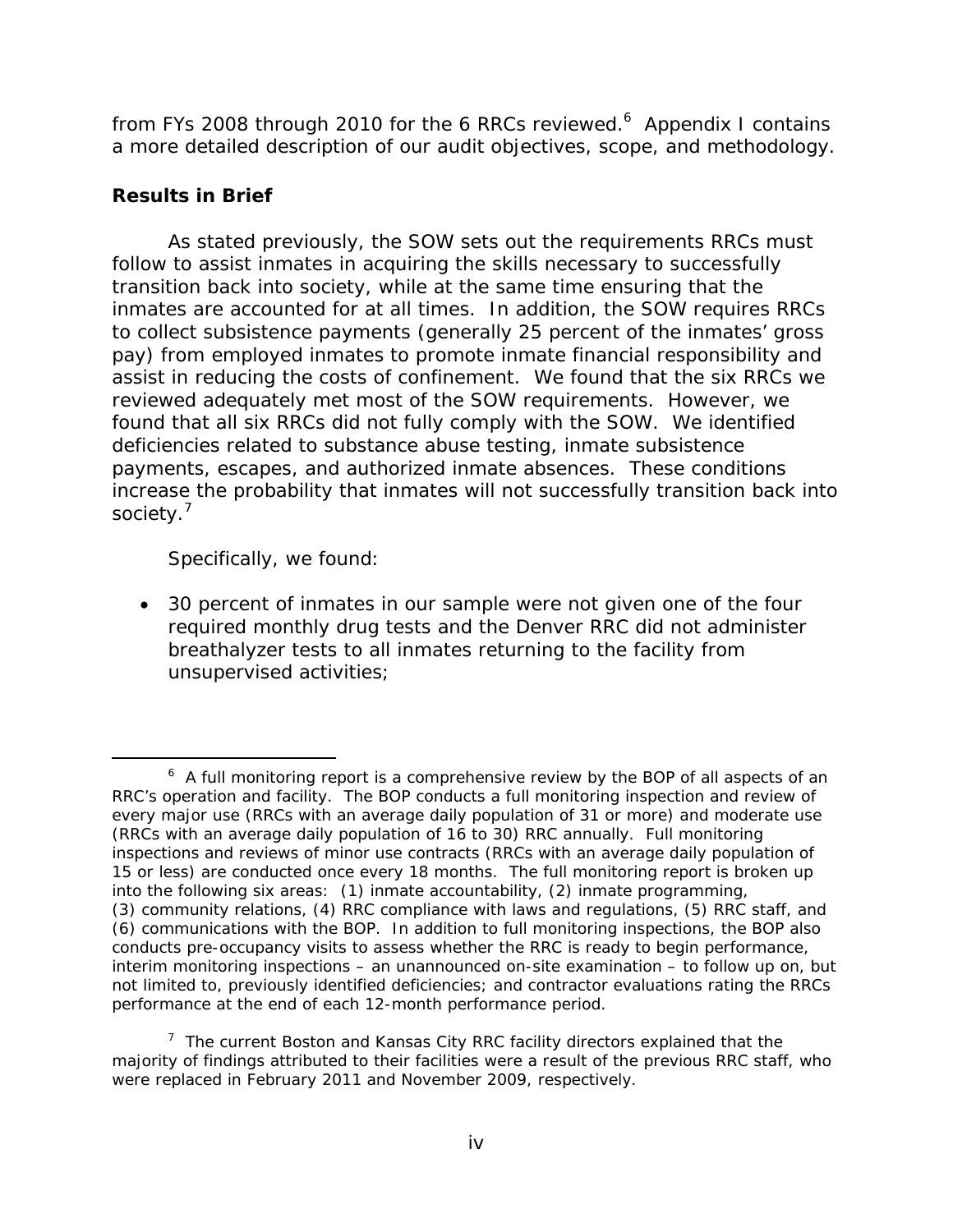from FYs 2008 through 2010 for the 6 RRCs reviewed.[6] Appendix I contains a more detailed description of our audit objectives, scope, and methodology.

**Results in Brief**

As stated previously, the SOW sets out the requirements RRCs must follow to assist inmates in acquiring the skills necessary to successfully transition back into society, while at the same time ensuring that the inmates are accounted for at all times. In addition, the SOW requires RRCs to collect subsistence payments (generally 25 percent of the inmates' gross pay) from employed inmates to promote inmate financial responsibility and assist in reducing the costs of confinement. We found that the six RRCs we reviewed adequately met most of the SOW requirements. However, we found that all six RRCs did not fully comply with the SOW. We identified deficiencies related to substance abuse testing, inmate subsistence payments, escapes, and authorized inmate absences. These conditions increase the probability that inmates will not successfully transition back into society.[7]

Specifically, we found:

- 30 percent of inmates in our sample were not given one of the four required monthly drug tests and the Denver RRC did not administer breathalyzer tests to all inmates returning to the facility from unsupervised activities;

---

[6] A full monitoring report is a comprehensive review by the BOP of all aspects of an RRC's operation and facility. The BOP conducts a full monitoring inspection and review of every major use (RRCs with an average daily population of 31 or more) and moderate use (RRCs with an average daily population of 16 to 30) RRC annually. Full monitoring inspections and reviews of minor use contracts (RRCs with an average daily population of 15 or less) are conducted once every 18 months. The full monitoring report is broken up into the following six areas: (1) inmate accountability, (2) inmate programming, (3) community relations, (4) RRC compliance with laws and regulations, (5) RRC staff, and (6) communications with the BOP. In addition to full monitoring inspections, the BOP also conducts pre-occupancy visits to assess whether the RRC is ready to begin performance, interim monitoring inspections – an unannounced on-site examination – to follow up on, but not limited to, previously identified deficiencies; and contractor evaluations rating the RRCs performance at the end of each 12-month performance period.

[7] The current Boston and Kansas City RRC facility directors explained that the majority of findings attributed to their facilities were a result of the previous RRC staff, who were replaced in February 2011 and November 2009, respectively.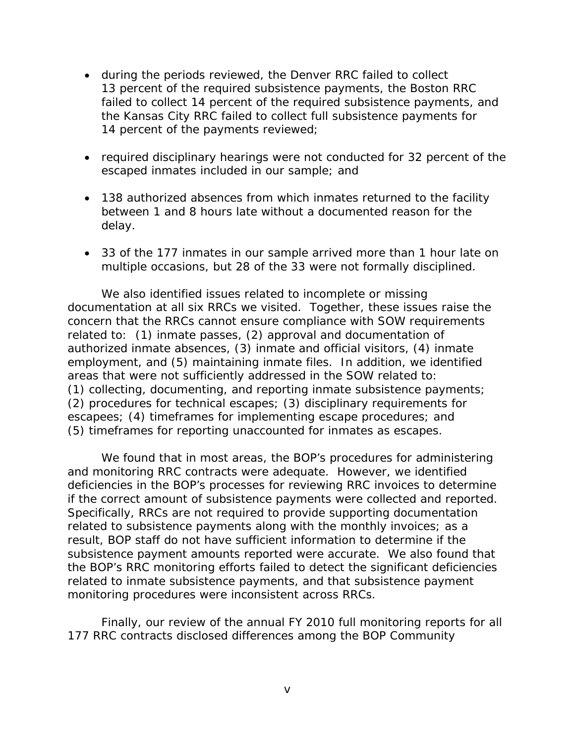- during the periods reviewed, the Denver RRC failed to collect 13 percent of the required subsistence payments, the Boston RRC failed to collect 14 percent of the required subsistence payments, and the Kansas City RRC failed to collect full subsistence payments for 14 percent of the payments reviewed;

- required disciplinary hearings were not conducted for 32 percent of the escaped inmates included in our sample; and

- 138 authorized absences from which inmates returned to the facility between 1 and 8 hours late without a documented reason for the delay.

- 33 of the 177 inmates in our sample arrived more than 1 hour late on multiple occasions, but 28 of the 33 were not formally disciplined.

We also identified issues related to incomplete or missing documentation at all six RRCs we visited. Together, these issues raise the concern that the RRCs cannot ensure compliance with SOW requirements related to: (1) inmate passes, (2) approval and documentation of authorized inmate absences, (3) inmate and official visitors, (4) inmate employment, and (5) maintaining inmate files. In addition, we identified areas that were not sufficiently addressed in the SOW related to: (1) collecting, documenting, and reporting inmate subsistence payments; (2) procedures for technical escapes; (3) disciplinary requirements for escapees; (4) timeframes for implementing escape procedures; and (5) timeframes for reporting unaccounted for inmates as escapes.

We found that in most areas, the BOP's procedures for administering and monitoring RRC contracts were adequate. However, we identified deficiencies in the BOP's processes for reviewing RRC invoices to determine if the correct amount of subsistence payments were collected and reported. Specifically, RRCs are not required to provide supporting documentation related to subsistence payments along with the monthly invoices; as a result, BOP staff do not have sufficient information to determine if the subsistence payment amounts reported were accurate. We also found that the BOP's RRC monitoring efforts failed to detect the significant deficiencies related to inmate subsistence payments, and that subsistence payment monitoring procedures were inconsistent across RRCs.

Finally, our review of the annual FY 2010 full monitoring reports for all 177 RRC contracts disclosed differences among the BOP Community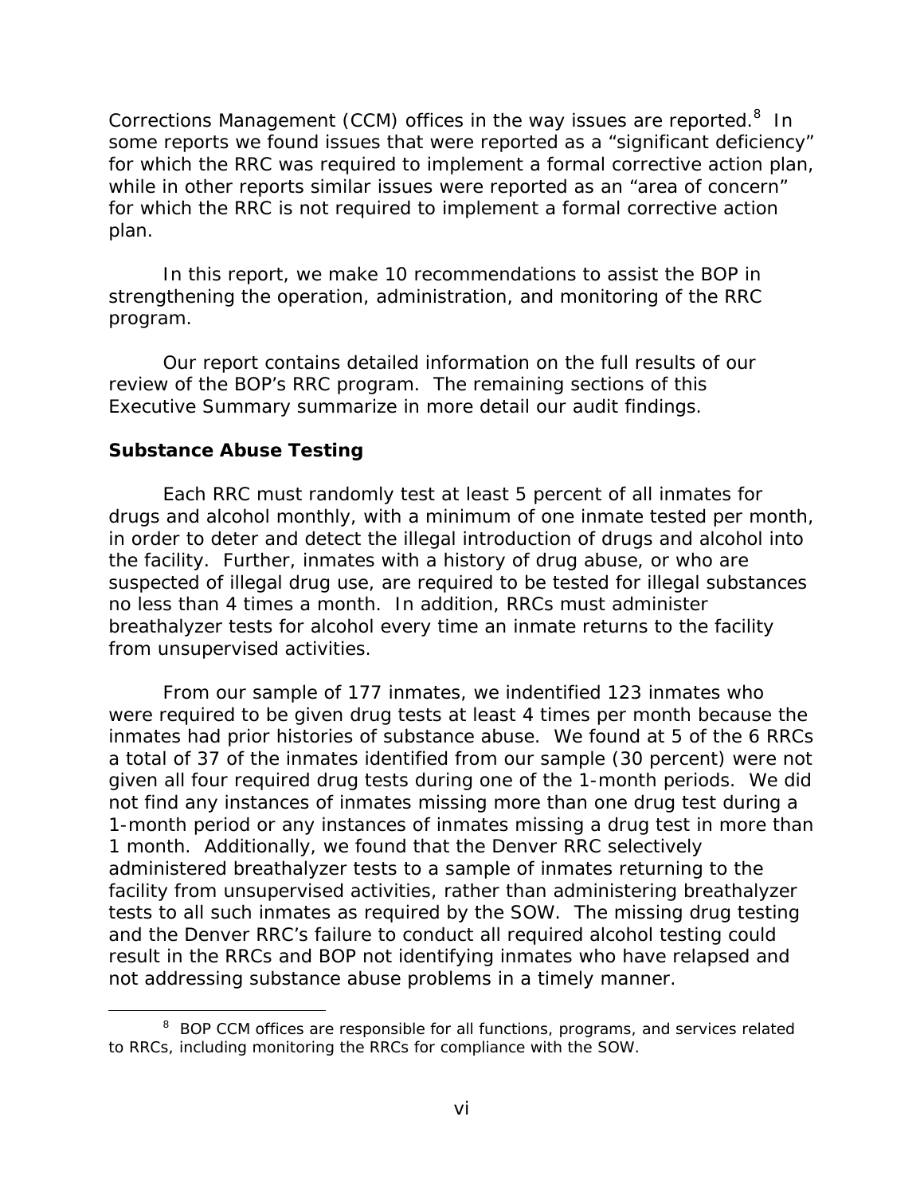Corrections Management (CCM) offices in the way issues are reported.[8] In some reports we found issues that were reported as a "significant deficiency" for which the RRC was required to implement a formal corrective action plan, while in other reports similar issues were reported as an "area of concern" for which the RRC is not required to implement a formal corrective action plan.

In this report, we make 10 recommendations to assist the BOP in strengthening the operation, administration, and monitoring of the RRC program.

Our report contains detailed information on the full results of our review of the BOP's RRC program. The remaining sections of this Executive Summary summarize in more detail our audit findings.

**Substance Abuse Testing**

Each RRC must randomly test at least 5 percent of all inmates for drugs and alcohol monthly, with a minimum of one inmate tested per month, in order to deter and detect the illegal introduction of drugs and alcohol into the facility. Further, inmates with a history of drug abuse, or who are suspected of illegal drug use, are required to be tested for illegal substances no less than 4 times a month. In addition, RRCs must administer breathalyzer tests for alcohol every time an inmate returns to the facility from unsupervised activities.

From our sample of 177 inmates, we indentified 123 inmates who were required to be given drug tests at least 4 times per month because the inmates had prior histories of substance abuse. We found at 5 of the 6 RRCs a total of 37 of the inmates identified from our sample (30 percent) were not given all four required drug tests during one of the 1-month periods. We did not find any instances of inmates missing more than one drug test during a 1-month period or any instances of inmates missing a drug test in more than 1 month. Additionally, we found that the Denver RRC selectively administered breathalyzer tests to a sample of inmates returning to the facility from unsupervised activities, rather than administering breathalyzer tests to all such inmates as required by the SOW. The missing drug testing and the Denver RRC's failure to conduct all required alcohol testing could result in the RRCs and BOP not identifying inmates who have relapsed and not addressing substance abuse problems in a timely manner.

[8] BOP CCM offices are responsible for all functions, programs, and services related to RRCs, including monitoring the RRCs for compliance with the SOW.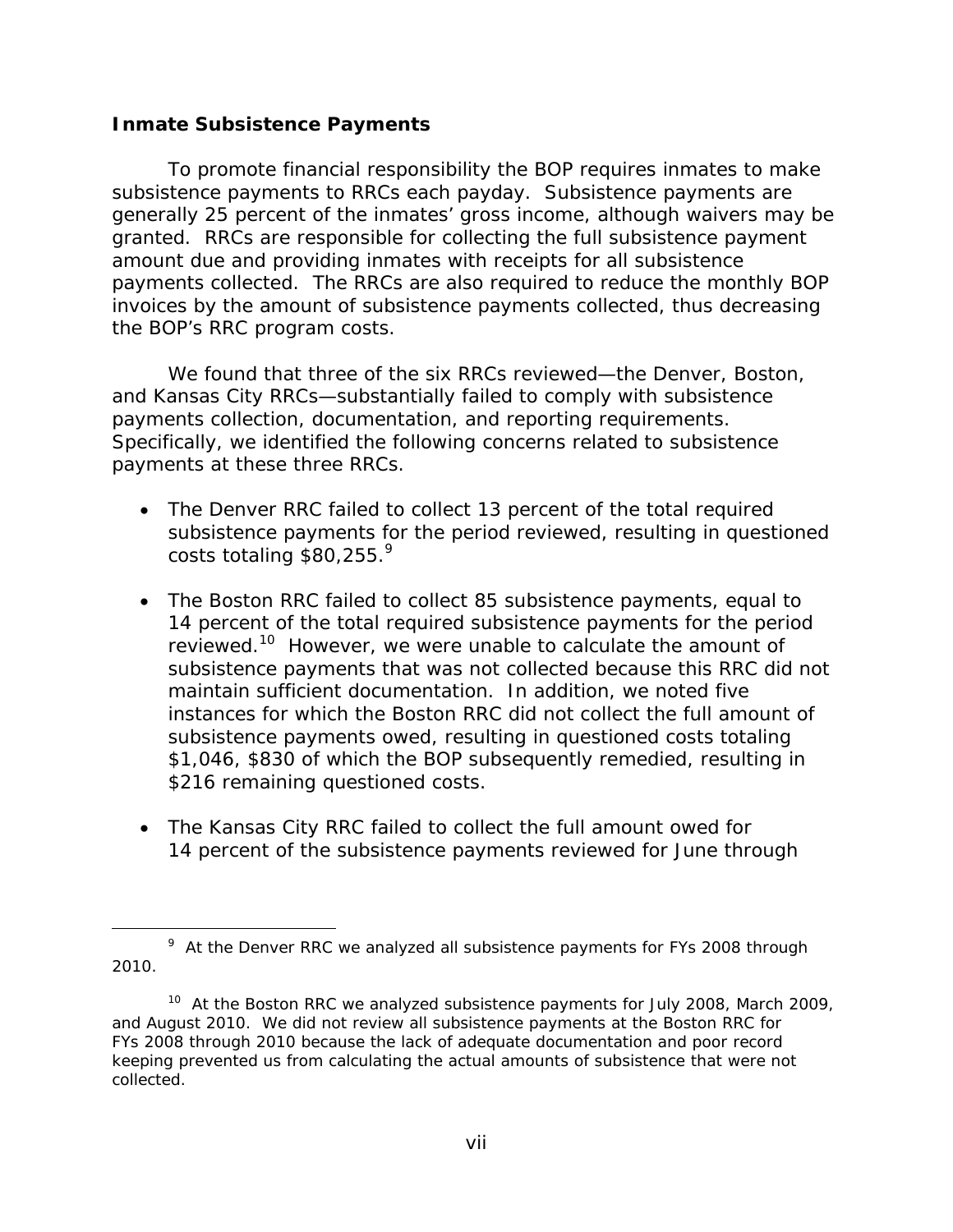**Inmate Subsistence Payments**

To promote financial responsibility the BOP requires inmates to make subsistence payments to RRCs each payday. Subsistence payments are generally 25 percent of the inmates' gross income, although waivers may be granted. RRCs are responsible for collecting the full subsistence payment amount due and providing inmates with receipts for all subsistence payments collected. The RRCs are also required to reduce the monthly BOP invoices by the amount of subsistence payments collected, thus decreasing the BOP's RRC program costs.

We found that three of the six RRCs reviewed—the Denver, Boston, and Kansas City RRCs—substantially failed to comply with subsistence payments collection, documentation, and reporting requirements. Specifically, we identified the following concerns related to subsistence payments at these three RRCs.

- The Denver RRC failed to collect 13 percent of the total required subsistence payments for the period reviewed, resulting in questioned costs totaling $80,255.[9]

- The Boston RRC failed to collect 85 subsistence payments, equal to 14 percent of the total required subsistence payments for the period reviewed.[10] However, we were unable to calculate the amount of subsistence payments that was not collected because this RRC did not maintain sufficient documentation. In addition, we noted five instances for which the Boston RRC did not collect the full amount of subsistence payments owed, resulting in questioned costs totaling $1,046, $830 of which the BOP subsequently remedied, resulting in $216 remaining questioned costs.

- The Kansas City RRC failed to collect the full amount owed for 14 percent of the subsistence payments reviewed for June through

---

[9] At the Denver RRC we analyzed all subsistence payments for FYs 2008 through 2010.

[10] At the Boston RRC we analyzed subsistence payments for July 2008, March 2009, and August 2010. We did not review all subsistence payments at the Boston RRC for FYs 2008 through 2010 because the lack of adequate documentation and poor record keeping prevented us from calculating the actual amounts of subsistence that were not collected.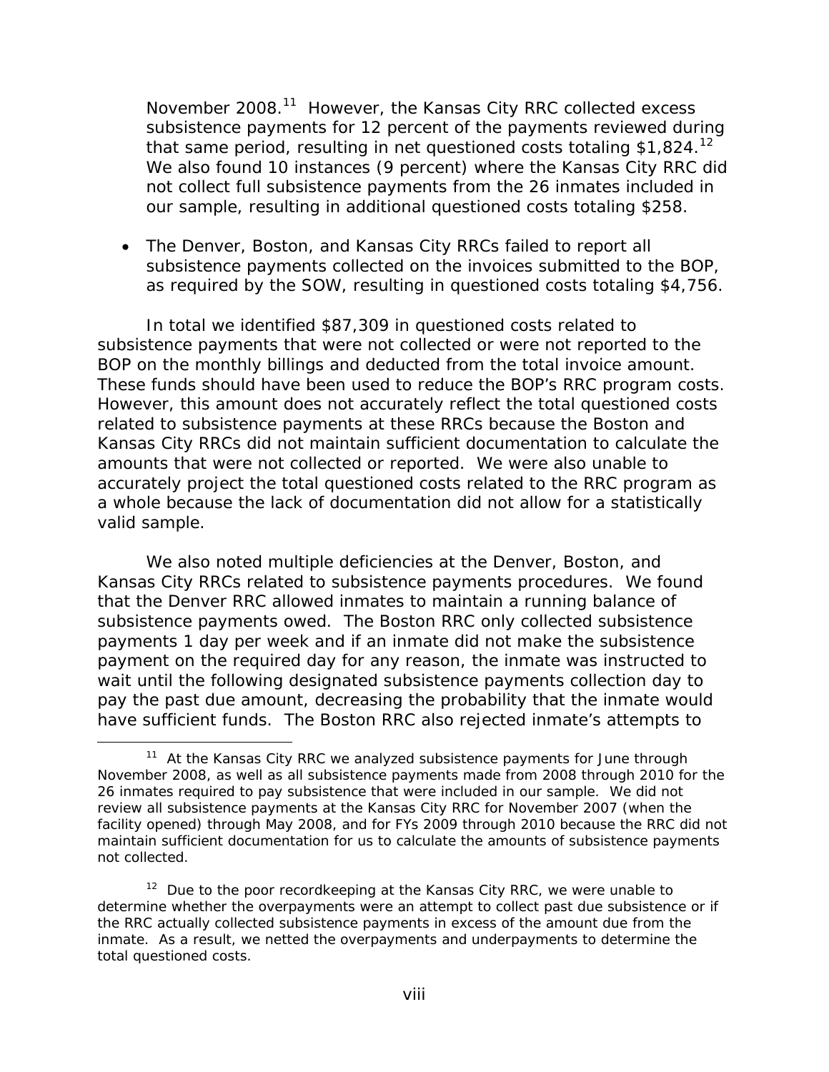November 2008.[11] However, the Kansas City RRC collected excess subsistence payments for 12 percent of the payments reviewed during that same period, resulting in net questioned costs totaling $1,824.[12] We also found 10 instances (9 percent) where the Kansas City RRC did not collect full subsistence payments from the 26 inmates included in our sample, resulting in additional questioned costs totaling $258.

- The Denver, Boston, and Kansas City RRCs failed to report all subsistence payments collected on the invoices submitted to the BOP, as required by the SOW, resulting in questioned costs totaling $4,756.

In total we identified $87,309 in questioned costs related to subsistence payments that were not collected or were not reported to the BOP on the monthly billings and deducted from the total invoice amount. These funds should have been used to reduce the BOP's RRC program costs. However, this amount does not accurately reflect the total questioned costs related to subsistence payments at these RRCs because the Boston and Kansas City RRCs did not maintain sufficient documentation to calculate the amounts that were not collected or reported. We were also unable to accurately project the total questioned costs related to the RRC program as a whole because the lack of documentation did not allow for a statistically valid sample.

We also noted multiple deficiencies at the Denver, Boston, and Kansas City RRCs related to subsistence payments procedures. We found that the Denver RRC allowed inmates to maintain a running balance of subsistence payments owed. The Boston RRC only collected subsistence payments 1 day per week and if an inmate did not make the subsistence payment on the required day for any reason, the inmate was instructed to wait until the following designated subsistence payments collection day to pay the past due amount, decreasing the probability that the inmate would have sufficient funds. The Boston RRC also rejected inmate's attempts to

---

[11] At the Kansas City RRC we analyzed subsistence payments for June through November 2008, as well as all subsistence payments made from 2008 through 2010 for the 26 inmates required to pay subsistence that were included in our sample. We did not review all subsistence payments at the Kansas City RRC for November 2007 (when the facility opened) through May 2008, and for FYs 2009 through 2010 because the RRC did not maintain sufficient documentation for us to calculate the amounts of subsistence payments not collected.

[12] Due to the poor recordkeeping at the Kansas City RRC, we were unable to determine whether the overpayments were an attempt to collect past due subsistence or if the RRC actually collected subsistence payments in excess of the amount due from the inmate. As a result, we netted the overpayments and underpayments to determine the total questioned costs.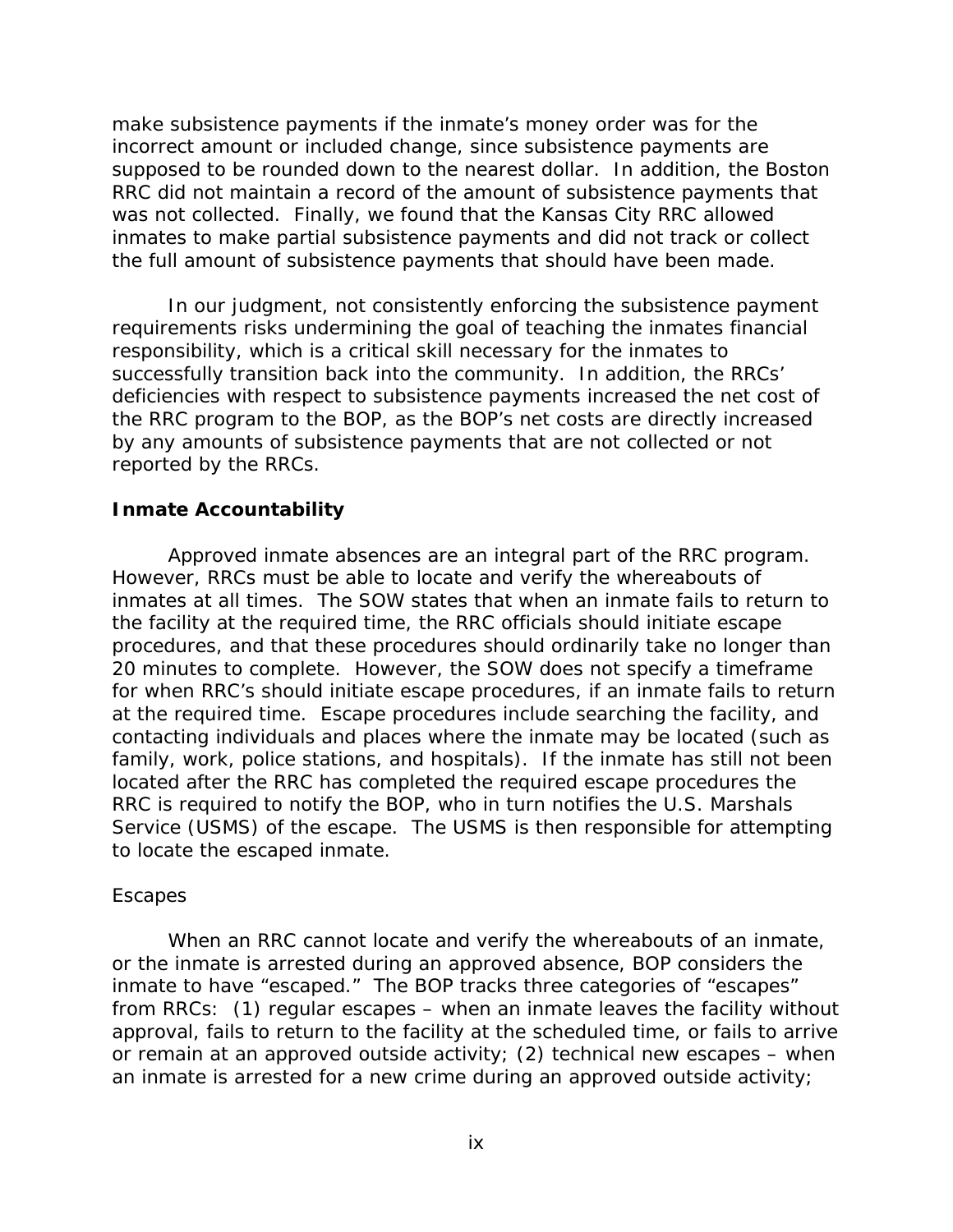make subsistence payments if the inmate's money order was for the incorrect amount or included change, since subsistence payments are supposed to be rounded down to the nearest dollar. In addition, the Boston RRC did not maintain a record of the amount of subsistence payments that was not collected. Finally, we found that the Kansas City RRC allowed inmates to make partial subsistence payments and did not track or collect the full amount of subsistence payments that should have been made.

In our judgment, not consistently enforcing the subsistence payment requirements risks undermining the goal of teaching the inmates financial responsibility, which is a critical skill necessary for the inmates to successfully transition back into the community. In addition, the RRCs' deficiencies with respect to subsistence payments increased the net cost of the RRC program to the BOP, as the BOP's net costs are directly increased by any amounts of subsistence payments that are not collected or not reported by the RRCs.

## Inmate Accountability

Approved inmate absences are an integral part of the RRC program. However, RRCs must be able to locate and verify the whereabouts of inmates at all times. The SOW states that when an inmate fails to return to the facility at the required time, the RRC officials should initiate escape procedures, and that these procedures should ordinarily take no longer than 20 minutes to complete. However, the SOW does not specify a timeframe for when RRC's should initiate escape procedures, if an inmate fails to return at the required time. Escape procedures include searching the facility, and contacting individuals and places where the inmate may be located (such as family, work, police stations, and hospitals). If the inmate has still not been located after the RRC has completed the required escape procedures the RRC is required to notify the BOP, who in turn notifies the U.S. Marshals Service (USMS) of the escape. The USMS is then responsible for attempting to locate the escaped inmate.

### Escapes

When an RRC cannot locate and verify the whereabouts of an inmate, or the inmate is arrested during an approved absence, BOP considers the inmate to have "escaped." The BOP tracks three categories of "escapes" from RRCs: (1) regular escapes – when an inmate leaves the facility without approval, fails to return to the facility at the scheduled time, or fails to arrive or remain at an approved outside activity; (2) technical new escapes – when an inmate is arrested for a new crime during an approved outside activity;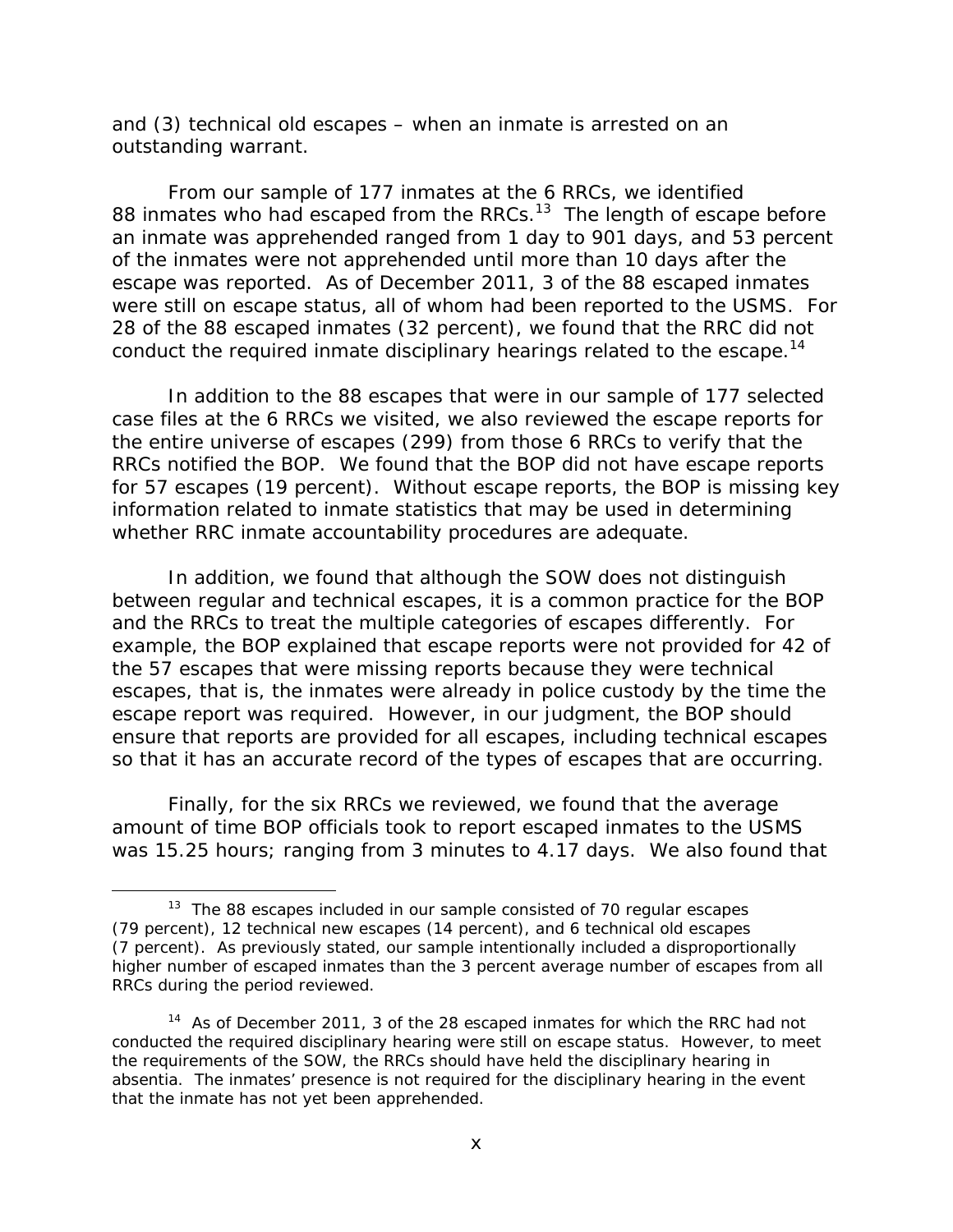and (3) technical old escapes – when an inmate is arrested on an outstanding warrant.

From our sample of 177 inmates at the 6 RRCs, we identified 88 inmates who had escaped from the RRCs.[13] The length of escape before an inmate was apprehended ranged from 1 day to 901 days, and 53 percent of the inmates were not apprehended until more than 10 days after the escape was reported. As of December 2011, 3 of the 88 escaped inmates were still on escape status, all of whom had been reported to the USMS. For 28 of the 88 escaped inmates (32 percent), we found that the RRC did not conduct the required inmate disciplinary hearings related to the escape.[14]

In addition to the 88 escapes that were in our sample of 177 selected case files at the 6 RRCs we visited, we also reviewed the escape reports for the entire universe of escapes (299) from those 6 RRCs to verify that the RRCs notified the BOP. We found that the BOP did not have escape reports for 57 escapes (19 percent). Without escape reports, the BOP is missing key information related to inmate statistics that may be used in determining whether RRC inmate accountability procedures are adequate.

In addition, we found that although the SOW does not distinguish between regular and technical escapes, it is a common practice for the BOP and the RRCs to treat the multiple categories of escapes differently. For example, the BOP explained that escape reports were not provided for 42 of the 57 escapes that were missing reports because they were technical escapes, that is, the inmates were already in police custody by the time the escape report was required. However, in our judgment, the BOP should ensure that reports are provided for all escapes, including technical escapes so that it has an accurate record of the types of escapes that are occurring.

Finally, for the six RRCs we reviewed, we found that the average amount of time BOP officials took to report escaped inmates to the USMS was 15.25 hours; ranging from 3 minutes to 4.17 days. We also found that

---

[13] The 88 escapes included in our sample consisted of 70 regular escapes (79 percent), 12 technical new escapes (14 percent), and 6 technical old escapes (7 percent). As previously stated, our sample intentionally included a disproportionally higher number of escaped inmates than the 3 percent average number of escapes from all RRCs during the period reviewed.

[14] As of December 2011, 3 of the 28 escaped inmates for which the RRC had not conducted the required disciplinary hearing were still on escape status. However, to meet the requirements of the SOW, the RRCs should have held the disciplinary hearing in absentia. The inmates' presence is not required for the disciplinary hearing in the event that the inmate has not yet been apprehended.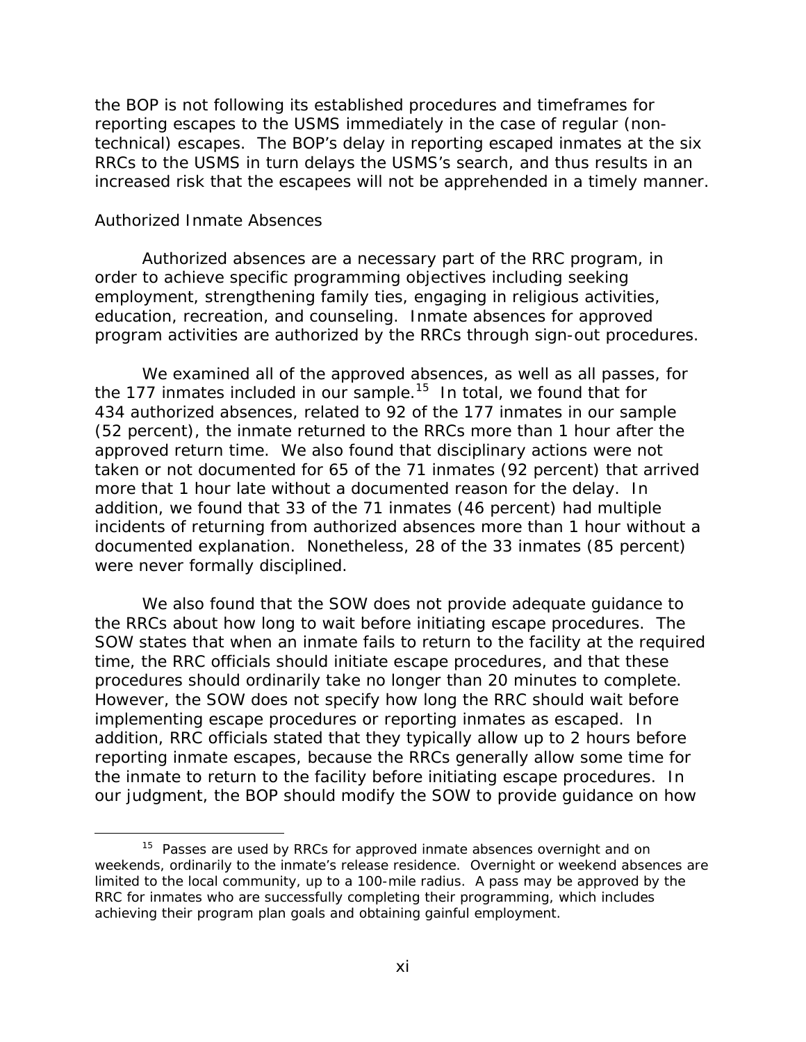the BOP is not following its established procedures and timeframes for reporting escapes to the USMS immediately in the case of regular (non-technical) escapes. The BOP's delay in reporting escaped inmates at the six RRCs to the USMS in turn delays the USMS's search, and thus results in an increased risk that the escapees will not be apprehended in a timely manner.

### Authorized Inmate Absences

Authorized absences are a necessary part of the RRC program, in order to achieve specific programming objectives including seeking employment, strengthening family ties, engaging in religious activities, education, recreation, and counseling. Inmate absences for approved program activities are authorized by the RRCs through sign-out procedures.

We examined all of the approved absences, as well as all passes, for the 177 inmates included in our sample.[15] In total, we found that for 434 authorized absences, related to 92 of the 177 inmates in our sample (52 percent), the inmate returned to the RRCs more than 1 hour after the approved return time. We also found that disciplinary actions were not taken or not documented for 65 of the 71 inmates (92 percent) that arrived more that 1 hour late without a documented reason for the delay. In addition, we found that 33 of the 71 inmates (46 percent) had multiple incidents of returning from authorized absences more than 1 hour without a documented explanation. Nonetheless, 28 of the 33 inmates (85 percent) were never formally disciplined.

We also found that the SOW does not provide adequate guidance to the RRCs about how long to wait before initiating escape procedures. The SOW states that when an inmate fails to return to the facility at the required time, the RRC officials should initiate escape procedures, and that these procedures should ordinarily take no longer than 20 minutes to complete. However, the SOW does not specify how long the RRC should wait before implementing escape procedures or reporting inmates as escaped. In addition, RRC officials stated that they typically allow up to 2 hours before reporting inmate escapes, because the RRCs generally allow some time for the inmate to return to the facility before initiating escape procedures. In our judgment, the BOP should modify the SOW to provide guidance on how

---

[15] Passes are used by RRCs for approved inmate absences overnight and on weekends, ordinarily to the inmate's release residence. Overnight or weekend absences are limited to the local community, up to a 100-mile radius. A pass may be approved by the RRC for inmates who are successfully completing their programming, which includes achieving their program plan goals and obtaining gainful employment.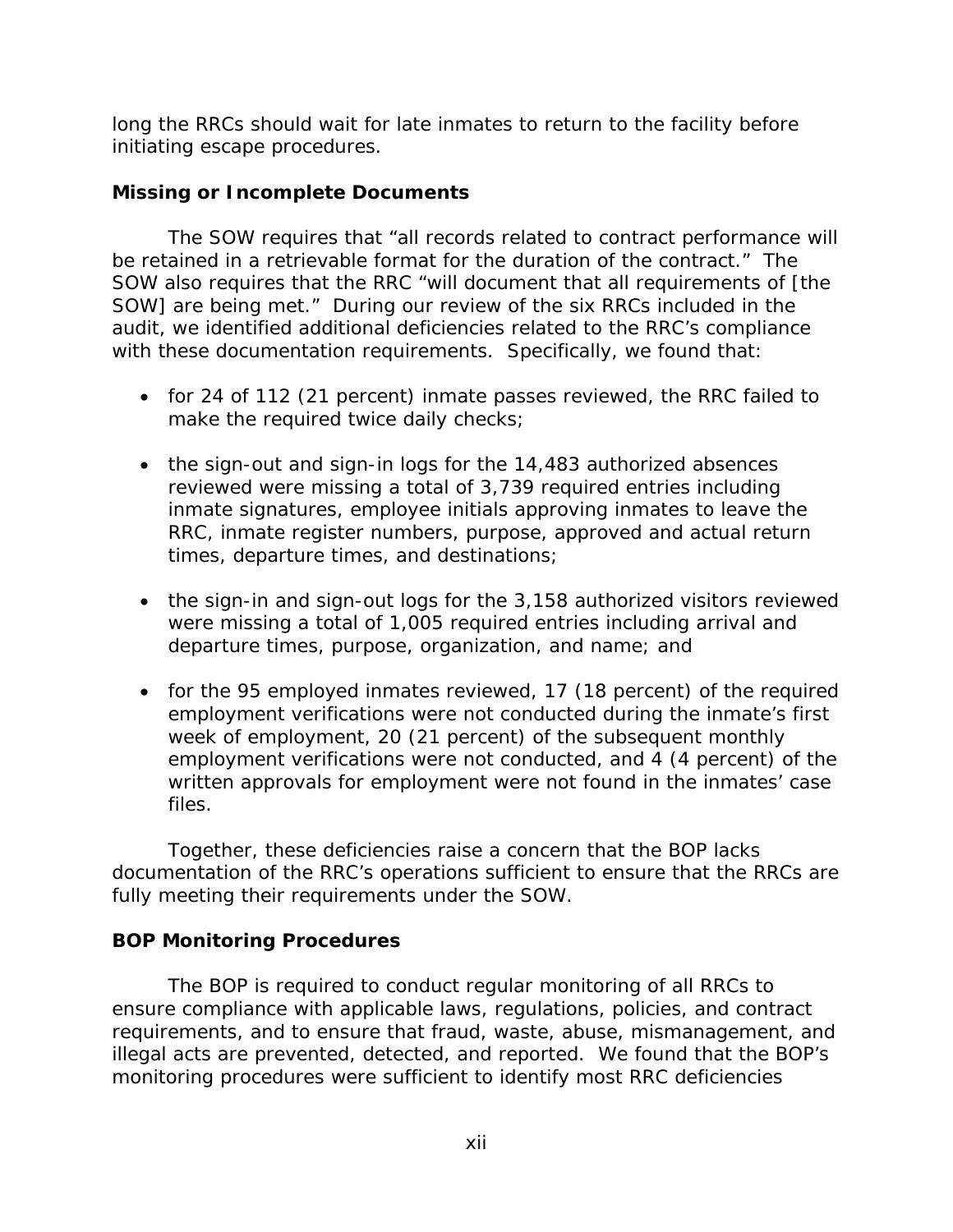long the RRCs should wait for late inmates to return to the facility before initiating escape procedures.

### Missing or Incomplete Documents

The SOW requires that "all records related to contract performance will be retained in a retrievable format for the duration of the contract." The SOW also requires that the RRC "will document that all requirements of [the SOW] are being met." During our review of the six RRCs included in the audit, we identified additional deficiencies related to the RRC's compliance with these documentation requirements. Specifically, we found that:

- for 24 of 112 (21 percent) inmate passes reviewed, the RRC failed to make the required twice daily checks;
- the sign-out and sign-in logs for the 14,483 authorized absences reviewed were missing a total of 3,739 required entries including inmate signatures, employee initials approving inmates to leave the RRC, inmate register numbers, purpose, approved and actual return times, departure times, and destinations;
- the sign-in and sign-out logs for the 3,158 authorized visitors reviewed were missing a total of 1,005 required entries including arrival and departure times, purpose, organization, and name; and
- for the 95 employed inmates reviewed, 17 (18 percent) of the required employment verifications were not conducted during the inmate's first week of employment, 20 (21 percent) of the subsequent monthly employment verifications were not conducted, and 4 (4 percent) of the written approvals for employment were not found in the inmates' case files.

Together, these deficiencies raise a concern that the BOP lacks documentation of the RRC's operations sufficient to ensure that the RRCs are fully meeting their requirements under the SOW.

### BOP Monitoring Procedures

The BOP is required to conduct regular monitoring of all RRCs to ensure compliance with applicable laws, regulations, policies, and contract requirements, and to ensure that fraud, waste, abuse, mismanagement, and illegal acts are prevented, detected, and reported. We found that the BOP's monitoring procedures were sufficient to identify most RRC deficiencies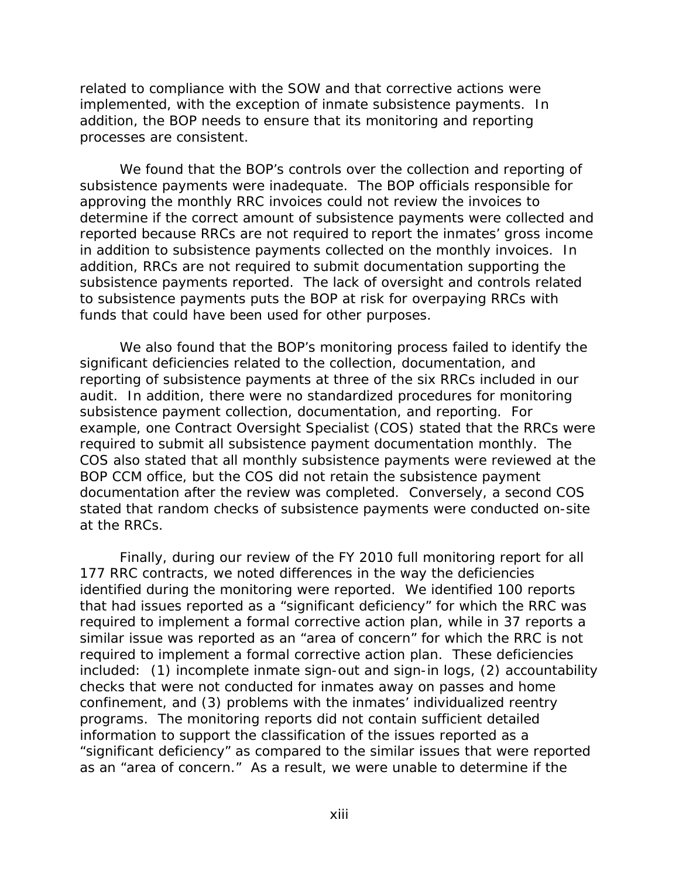related to compliance with the SOW and that corrective actions were implemented, with the exception of inmate subsistence payments. In addition, the BOP needs to ensure that its monitoring and reporting processes are consistent.

We found that the BOP's controls over the collection and reporting of subsistence payments were inadequate. The BOP officials responsible for approving the monthly RRC invoices could not review the invoices to determine if the correct amount of subsistence payments were collected and reported because RRCs are not required to report the inmates' gross income in addition to subsistence payments collected on the monthly invoices. In addition, RRCs are not required to submit documentation supporting the subsistence payments reported. The lack of oversight and controls related to subsistence payments puts the BOP at risk for overpaying RRCs with funds that could have been used for other purposes.

We also found that the BOP's monitoring process failed to identify the significant deficiencies related to the collection, documentation, and reporting of subsistence payments at three of the six RRCs included in our audit. In addition, there were no standardized procedures for monitoring subsistence payment collection, documentation, and reporting. For example, one Contract Oversight Specialist (COS) stated that the RRCs were required to submit all subsistence payment documentation monthly. The COS also stated that all monthly subsistence payments were reviewed at the BOP CCM office, but the COS did not retain the subsistence payment documentation after the review was completed. Conversely, a second COS stated that random checks of subsistence payments were conducted on-site at the RRCs.

Finally, during our review of the FY 2010 full monitoring report for all 177 RRC contracts, we noted differences in the way the deficiencies identified during the monitoring were reported. We identified 100 reports that had issues reported as a "significant deficiency" for which the RRC was required to implement a formal corrective action plan, while in 37 reports a similar issue was reported as an "area of concern" for which the RRC is not required to implement a formal corrective action plan. These deficiencies included: (1) incomplete inmate sign-out and sign-in logs, (2) accountability checks that were not conducted for inmates away on passes and home confinement, and (3) problems with the inmates' individualized reentry programs. The monitoring reports did not contain sufficient detailed information to support the classification of the issues reported as a "significant deficiency" as compared to the similar issues that were reported as an "area of concern." As a result, we were unable to determine if the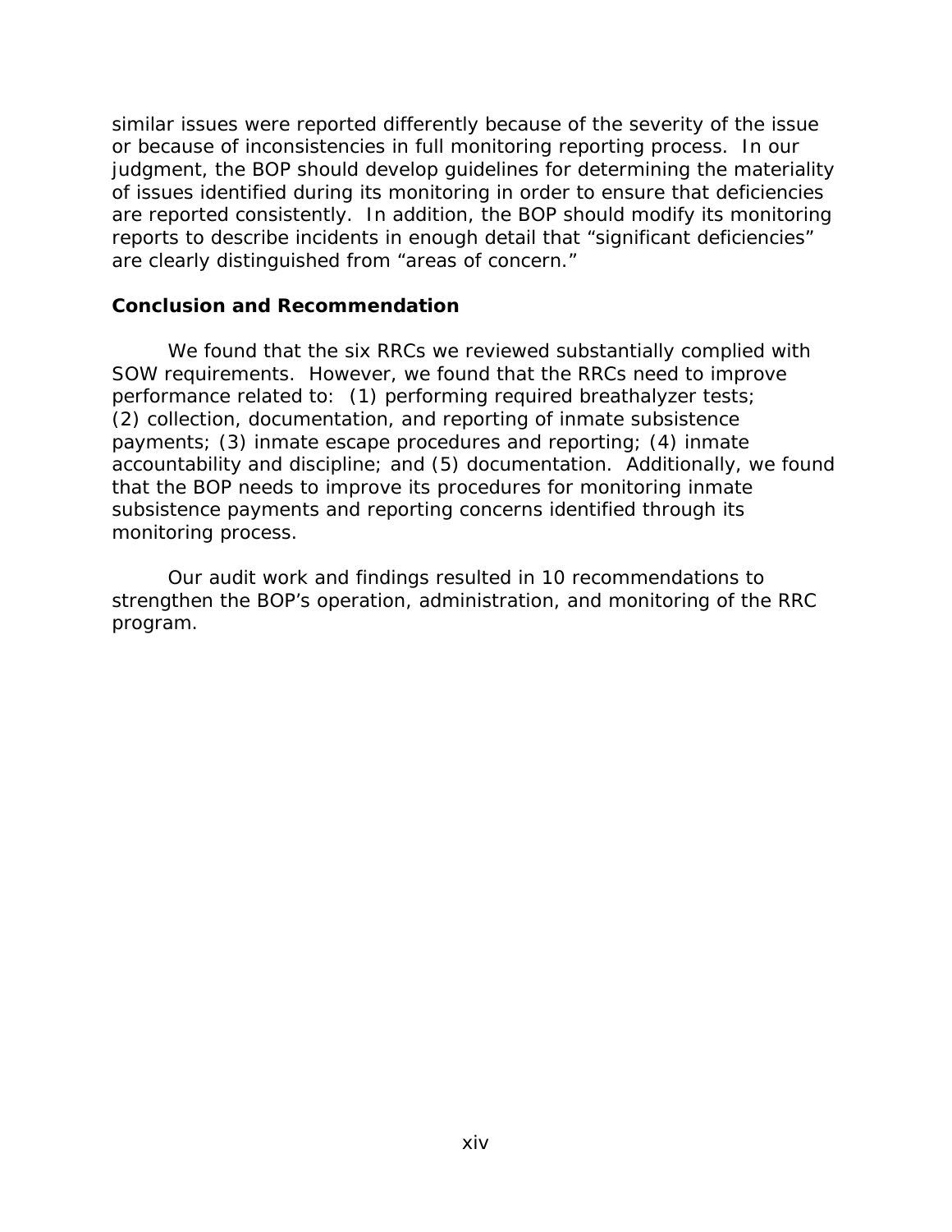similar issues were reported differently because of the severity of the issue or because of inconsistencies in full monitoring reporting process. In our judgment, the BOP should develop guidelines for determining the materiality of issues identified during its monitoring in order to ensure that deficiencies are reported consistently. In addition, the BOP should modify its monitoring reports to describe incidents in enough detail that "significant deficiencies" are clearly distinguished from "areas of concern."

### Conclusion and Recommendation

We found that the six RRCs we reviewed substantially complied with SOW requirements. However, we found that the RRCs need to improve performance related to: (1) performing required breathalyzer tests; (2) collection, documentation, and reporting of inmate subsistence payments; (3) inmate escape procedures and reporting; (4) inmate accountability and discipline; and (5) documentation. Additionally, we found that the BOP needs to improve its procedures for monitoring inmate subsistence payments and reporting concerns identified through its monitoring process.

Our audit work and findings resulted in 10 recommendations to strengthen the BOP's operation, administration, and monitoring of the RRC program.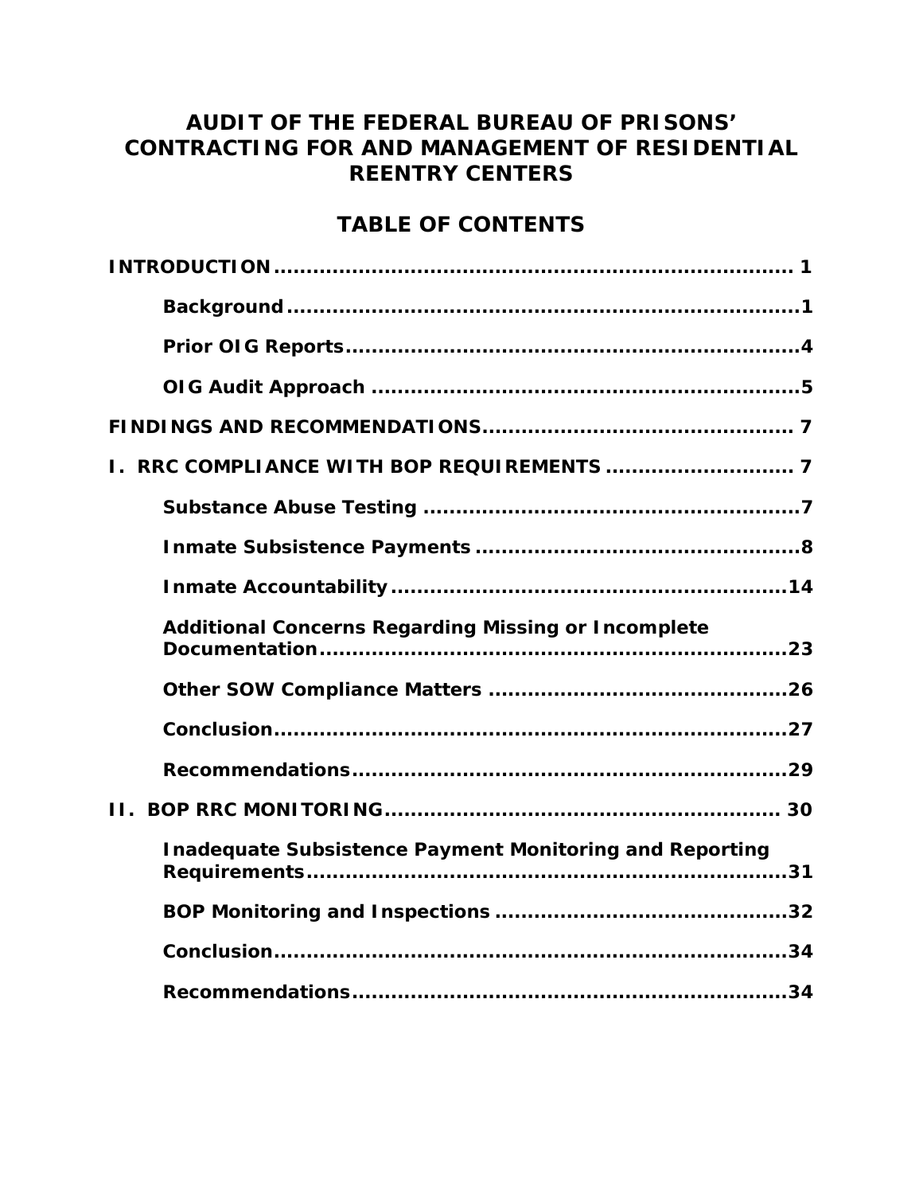# AUDIT OF THE FEDERAL BUREAU OF PRISONS' CONTRACTING FOR AND MANAGEMENT OF RESIDENTIAL REENTRY CENTERS

## TABLE OF CONTENTS

**INTRODUCTION** .......... 1

- **Background** .......... 1
- **Prior OIG Reports** .......... 4
- **OIG Audit Approach** .......... 5

**FINDINGS AND RECOMMENDATIONS** .......... 7

**I. RRC COMPLIANCE WITH BOP REQUIREMENTS** .......... 7

- **Substance Abuse Testing** .......... 7
- **Inmate Subsistence Payments** .......... 8
- **Inmate Accountability** .......... 14
- **Additional Concerns Regarding Missing or Incomplete Documentation** .......... 23
- **Other SOW Compliance Matters** .......... 26
- **Conclusion** .......... 27
- **Recommendations** .......... 29

**II. BOP RRC MONITORING** .......... 30

- **Inadequate Subsistence Payment Monitoring and Reporting Requirements** .......... 31
- **BOP Monitoring and Inspections** .......... 32
- **Conclusion** .......... 34
- **Recommendations** .......... 34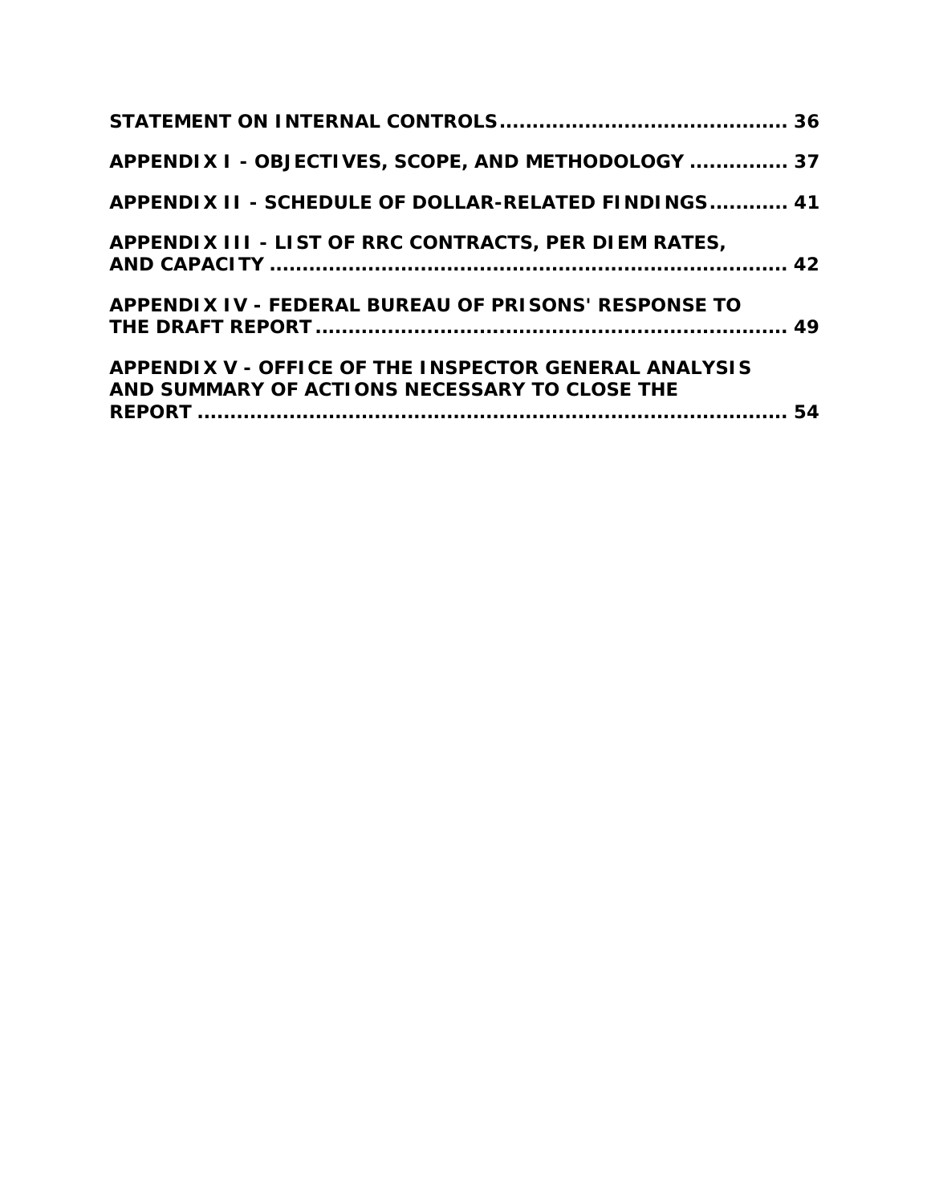**STATEMENT ON INTERNAL CONTROLS** ........................................... 36

**APPENDIX I - OBJECTIVES, SCOPE, AND METHODOLOGY** .............. 37

**APPENDIX II - SCHEDULE OF DOLLAR-RELATED FINDINGS** ............ 41

**APPENDIX III - LIST OF RRC CONTRACTS, PER DIEM RATES, AND CAPACITY** ................................................................ 42

**APPENDIX IV - FEDERAL BUREAU OF PRISONS' RESPONSE TO THE DRAFT REPORT** ...................................................................... 49

**APPENDIX V - OFFICE OF THE INSPECTOR GENERAL ANALYSIS AND SUMMARY OF ACTIONS NECESSARY TO CLOSE THE REPORT** ......................................................................... 54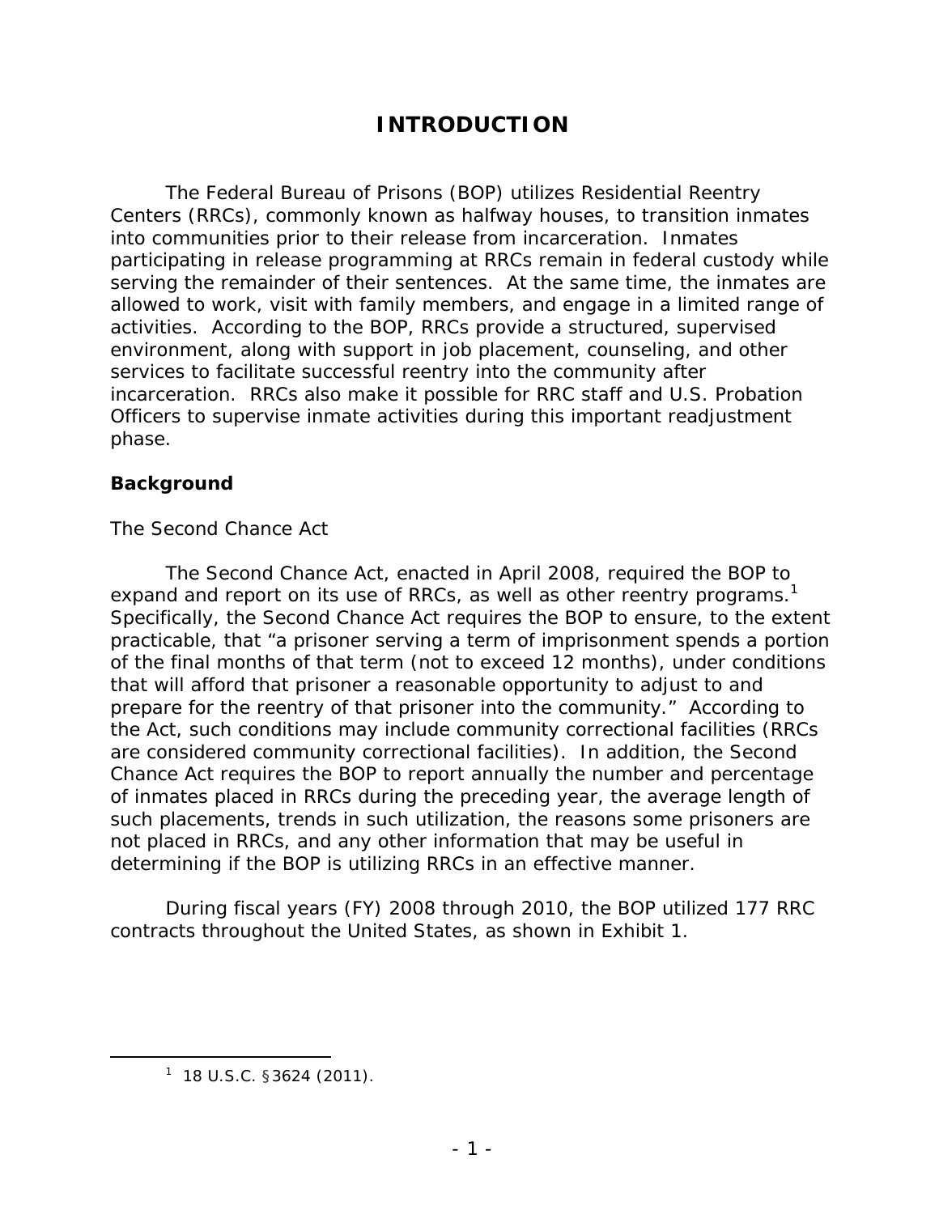# INTRODUCTION

The Federal Bureau of Prisons (BOP) utilizes Residential Reentry Centers (RRCs), commonly known as halfway houses, to transition inmates into communities prior to their release from incarceration. Inmates participating in release programming at RRCs remain in federal custody while serving the remainder of their sentences. At the same time, the inmates are allowed to work, visit with family members, and engage in a limited range of activities. According to the BOP, RRCs provide a structured, supervised environment, along with support in job placement, counseling, and other services to facilitate successful reentry into the community after incarceration. RRCs also make it possible for RRC staff and U.S. Probation Officers to supervise inmate activities during this important readjustment phase.

## Background

### The Second Chance Act

The Second Chance Act, enacted in April 2008, required the BOP to expand and report on its use of RRCs, as well as other reentry programs.[1] Specifically, the Second Chance Act requires the BOP to ensure, to the extent practicable, that "a prisoner serving a term of imprisonment spends a portion of the final months of that term (not to exceed 12 months), under conditions that will afford that prisoner a reasonable opportunity to adjust to and prepare for the reentry of that prisoner into the community." According to the Act, such conditions may include community correctional facilities (RRCs are considered community correctional facilities). In addition, the Second Chance Act requires the BOP to report annually the number and percentage of inmates placed in RRCs during the preceding year, the average length of such placements, trends in such utilization, the reasons some prisoners are not placed in RRCs, and any other information that may be useful in determining if the BOP is utilizing RRCs in an effective manner.

During fiscal years (FY) 2008 through 2010, the BOP utilized 177 RRC contracts throughout the United States, as shown in Exhibit 1.

---

[1] 18 U.S.C. §3624 (2011).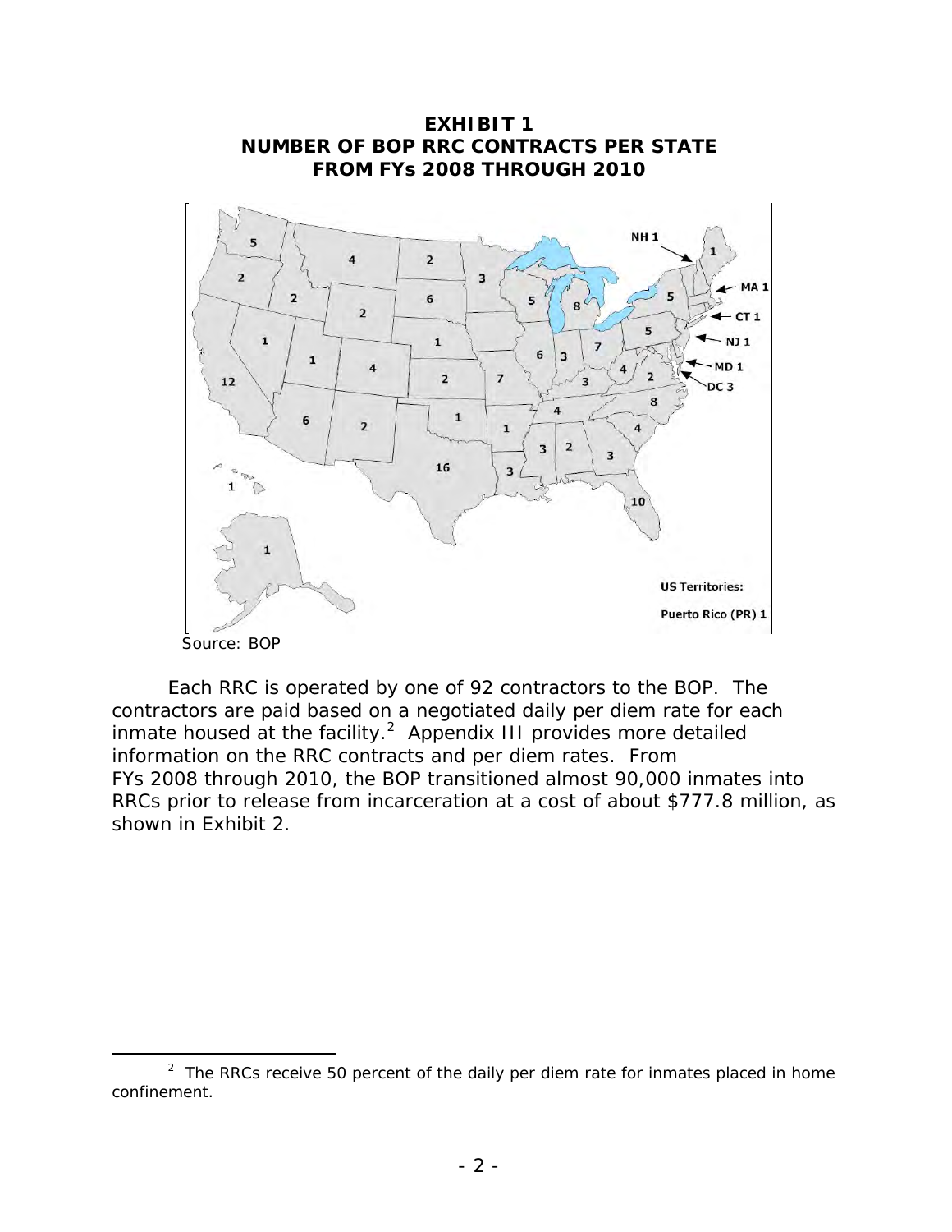**EXHIBIT 1**
**NUMBER OF BOP RRC CONTRACTS PER STATE**
**FROM FYs 2008 THROUGH 2010**

Source: BOP

Each RRC is operated by one of 92 contractors to the BOP. The contractors are paid based on a negotiated daily per diem rate for each inmate housed at the facility.[2] Appendix III provides more detailed information on the RRC contracts and per diem rates. From FYs 2008 through 2010, the BOP transitioned almost 90,000 inmates into RRCs prior to release from incarceration at a cost of about $777.8 million, as shown in Exhibit 2.

---

[2] The RRCs receive 50 percent of the daily per diem rate for inmates placed in home confinement.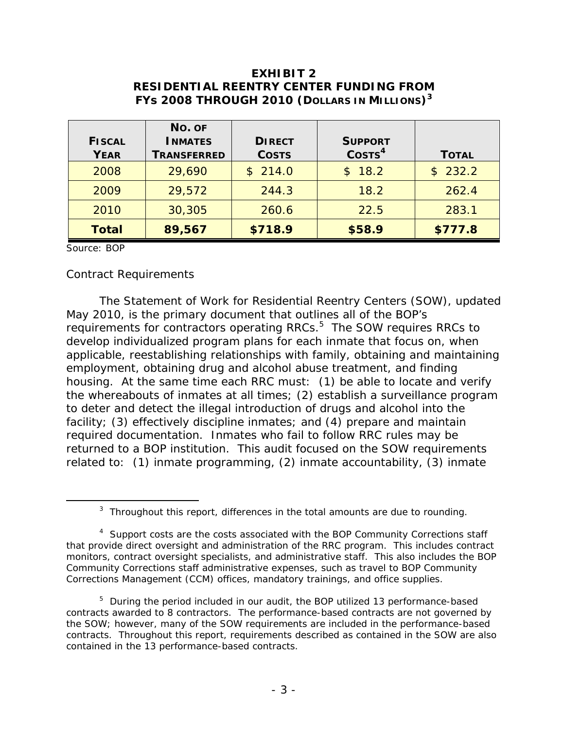**EXHIBIT 2**
**RESIDENTIAL REENTRY CENTER FUNDING FROM FYs 2008 THROUGH 2010 (DOLLARS IN MILLIONS)**[3]

| FISCAL YEAR | NO. OF INMATES TRANSFERRED | DIRECT COSTS | SUPPORT COSTS[4] | TOTAL |
|---|---|---|---|---|
| 2008 | 29,690 | $ 214.0 | $ 18.2 | $ 232.2 |
| 2009 | 29,572 | 244.3 | 18.2 | 262.4 |
| 2010 | 30,305 | 260.6 | 22.5 | 283.1 |
| **Total** | **89,567** | **$718.9** | **$58.9** | **$777.8** |

Source: BOP

*Contract Requirements*

The Statement of Work for Residential Reentry Centers (SOW), updated May 2010, is the primary document that outlines all of the BOP's requirements for contractors operating RRCs.[5] The SOW requires RRCs to develop individualized program plans for each inmate that focus on, when applicable, reestablishing relationships with family, obtaining and maintaining employment, obtaining drug and alcohol abuse treatment, and finding housing. At the same time each RRC must: (1) be able to locate and verify the whereabouts of inmates at all times; (2) establish a surveillance program to deter and detect the illegal introduction of drugs and alcohol into the facility; (3) effectively discipline inmates; and (4) prepare and maintain required documentation. Inmates who fail to follow RRC rules may be returned to a BOP institution. This audit focused on the SOW requirements related to: (1) inmate programming, (2) inmate accountability, (3) inmate

---

[3] Throughout this report, differences in the total amounts are due to rounding.

[4] Support costs are the costs associated with the BOP Community Corrections staff that provide direct oversight and administration of the RRC program. This includes contract monitors, contract oversight specialists, and administrative staff. This also includes the BOP Community Corrections staff administrative expenses, such as travel to BOP Community Corrections Management (CCM) offices, mandatory trainings, and office supplies.

[5] During the period included in our audit, the BOP utilized 13 performance-based contracts awarded to 8 contractors. The performance-based contracts are not governed by the SOW; however, many of the SOW requirements are included in the performance-based contracts. Throughout this report, requirements described as contained in the SOW are also contained in the 13 performance-based contracts.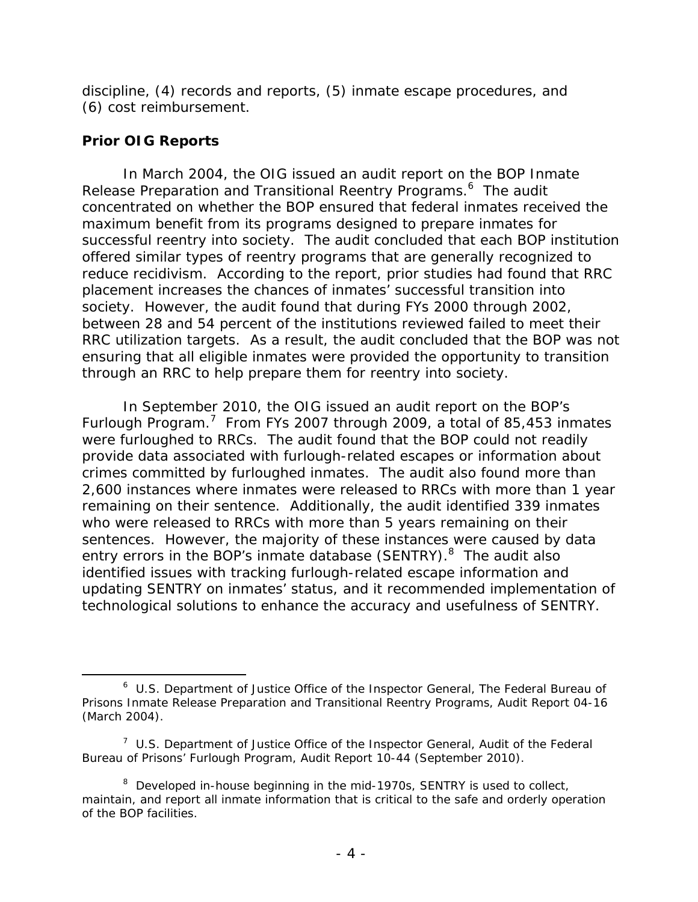discipline, (4) records and reports, (5) inmate escape procedures, and (6) cost reimbursement.

**Prior OIG Reports**

In March 2004, the OIG issued an audit report on the BOP Inmate Release Preparation and Transitional Reentry Programs.[6] The audit concentrated on whether the BOP ensured that federal inmates received the maximum benefit from its programs designed to prepare inmates for successful reentry into society. The audit concluded that each BOP institution offered similar types of reentry programs that are generally recognized to reduce recidivism. According to the report, prior studies had found that RRC placement increases the chances of inmates' successful transition into society. However, the audit found that during FYs 2000 through 2002, between 28 and 54 percent of the institutions reviewed failed to meet their RRC utilization targets. As a result, the audit concluded that the BOP was not ensuring that all eligible inmates were provided the opportunity to transition through an RRC to help prepare them for reentry into society.

In September 2010, the OIG issued an audit report on the BOP's Furlough Program.[7] From FYs 2007 through 2009, a total of 85,453 inmates were furloughed to RRCs. The audit found that the BOP could not readily provide data associated with furlough-related escapes or information about crimes committed by furloughed inmates. The audit also found more than 2,600 instances where inmates were released to RRCs with more than 1 year remaining on their sentence. Additionally, the audit identified 339 inmates who were released to RRCs with more than 5 years remaining on their sentences. However, the majority of these instances were caused by data entry errors in the BOP's inmate database (SENTRY).[8] The audit also identified issues with tracking furlough-related escape information and updating SENTRY on inmates' status, and it recommended implementation of technological solutions to enhance the accuracy and usefulness of SENTRY.

---

[6] U.S. Department of Justice Office of the Inspector General, The Federal Bureau of Prisons Inmate Release Preparation and Transitional Reentry Programs, Audit Report 04-16 (March 2004).

[7] U.S. Department of Justice Office of the Inspector General, Audit of the Federal Bureau of Prisons' Furlough Program, Audit Report 10-44 (September 2010).

[8] Developed in-house beginning in the mid-1970s, SENTRY is used to collect, maintain, and report all inmate information that is critical to the safe and orderly operation of the BOP facilities.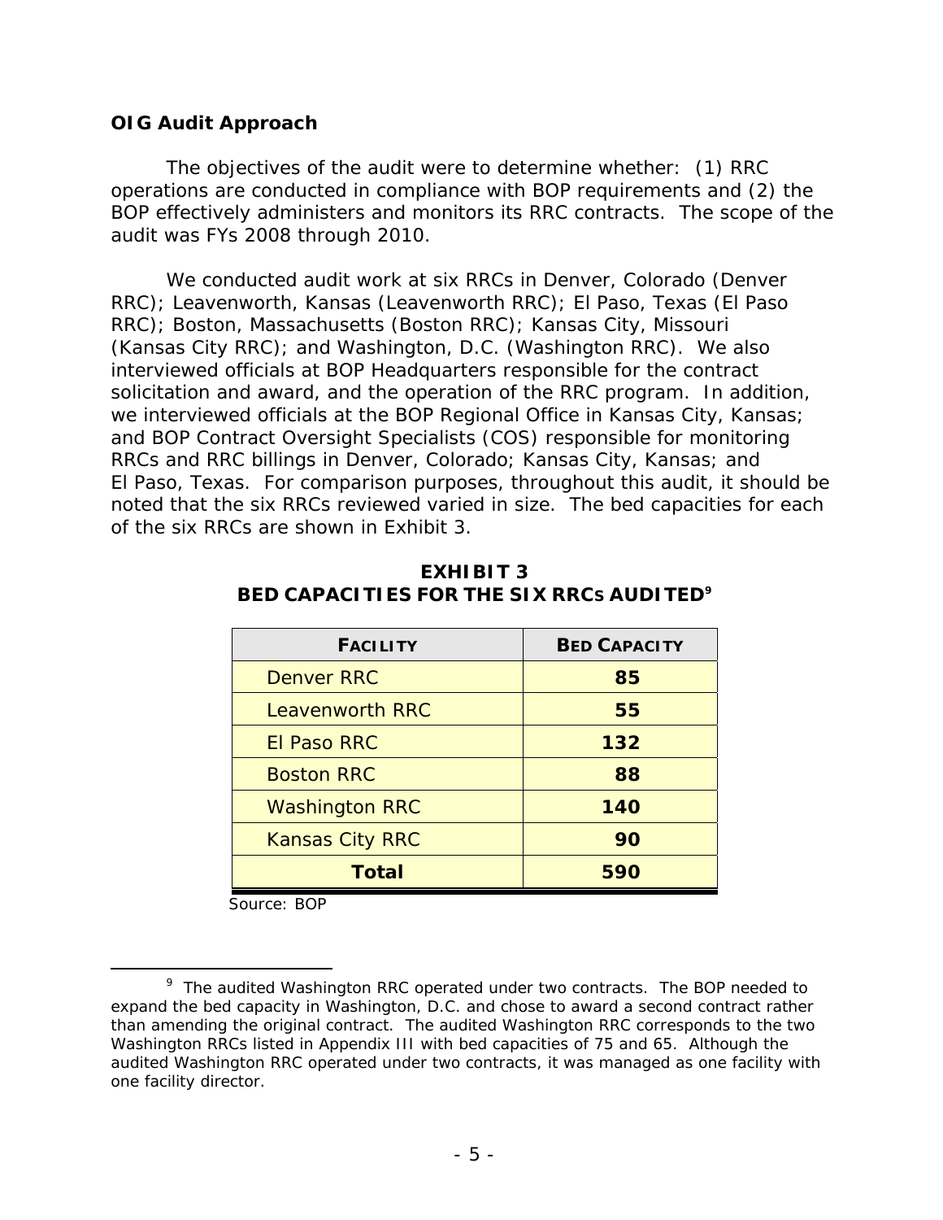## OIG Audit Approach

The objectives of the audit were to determine whether: (1) RRC operations are conducted in compliance with BOP requirements and (2) the BOP effectively administers and monitors its RRC contracts. The scope of the audit was FYs 2008 through 2010.

We conducted audit work at six RRCs in Denver, Colorado (Denver RRC); Leavenworth, Kansas (Leavenworth RRC); El Paso, Texas (El Paso RRC); Boston, Massachusetts (Boston RRC); Kansas City, Missouri (Kansas City RRC); and Washington, D.C. (Washington RRC). We also interviewed officials at BOP Headquarters responsible for the contract solicitation and award, and the operation of the RRC program. In addition, we interviewed officials at the BOP Regional Office in Kansas City, Kansas; and BOP Contract Oversight Specialists (COS) responsible for monitoring RRCs and RRC billings in Denver, Colorado; Kansas City, Kansas; and El Paso, Texas. For comparison purposes, throughout this audit, it should be noted that the six RRCs reviewed varied in size. The bed capacities for each of the six RRCs are shown in Exhibit 3.

**EXHIBIT 3**
**BED CAPACITIES FOR THE SIX RRCS AUDITED[9]**

| FACILITY | BED CAPACITY |
|---|---|
| Denver RRC | **85** |
| Leavenworth RRC | **55** |
| El Paso RRC | **132** |
| Boston RRC | **88** |
| Washington RRC | **140** |
| Kansas City RRC | **90** |
| **Total** | **590** |

Source: BOP

[9] The audited Washington RRC operated under two contracts. The BOP needed to expand the bed capacity in Washington, D.C. and chose to award a second contract rather than amending the original contract. The audited Washington RRC corresponds to the two Washington RRCs listed in Appendix III with bed capacities of 75 and 65. Although the audited Washington RRC operated under two contracts, it was managed as one facility with one facility director.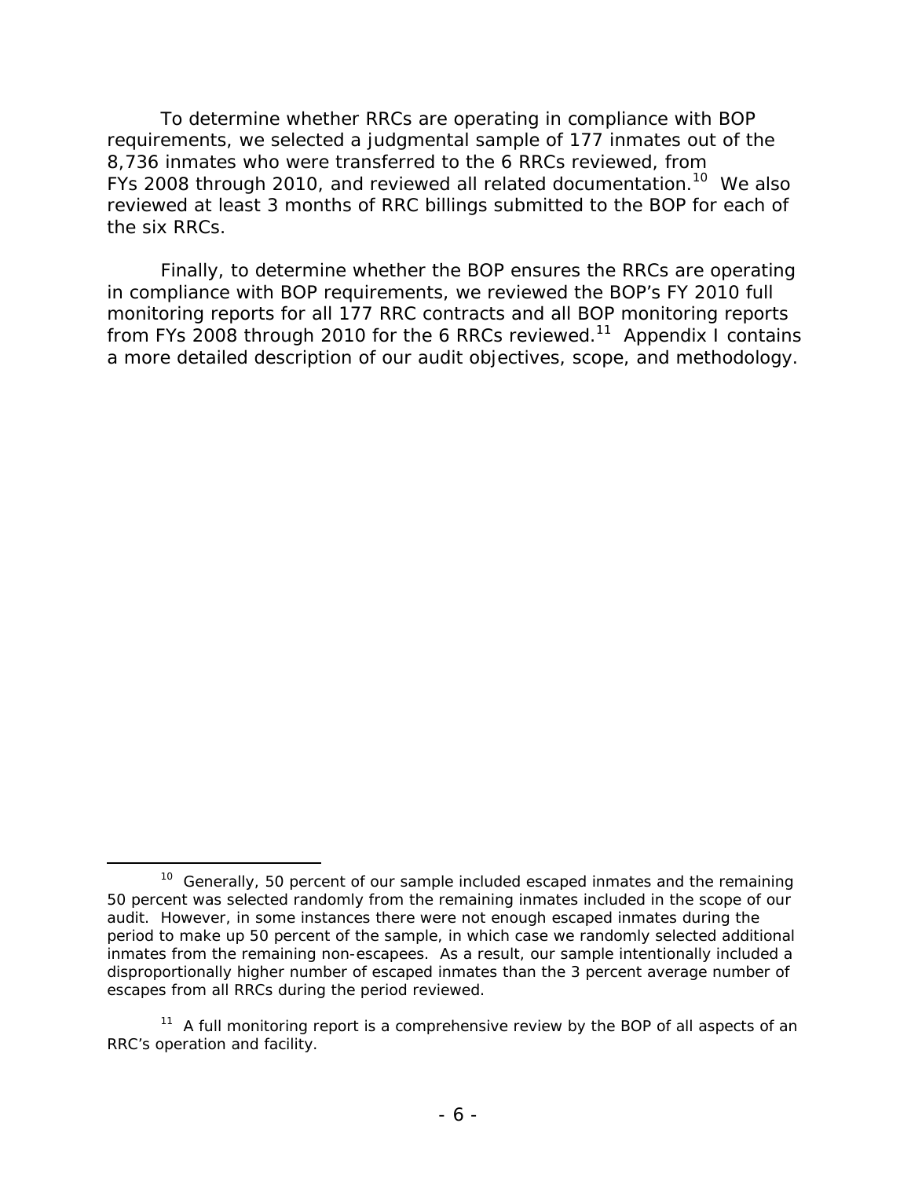To determine whether RRCs are operating in compliance with BOP requirements, we selected a judgmental sample of 177 inmates out of the 8,736 inmates who were transferred to the 6 RRCs reviewed, from FYs 2008 through 2010, and reviewed all related documentation.[10] We also reviewed at least 3 months of RRC billings submitted to the BOP for each of the six RRCs.

Finally, to determine whether the BOP ensures the RRCs are operating in compliance with BOP requirements, we reviewed the BOP's FY 2010 full monitoring reports for all 177 RRC contracts and all BOP monitoring reports from FYs 2008 through 2010 for the 6 RRCs reviewed.[11] Appendix I contains a more detailed description of our audit objectives, scope, and methodology.

---

[10] Generally, 50 percent of our sample included escaped inmates and the remaining 50 percent was selected randomly from the remaining inmates included in the scope of our audit. However, in some instances there were not enough escaped inmates during the period to make up 50 percent of the sample, in which case we randomly selected additional inmates from the remaining non-escapees. As a result, our sample intentionally included a disproportionally higher number of escaped inmates than the 3 percent average number of escapes from all RRCs during the period reviewed.

[11] A full monitoring report is a comprehensive review by the BOP of all aspects of an RRC's operation and facility.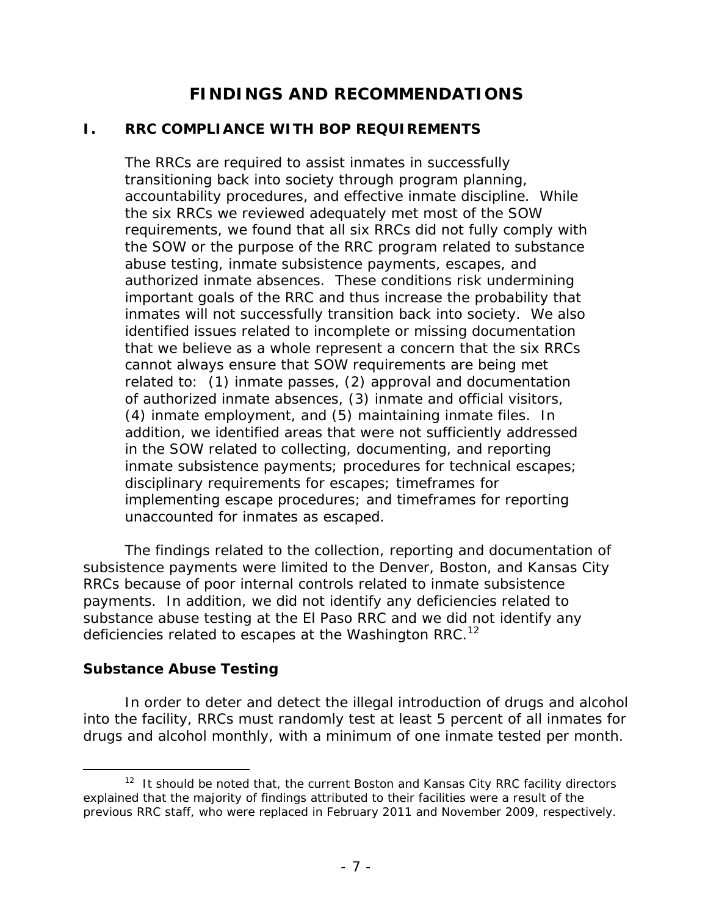# FINDINGS AND RECOMMENDATIONS

## I. RRC COMPLIANCE WITH BOP REQUIREMENTS

The RRCs are required to assist inmates in successfully transitioning back into society through program planning, accountability procedures, and effective inmate discipline. While the six RRCs we reviewed adequately met most of the SOW requirements, we found that all six RRCs did not fully comply with the SOW or the purpose of the RRC program related to substance abuse testing, inmate subsistence payments, escapes, and authorized inmate absences. These conditions risk undermining important goals of the RRC and thus increase the probability that inmates will not successfully transition back into society. We also identified issues related to incomplete or missing documentation that we believe as a whole represent a concern that the six RRCs cannot always ensure that SOW requirements are being met related to: (1) inmate passes, (2) approval and documentation of authorized inmate absences, (3) inmate and official visitors, (4) inmate employment, and (5) maintaining inmate files. In addition, we identified areas that were not sufficiently addressed in the SOW related to collecting, documenting, and reporting inmate subsistence payments; procedures for technical escapes; disciplinary requirements for escapes; timeframes for implementing escape procedures; and timeframes for reporting unaccounted for inmates as escaped.

The findings related to the collection, reporting and documentation of subsistence payments were limited to the Denver, Boston, and Kansas City RRCs because of poor internal controls related to inmate subsistence payments. In addition, we did not identify any deficiencies related to substance abuse testing at the El Paso RRC and we did not identify any deficiencies related to escapes at the Washington RRC.[12]

### Substance Abuse Testing

In order to deter and detect the illegal introduction of drugs and alcohol into the facility, RRCs must randomly test at least 5 percent of all inmates for drugs and alcohol monthly, with a minimum of one inmate tested per month.

[12] It should be noted that, the current Boston and Kansas City RRC facility directors explained that the majority of findings attributed to their facilities were a result of the previous RRC staff, who were replaced in February 2011 and November 2009, respectively.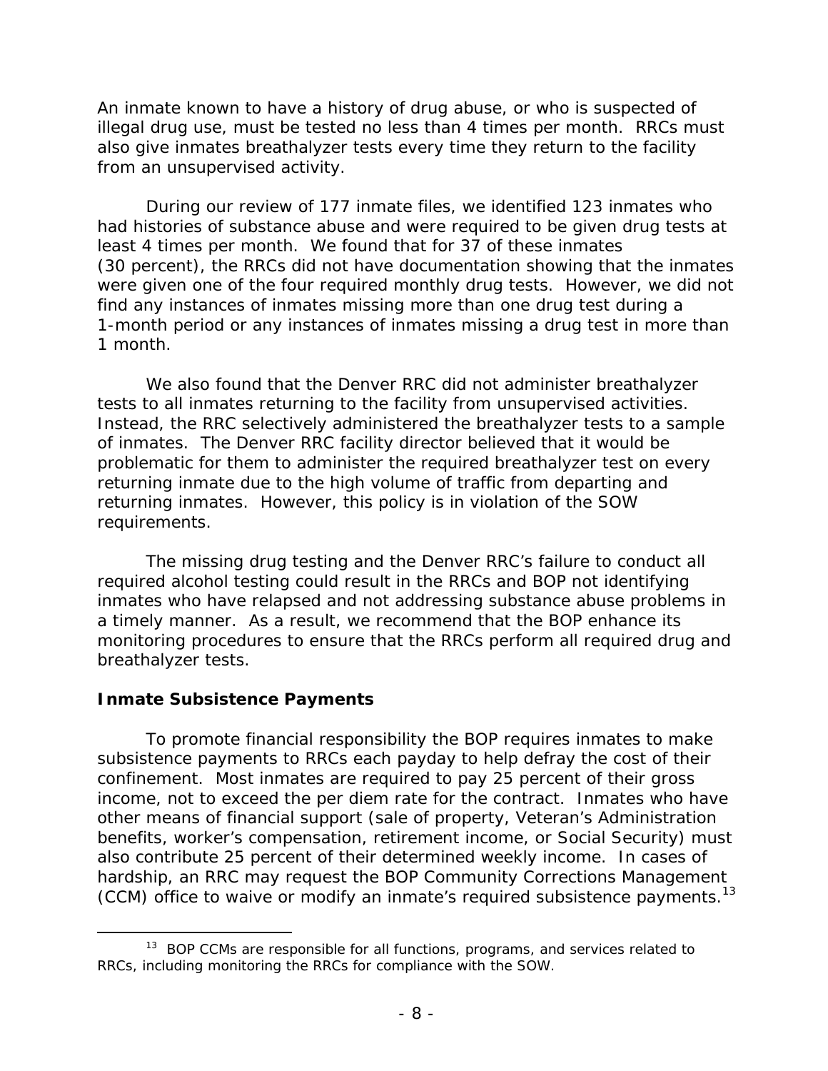An inmate known to have a history of drug abuse, or who is suspected of illegal drug use, must be tested no less than 4 times per month. RRCs must also give inmates breathalyzer tests every time they return to the facility from an unsupervised activity.

During our review of 177 inmate files, we identified 123 inmates who had histories of substance abuse and were required to be given drug tests at least 4 times per month. We found that for 37 of these inmates (30 percent), the RRCs did not have documentation showing that the inmates were given one of the four required monthly drug tests. However, we did not find any instances of inmates missing more than one drug test during a 1-month period or any instances of inmates missing a drug test in more than 1 month.

We also found that the Denver RRC did not administer breathalyzer tests to all inmates returning to the facility from unsupervised activities. Instead, the RRC selectively administered the breathalyzer tests to a sample of inmates. The Denver RRC facility director believed that it would be problematic for them to administer the required breathalyzer test on every returning inmate due to the high volume of traffic from departing and returning inmates. However, this policy is in violation of the SOW requirements.

The missing drug testing and the Denver RRC's failure to conduct all required alcohol testing could result in the RRCs and BOP not identifying inmates who have relapsed and not addressing substance abuse problems in a timely manner. As a result, we recommend that the BOP enhance its monitoring procedures to ensure that the RRCs perform all required drug and breathalyzer tests.

### Inmate Subsistence Payments

To promote financial responsibility the BOP requires inmates to make subsistence payments to RRCs each payday to help defray the cost of their confinement. Most inmates are required to pay 25 percent of their gross income, not to exceed the per diem rate for the contract. Inmates who have other means of financial support (sale of property, Veteran's Administration benefits, worker's compensation, retirement income, or Social Security) must also contribute 25 percent of their determined weekly income. In cases of hardship, an RRC may request the BOP Community Corrections Management (CCM) office to waive or modify an inmate's required subsistence payments.[13]

[13] BOP CCMs are responsible for all functions, programs, and services related to RRCs, including monitoring the RRCs for compliance with the SOW.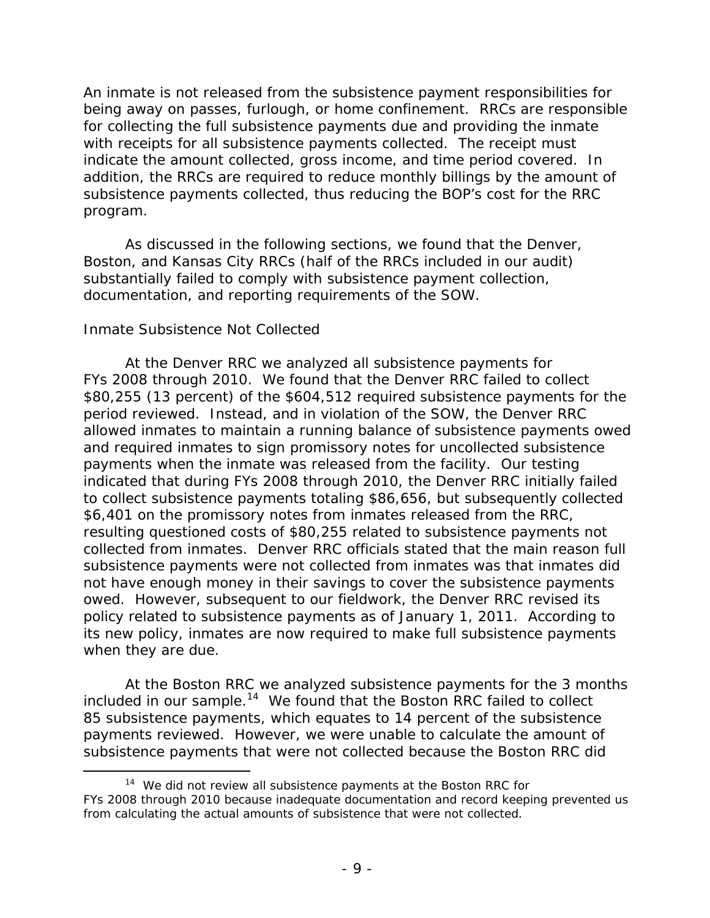An inmate is not released from the subsistence payment responsibilities for being away on passes, furlough, or home confinement. RRCs are responsible for collecting the full subsistence payments due and providing the inmate with receipts for all subsistence payments collected. The receipt must indicate the amount collected, gross income, and time period covered. In addition, the RRCs are required to reduce monthly billings by the amount of subsistence payments collected, thus reducing the BOP's cost for the RRC program.

As discussed in the following sections, we found that the Denver, Boston, and Kansas City RRCs (half of the RRCs included in our audit) substantially failed to comply with subsistence payment collection, documentation, and reporting requirements of the SOW.

### Inmate Subsistence Not Collected

At the Denver RRC we analyzed all subsistence payments for FYs 2008 through 2010. We found that the Denver RRC failed to collect $80,255 (13 percent) of the $604,512 required subsistence payments for the period reviewed. Instead, and in violation of the SOW, the Denver RRC allowed inmates to maintain a running balance of subsistence payments owed and required inmates to sign promissory notes for uncollected subsistence payments when the inmate was released from the facility. Our testing indicated that during FYs 2008 through 2010, the Denver RRC initially failed to collect subsistence payments totaling $86,656, but subsequently collected $6,401 on the promissory notes from inmates released from the RRC, resulting questioned costs of $80,255 related to subsistence payments not collected from inmates. Denver RRC officials stated that the main reason full subsistence payments were not collected from inmates was that inmates did not have enough money in their savings to cover the subsistence payments owed. However, subsequent to our fieldwork, the Denver RRC revised its policy related to subsistence payments as of January 1, 2011. According to its new policy, inmates are now required to make full subsistence payments when they are due.

At the Boston RRC we analyzed subsistence payments for the 3 months included in our sample.[14] We found that the Boston RRC failed to collect 85 subsistence payments, which equates to 14 percent of the subsistence payments reviewed. However, we were unable to calculate the amount of subsistence payments that were not collected because the Boston RRC did

[14] We did not review all subsistence payments at the Boston RRC for FYs 2008 through 2010 because inadequate documentation and record keeping prevented us from calculating the actual amounts of subsistence that were not collected.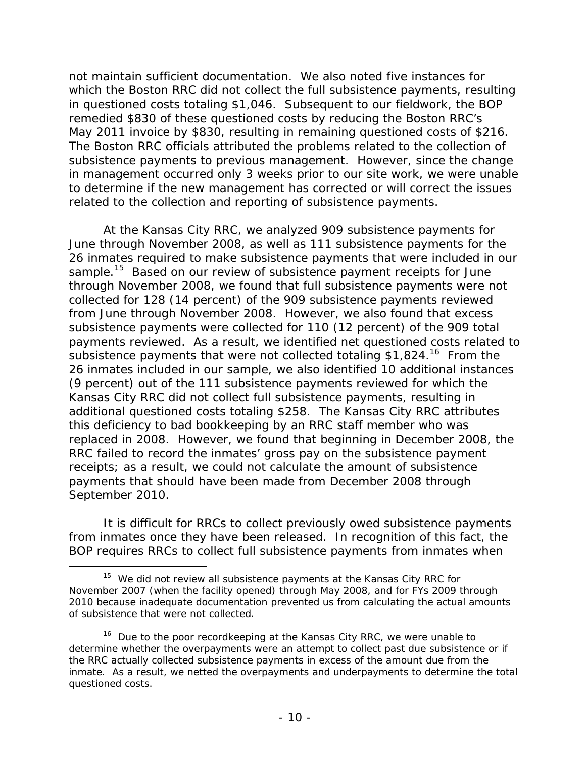not maintain sufficient documentation. We also noted five instances for which the Boston RRC did not collect the full subsistence payments, resulting in questioned costs totaling $1,046. Subsequent to our fieldwork, the BOP remedied $830 of these questioned costs by reducing the Boston RRC's May 2011 invoice by $830, resulting in remaining questioned costs of $216. The Boston RRC officials attributed the problems related to the collection of subsistence payments to previous management. However, since the change in management occurred only 3 weeks prior to our site work, we were unable to determine if the new management has corrected or will correct the issues related to the collection and reporting of subsistence payments.

At the Kansas City RRC, we analyzed 909 subsistence payments for June through November 2008, as well as 111 subsistence payments for the 26 inmates required to make subsistence payments that were included in our sample.[15] Based on our review of subsistence payment receipts for June through November 2008, we found that full subsistence payments were not collected for 128 (14 percent) of the 909 subsistence payments reviewed from June through November 2008. However, we also found that excess subsistence payments were collected for 110 (12 percent) of the 909 total payments reviewed. As a result, we identified net questioned costs related to subsistence payments that were not collected totaling $1,824.[16] From the 26 inmates included in our sample, we also identified 10 additional instances (9 percent) out of the 111 subsistence payments reviewed for which the Kansas City RRC did not collect full subsistence payments, resulting in additional questioned costs totaling $258. The Kansas City RRC attributes this deficiency to bad bookkeeping by an RRC staff member who was replaced in 2008. However, we found that beginning in December 2008, the RRC failed to record the inmates' gross pay on the subsistence payment receipts; as a result, we could not calculate the amount of subsistence payments that should have been made from December 2008 through September 2010.

It is difficult for RRCs to collect previously owed subsistence payments from inmates once they have been released. In recognition of this fact, the BOP requires RRCs to collect full subsistence payments from inmates when

---

[15] We did not review all subsistence payments at the Kansas City RRC for November 2007 (when the facility opened) through May 2008, and for FYs 2009 through 2010 because inadequate documentation prevented us from calculating the actual amounts of subsistence that were not collected.

[16] Due to the poor recordkeeping at the Kansas City RRC, we were unable to determine whether the overpayments were an attempt to collect past due subsistence or if the RRC actually collected subsistence payments in excess of the amount due from the inmate. As a result, we netted the overpayments and underpayments to determine the total questioned costs.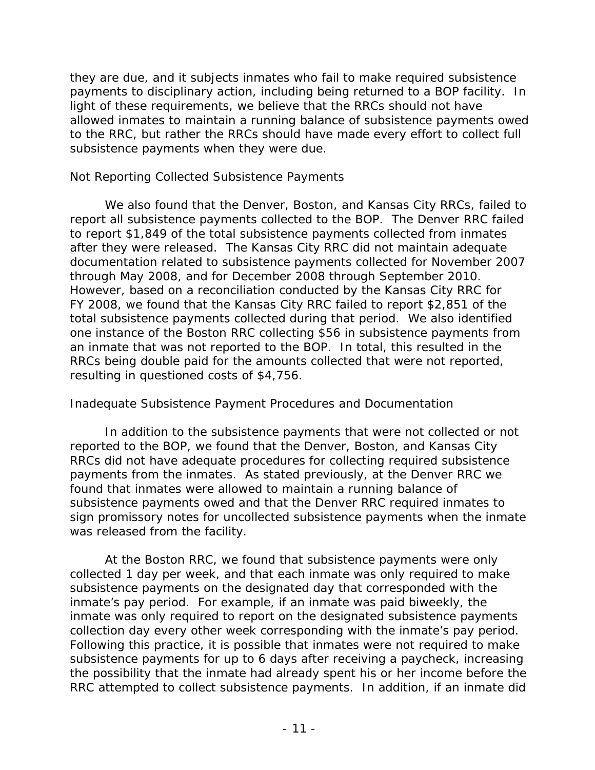they are due, and it subjects inmates who fail to make required subsistence payments to disciplinary action, including being returned to a BOP facility. In light of these requirements, we believe that the RRCs should not have allowed inmates to maintain a running balance of subsistence payments owed to the RRC, but rather the RRCs should have made every effort to collect full subsistence payments when they were due.

### Not Reporting Collected Subsistence Payments

We also found that the Denver, Boston, and Kansas City RRCs, failed to report all subsistence payments collected to the BOP. The Denver RRC failed to report $1,849 of the total subsistence payments collected from inmates after they were released. The Kansas City RRC did not maintain adequate documentation related to subsistence payments collected for November 2007 through May 2008, and for December 2008 through September 2010. However, based on a reconciliation conducted by the Kansas City RRC for FY 2008, we found that the Kansas City RRC failed to report $2,851 of the total subsistence payments collected during that period. We also identified one instance of the Boston RRC collecting $56 in subsistence payments from an inmate that was not reported to the BOP. In total, this resulted in the RRCs being double paid for the amounts collected that were not reported, resulting in questioned costs of $4,756.

### Inadequate Subsistence Payment Procedures and Documentation

In addition to the subsistence payments that were not collected or not reported to the BOP, we found that the Denver, Boston, and Kansas City RRCs did not have adequate procedures for collecting required subsistence payments from the inmates. As stated previously, at the Denver RRC we found that inmates were allowed to maintain a running balance of subsistence payments owed and that the Denver RRC required inmates to sign promissory notes for uncollected subsistence payments when the inmate was released from the facility.

At the Boston RRC, we found that subsistence payments were only collected 1 day per week, and that each inmate was only required to make subsistence payments on the designated day that corresponded with the inmate's pay period. For example, if an inmate was paid biweekly, the inmate was only required to report on the designated subsistence payments collection day every other week corresponding with the inmate's pay period. Following this practice, it is possible that inmates were not required to make subsistence payments for up to 6 days after receiving a paycheck, increasing the possibility that the inmate had already spent his or her income before the RRC attempted to collect subsistence payments. In addition, if an inmate did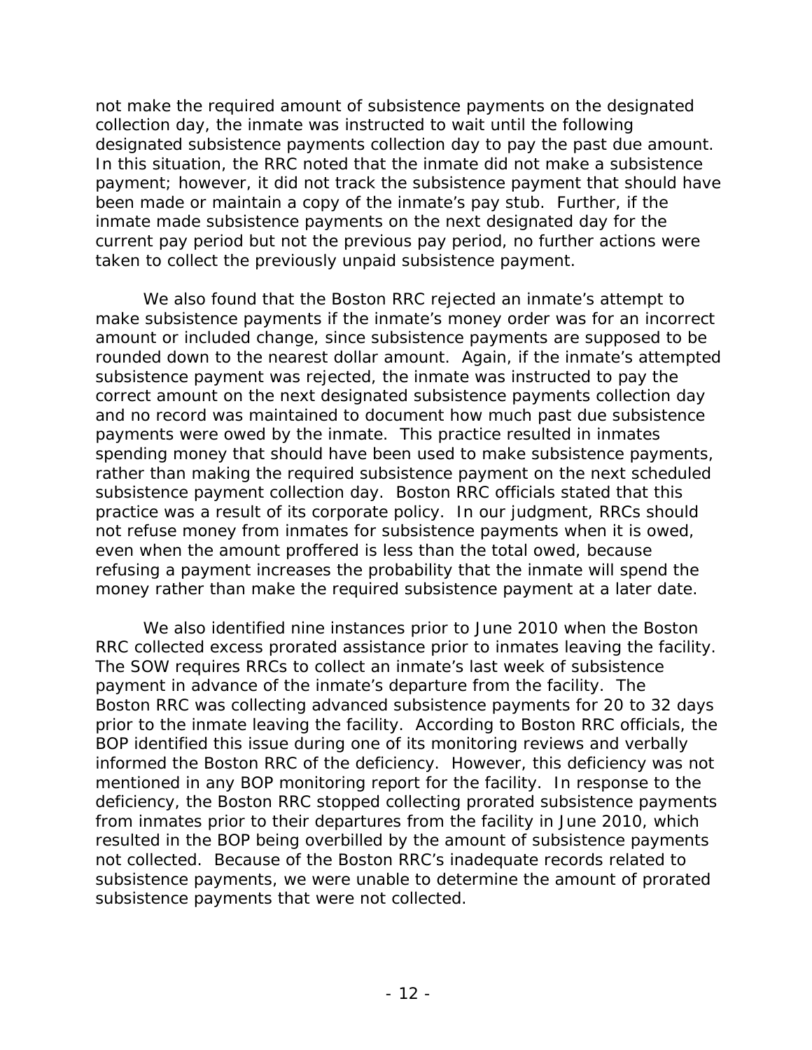not make the required amount of subsistence payments on the designated collection day, the inmate was instructed to wait until the following designated subsistence payments collection day to pay the past due amount. In this situation, the RRC noted that the inmate did not make a subsistence payment; however, it did not track the subsistence payment that should have been made or maintain a copy of the inmate's pay stub. Further, if the inmate made subsistence payments on the next designated day for the current pay period but not the previous pay period, no further actions were taken to collect the previously unpaid subsistence payment.

We also found that the Boston RRC rejected an inmate's attempt to make subsistence payments if the inmate's money order was for an incorrect amount or included change, since subsistence payments are supposed to be rounded down to the nearest dollar amount. Again, if the inmate's attempted subsistence payment was rejected, the inmate was instructed to pay the correct amount on the next designated subsistence payments collection day and no record was maintained to document how much past due subsistence payments were owed by the inmate. This practice resulted in inmates spending money that should have been used to make subsistence payments, rather than making the required subsistence payment on the next scheduled subsistence payment collection day. Boston RRC officials stated that this practice was a result of its corporate policy. In our judgment, RRCs should not refuse money from inmates for subsistence payments when it is owed, even when the amount proffered is less than the total owed, because refusing a payment increases the probability that the inmate will spend the money rather than make the required subsistence payment at a later date.

We also identified nine instances prior to June 2010 when the Boston RRC collected excess prorated assistance prior to inmates leaving the facility. The SOW requires RRCs to collect an inmate's last week of subsistence payment in advance of the inmate's departure from the facility. The Boston RRC was collecting advanced subsistence payments for 20 to 32 days prior to the inmate leaving the facility. According to Boston RRC officials, the BOP identified this issue during one of its monitoring reviews and verbally informed the Boston RRC of the deficiency. However, this deficiency was not mentioned in any BOP monitoring report for the facility. In response to the deficiency, the Boston RRC stopped collecting prorated subsistence payments from inmates prior to their departures from the facility in June 2010, which resulted in the BOP being overbilled by the amount of subsistence payments not collected. Because of the Boston RRC's inadequate records related to subsistence payments, we were unable to determine the amount of prorated subsistence payments that were not collected.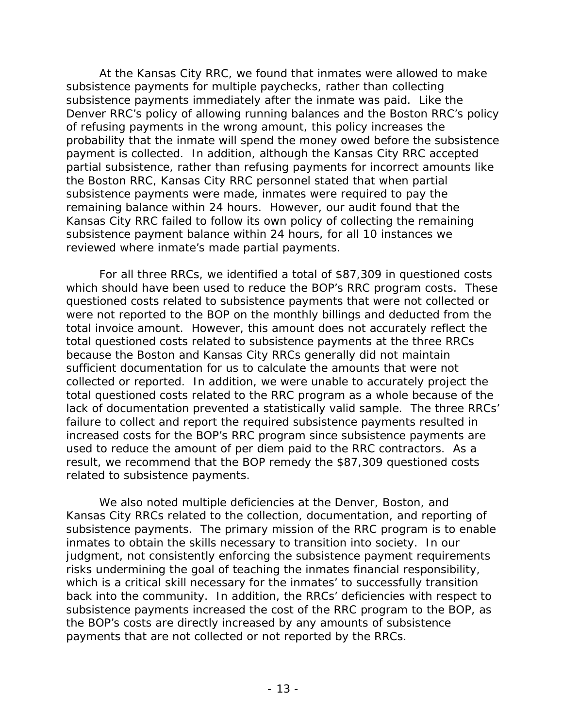At the Kansas City RRC, we found that inmates were allowed to make subsistence payments for multiple paychecks, rather than collecting subsistence payments immediately after the inmate was paid. Like the Denver RRC's policy of allowing running balances and the Boston RRC's policy of refusing payments in the wrong amount, this policy increases the probability that the inmate will spend the money owed before the subsistence payment is collected. In addition, although the Kansas City RRC accepted partial subsistence, rather than refusing payments for incorrect amounts like the Boston RRC, Kansas City RRC personnel stated that when partial subsistence payments were made, inmates were required to pay the remaining balance within 24 hours. However, our audit found that the Kansas City RRC failed to follow its own policy of collecting the remaining subsistence payment balance within 24 hours, for all 10 instances we reviewed where inmate's made partial payments.

For all three RRCs, we identified a total of $87,309 in questioned costs which should have been used to reduce the BOP's RRC program costs. These questioned costs related to subsistence payments that were not collected or were not reported to the BOP on the monthly billings and deducted from the total invoice amount. However, this amount does not accurately reflect the total questioned costs related to subsistence payments at the three RRCs because the Boston and Kansas City RRCs generally did not maintain sufficient documentation for us to calculate the amounts that were not collected or reported. In addition, we were unable to accurately project the total questioned costs related to the RRC program as a whole because of the lack of documentation prevented a statistically valid sample. The three RRCs' failure to collect and report the required subsistence payments resulted in increased costs for the BOP's RRC program since subsistence payments are used to reduce the amount of per diem paid to the RRC contractors. As a result, we recommend that the BOP remedy the $87,309 questioned costs related to subsistence payments.

We also noted multiple deficiencies at the Denver, Boston, and Kansas City RRCs related to the collection, documentation, and reporting of subsistence payments. The primary mission of the RRC program is to enable inmates to obtain the skills necessary to transition into society. In our judgment, not consistently enforcing the subsistence payment requirements risks undermining the goal of teaching the inmates financial responsibility, which is a critical skill necessary for the inmates' to successfully transition back into the community. In addition, the RRCs' deficiencies with respect to subsistence payments increased the cost of the RRC program to the BOP, as the BOP's costs are directly increased by any amounts of subsistence payments that are not collected or not reported by the RRCs.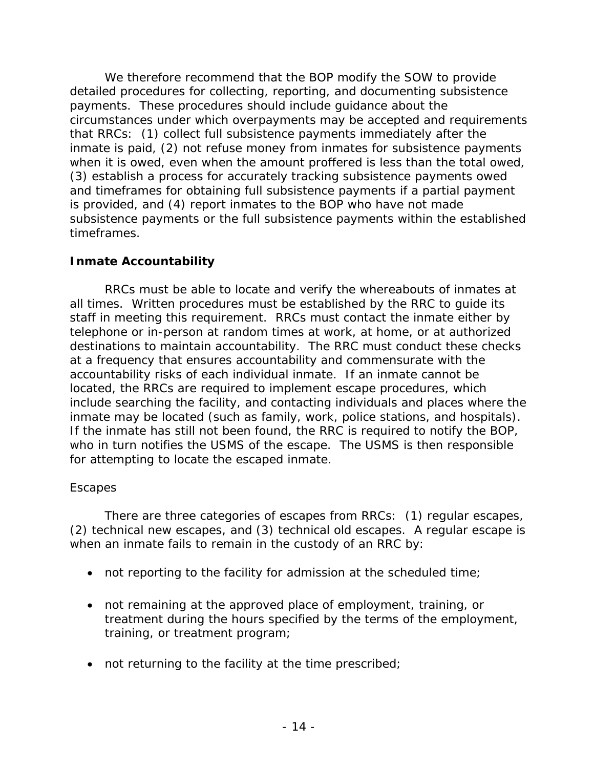We therefore recommend that the BOP modify the SOW to provide detailed procedures for collecting, reporting, and documenting subsistence payments. These procedures should include guidance about the circumstances under which overpayments may be accepted and requirements that RRCs: (1) collect full subsistence payments immediately after the inmate is paid, (2) not refuse money from inmates for subsistence payments when it is owed, even when the amount proffered is less than the total owed, (3) establish a process for accurately tracking subsistence payments owed and timeframes for obtaining full subsistence payments if a partial payment is provided, and (4) report inmates to the BOP who have not made subsistence payments or the full subsistence payments within the established timeframes.

### Inmate Accountability

RRCs must be able to locate and verify the whereabouts of inmates at all times. Written procedures must be established by the RRC to guide its staff in meeting this requirement. RRCs must contact the inmate either by telephone or in-person at random times at work, at home, or at authorized destinations to maintain accountability. The RRC must conduct these checks at a frequency that ensures accountability and commensurate with the accountability risks of each individual inmate. If an inmate cannot be located, the RRCs are required to implement escape procedures, which include searching the facility, and contacting individuals and places where the inmate may be located (such as family, work, police stations, and hospitals). If the inmate has still not been found, the RRC is required to notify the BOP, who in turn notifies the USMS of the escape. The USMS is then responsible for attempting to locate the escaped inmate.

#### Escapes

There are three categories of escapes from RRCs: (1) regular escapes, (2) technical new escapes, and (3) technical old escapes. A regular escape is when an inmate fails to remain in the custody of an RRC by:

- not reporting to the facility for admission at the scheduled time;
- not remaining at the approved place of employment, training, or treatment during the hours specified by the terms of the employment, training, or treatment program;
- not returning to the facility at the time prescribed;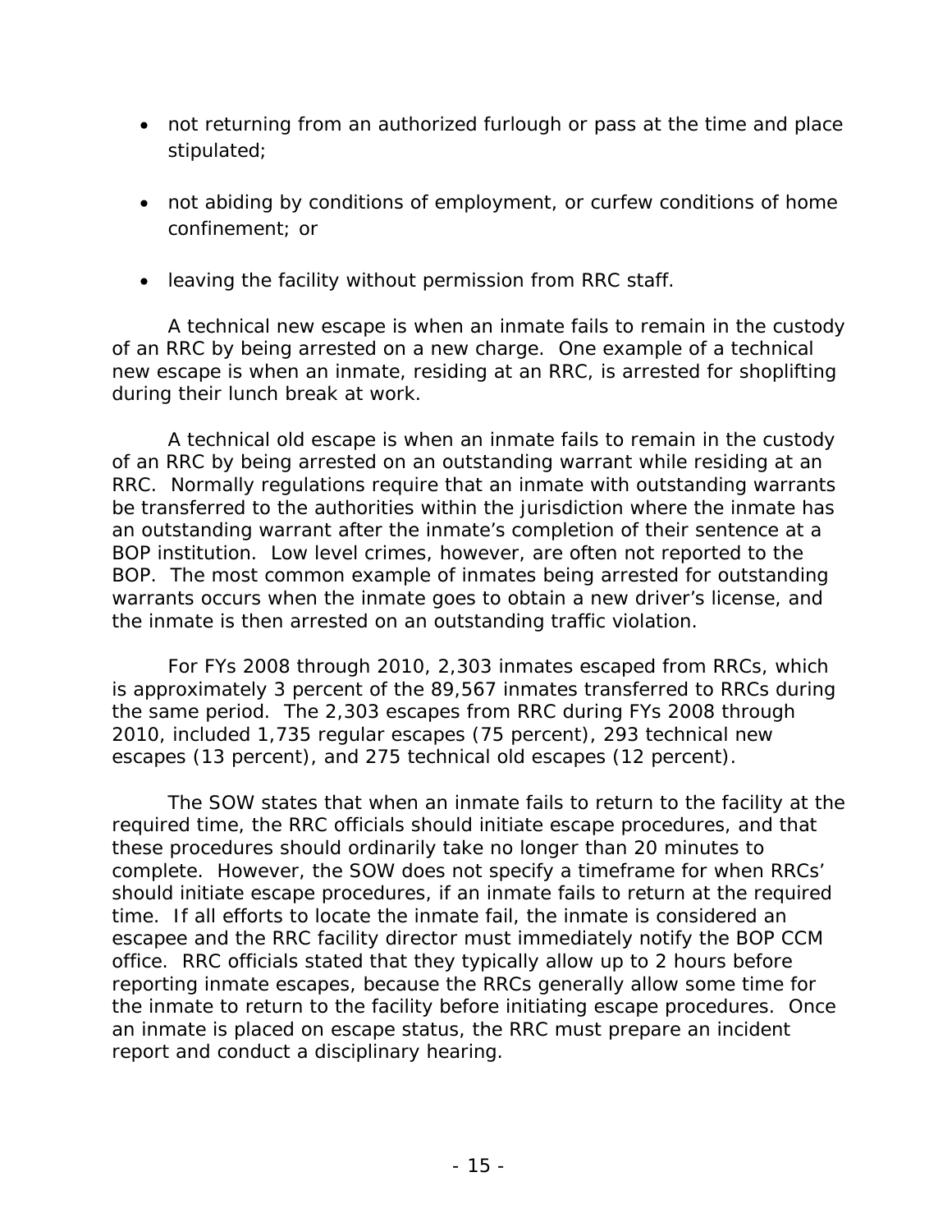- not returning from an authorized furlough or pass at the time and place stipulated;

- not abiding by conditions of employment, or curfew conditions of home confinement; or

- leaving the facility without permission from RRC staff.

A technical new escape is when an inmate fails to remain in the custody of an RRC by being arrested on a new charge. One example of a technical new escape is when an inmate, residing at an RRC, is arrested for shoplifting during their lunch break at work.

A technical old escape is when an inmate fails to remain in the custody of an RRC by being arrested on an outstanding warrant while residing at an RRC. Normally regulations require that an inmate with outstanding warrants be transferred to the authorities within the jurisdiction where the inmate has an outstanding warrant after the inmate's completion of their sentence at a BOP institution. Low level crimes, however, are often not reported to the BOP. The most common example of inmates being arrested for outstanding warrants occurs when the inmate goes to obtain a new driver's license, and the inmate is then arrested on an outstanding traffic violation.

For FYs 2008 through 2010, 2,303 inmates escaped from RRCs, which is approximately 3 percent of the 89,567 inmates transferred to RRCs during the same period. The 2,303 escapes from RRC during FYs 2008 through 2010, included 1,735 regular escapes (75 percent), 293 technical new escapes (13 percent), and 275 technical old escapes (12 percent).

The SOW states that when an inmate fails to return to the facility at the required time, the RRC officials should initiate escape procedures, and that these procedures should ordinarily take no longer than 20 minutes to complete. However, the SOW does not specify a timeframe for when RRCs' should initiate escape procedures, if an inmate fails to return at the required time. If all efforts to locate the inmate fail, the inmate is considered an escapee and the RRC facility director must immediately notify the BOP CCM office. RRC officials stated that they typically allow up to 2 hours before reporting inmate escapes, because the RRCs generally allow some time for the inmate to return to the facility before initiating escape procedures. Once an inmate is placed on escape status, the RRC must prepare an incident report and conduct a disciplinary hearing.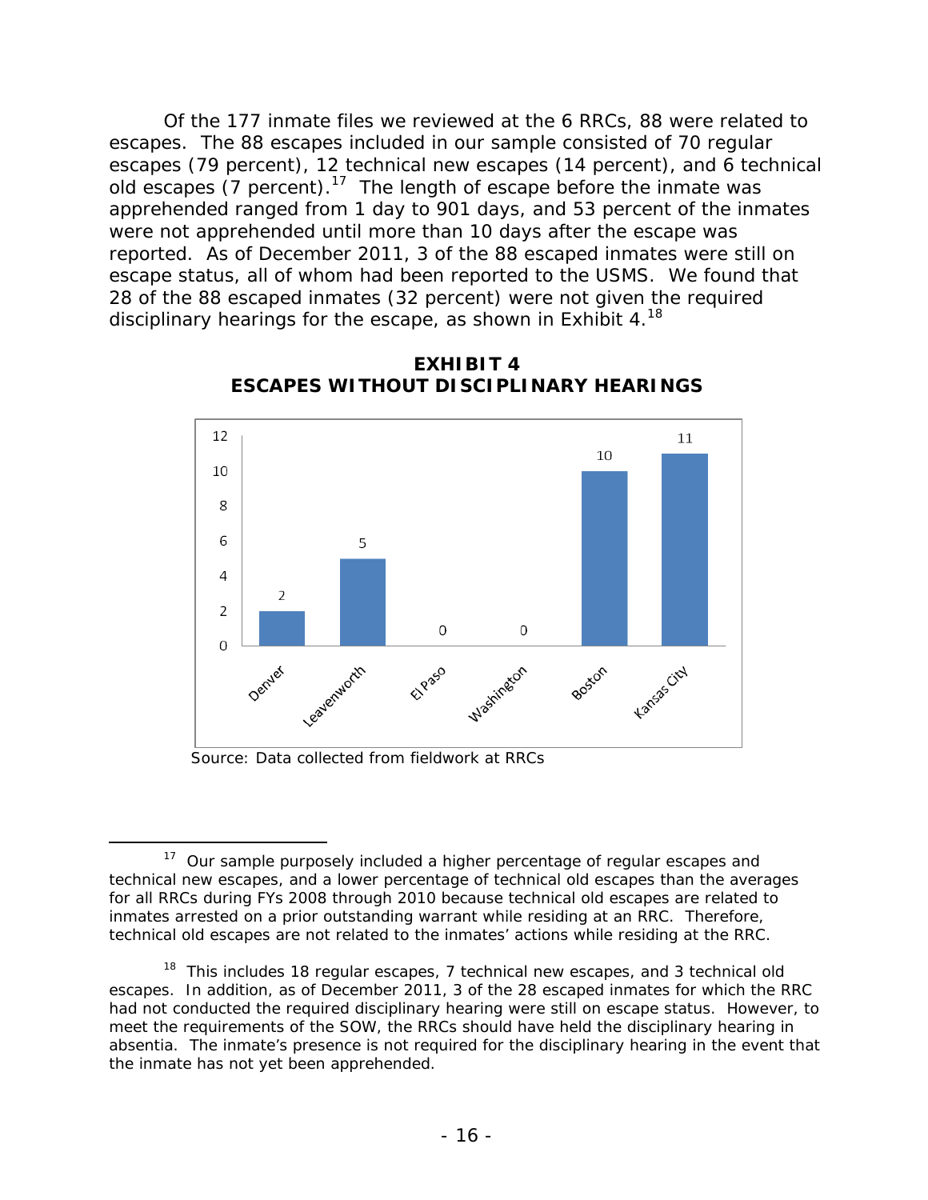Of the 177 inmate files we reviewed at the 6 RRCs, 88 were related to escapes. The 88 escapes included in our sample consisted of 70 regular escapes (79 percent), 12 technical new escapes (14 percent), and 6 technical old escapes (7 percent).[17] The length of escape before the inmate was apprehended ranged from 1 day to 901 days, and 53 percent of the inmates were not apprehended until more than 10 days after the escape was reported. As of December 2011, 3 of the 88 escaped inmates were still on escape status, all of whom had been reported to the USMS. We found that 28 of the 88 escaped inmates (32 percent) were not given the required disciplinary hearings for the escape, as shown in Exhibit 4.[18]

**EXHIBIT 4**
**ESCAPES WITHOUT DISCIPLINARY HEARINGS**

| RRC | Escapes Without Disciplinary Hearings |
|---|---|
| Denver | 2 |
| Leavenworth | 5 |
| El Paso | 0 |
| Washington | 0 |
| Boston | 10 |
| Kansas City | 11 |

Source: Data collected from fieldwork at RRCs

---

[17] Our sample purposely included a higher percentage of regular escapes and technical new escapes, and a lower percentage of technical old escapes than the averages for all RRCs during FYs 2008 through 2010 because technical old escapes are related to inmates arrested on a prior outstanding warrant while residing at an RRC. Therefore, technical old escapes are not related to the inmates' actions while residing at the RRC.

[18] This includes 18 regular escapes, 7 technical new escapes, and 3 technical old escapes. In addition, as of December 2011, 3 of the 28 escaped inmates for which the RRC had not conducted the required disciplinary hearing were still on escape status. However, to meet the requirements of the SOW, the RRCs should have held the disciplinary hearing in absentia. The inmate's presence is not required for the disciplinary hearing in the event that the inmate has not yet been apprehended.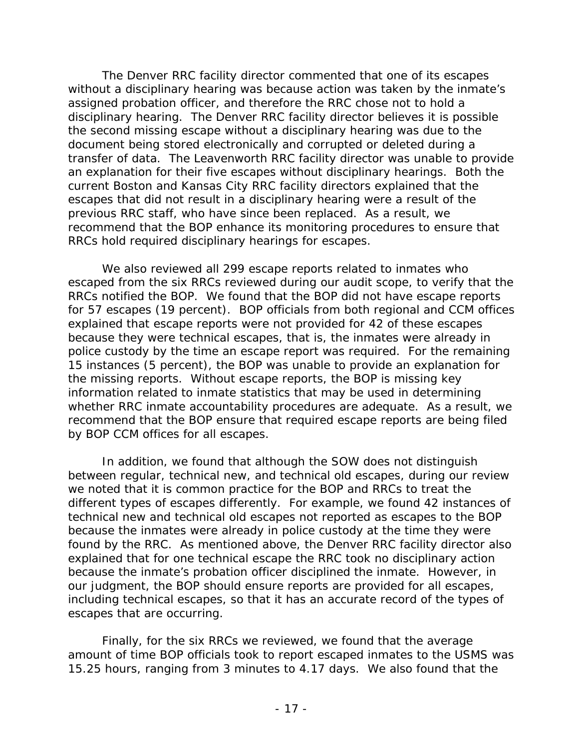The Denver RRC facility director commented that one of its escapes without a disciplinary hearing was because action was taken by the inmate's assigned probation officer, and therefore the RRC chose not to hold a disciplinary hearing. The Denver RRC facility director believes it is possible the second missing escape without a disciplinary hearing was due to the document being stored electronically and corrupted or deleted during a transfer of data. The Leavenworth RRC facility director was unable to provide an explanation for their five escapes without disciplinary hearings. Both the current Boston and Kansas City RRC facility directors explained that the escapes that did not result in a disciplinary hearing were a result of the previous RRC staff, who have since been replaced. As a result, we recommend that the BOP enhance its monitoring procedures to ensure that RRCs hold required disciplinary hearings for escapes.

We also reviewed all 299 escape reports related to inmates who escaped from the six RRCs reviewed during our audit scope, to verify that the RRCs notified the BOP. We found that the BOP did not have escape reports for 57 escapes (19 percent). BOP officials from both regional and CCM offices explained that escape reports were not provided for 42 of these escapes because they were technical escapes, that is, the inmates were already in police custody by the time an escape report was required. For the remaining 15 instances (5 percent), the BOP was unable to provide an explanation for the missing reports. Without escape reports, the BOP is missing key information related to inmate statistics that may be used in determining whether RRC inmate accountability procedures are adequate. As a result, we recommend that the BOP ensure that required escape reports are being filed by BOP CCM offices for all escapes.

In addition, we found that although the SOW does not distinguish between regular, technical new, and technical old escapes, during our review we noted that it is common practice for the BOP and RRCs to treat the different types of escapes differently. For example, we found 42 instances of technical new and technical old escapes not reported as escapes to the BOP because the inmates were already in police custody at the time they were found by the RRC. As mentioned above, the Denver RRC facility director also explained that for one technical escape the RRC took no disciplinary action because the inmate's probation officer disciplined the inmate. However, in our judgment, the BOP should ensure reports are provided for all escapes, including technical escapes, so that it has an accurate record of the types of escapes that are occurring.

Finally, for the six RRCs we reviewed, we found that the average amount of time BOP officials took to report escaped inmates to the USMS was 15.25 hours, ranging from 3 minutes to 4.17 days. We also found that the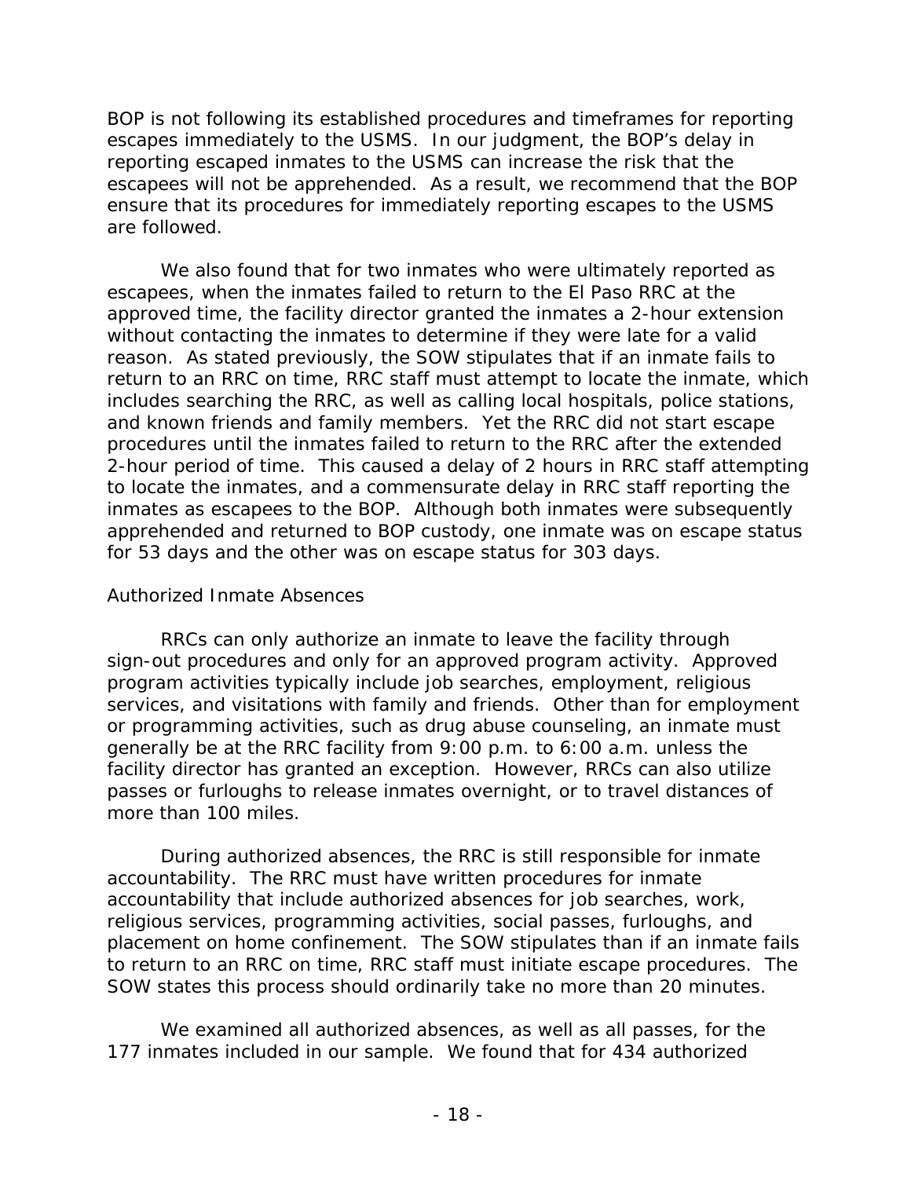BOP is not following its established procedures and timeframes for reporting escapes immediately to the USMS. In our judgment, the BOP's delay in reporting escaped inmates to the USMS can increase the risk that the escapees will not be apprehended. As a result, we recommend that the BOP ensure that its procedures for immediately reporting escapes to the USMS are followed.

We also found that for two inmates who were ultimately reported as escapees, when the inmates failed to return to the El Paso RRC at the approved time, the facility director granted the inmates a 2-hour extension without contacting the inmates to determine if they were late for a valid reason. As stated previously, the SOW stipulates that if an inmate fails to return to an RRC on time, RRC staff must attempt to locate the inmate, which includes searching the RRC, as well as calling local hospitals, police stations, and known friends and family members. Yet the RRC did not start escape procedures until the inmates failed to return to the RRC after the extended 2-hour period of time. This caused a delay of 2 hours in RRC staff attempting to locate the inmates, and a commensurate delay in RRC staff reporting the inmates as escapees to the BOP. Although both inmates were subsequently apprehended and returned to BOP custody, one inmate was on escape status for 53 days and the other was on escape status for 303 days.

### Authorized Inmate Absences

RRCs can only authorize an inmate to leave the facility through sign-out procedures and only for an approved program activity. Approved program activities typically include job searches, employment, religious services, and visitations with family and friends. Other than for employment or programming activities, such as drug abuse counseling, an inmate must generally be at the RRC facility from 9:00 p.m. to 6:00 a.m. unless the facility director has granted an exception. However, RRCs can also utilize passes or furloughs to release inmates overnight, or to travel distances of more than 100 miles.

During authorized absences, the RRC is still responsible for inmate accountability. The RRC must have written procedures for inmate accountability that include authorized absences for job searches, work, religious services, programming activities, social passes, furloughs, and placement on home confinement. The SOW stipulates than if an inmate fails to return to an RRC on time, RRC staff must initiate escape procedures. The SOW states this process should ordinarily take no more than 20 minutes.

We examined all authorized absences, as well as all passes, for the 177 inmates included in our sample. We found that for 434 authorized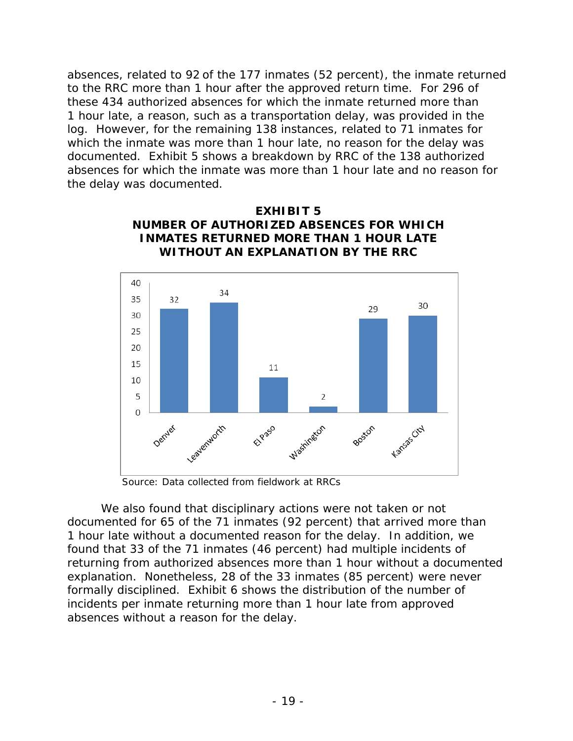absences, related to 92 of the 177 inmates (52 percent), the inmate returned to the RRC more than 1 hour after the approved return time. For 296 of these 434 authorized absences for which the inmate returned more than 1 hour late, a reason, such as a transportation delay, was provided in the log. However, for the remaining 138 instances, related to 71 inmates for which the inmate was more than 1 hour late, no reason for the delay was documented. Exhibit 5 shows a breakdown by RRC of the 138 authorized absences for which the inmate was more than 1 hour late and no reason for the delay was documented.

**EXHIBIT 5**
**NUMBER OF AUTHORIZED ABSENCES FOR WHICH INMATES RETURNED MORE THAN 1 HOUR LATE WITHOUT AN EXPLANATION BY THE RRC**

| RRC | Number |
| --- | --- |
| Denver | 32 |
| Leavenworth | 34 |
| El Paso | 11 |
| Washington | 2 |
| Boston | 29 |
| Kansas City | 30 |

Source: Data collected from fieldwork at RRCs

We also found that disciplinary actions were not taken or not documented for 65 of the 71 inmates (92 percent) that arrived more than 1 hour late without a documented reason for the delay. In addition, we found that 33 of the 71 inmates (46 percent) had multiple incidents of returning from authorized absences more than 1 hour without a documented explanation. Nonetheless, 28 of the 33 inmates (85 percent) were never formally disciplined. Exhibit 6 shows the distribution of the number of incidents per inmate returning more than 1 hour late from approved absences without a reason for the delay.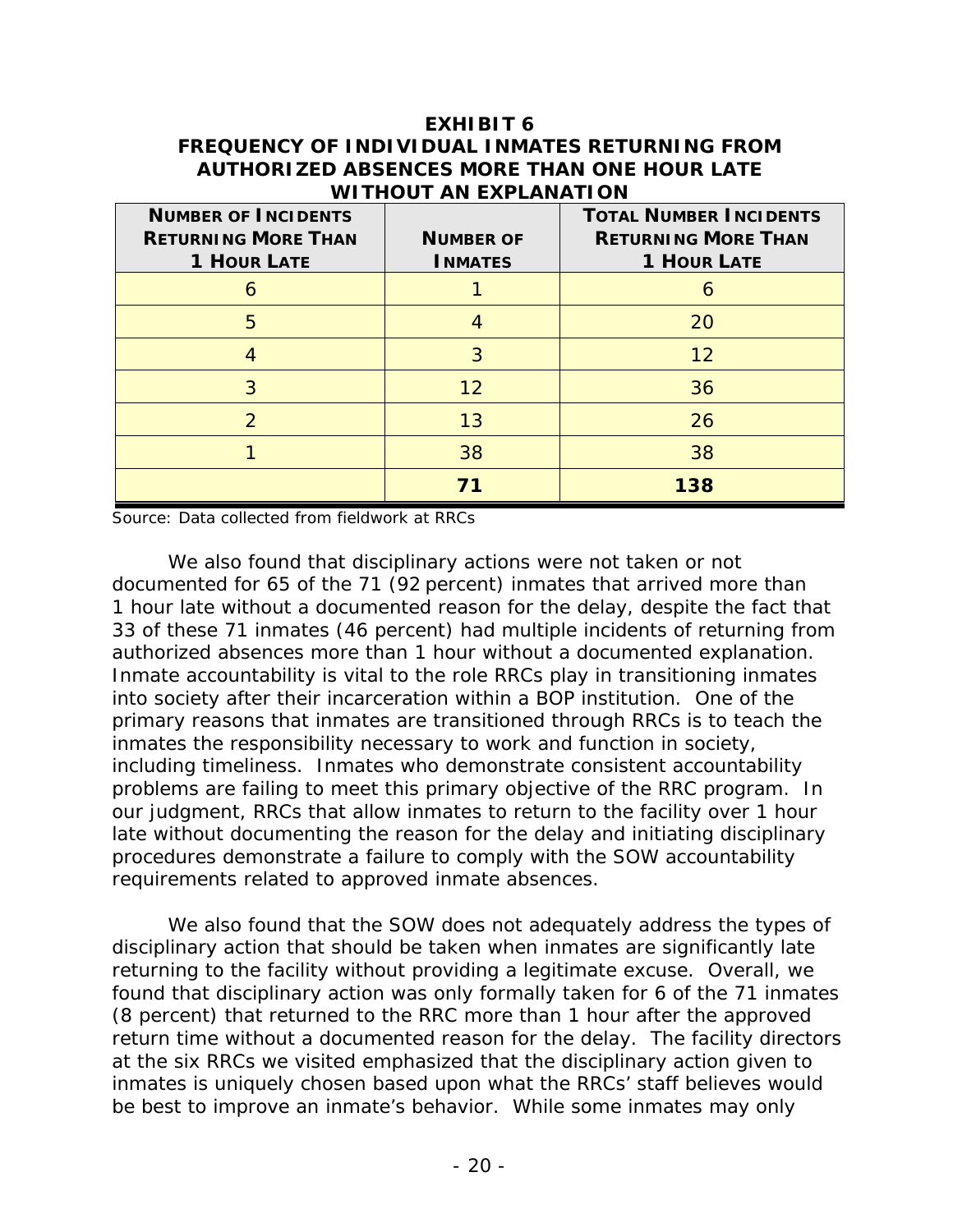**EXHIBIT 6**
**FREQUENCY OF INDIVIDUAL INMATES RETURNING FROM AUTHORIZED ABSENCES MORE THAN ONE HOUR LATE WITHOUT AN EXPLANATION**

| NUMBER OF INCIDENTS RETURNING MORE THAN 1 HOUR LATE | NUMBER OF INMATES | TOTAL NUMBER INCIDENTS RETURNING MORE THAN 1 HOUR LATE |
|---|---|---|
| 6 | 1 | 6 |
| 5 | 4 | 20 |
| 4 | 3 | 12 |
| 3 | 12 | 36 |
| 2 | 13 | 26 |
| 1 | 38 | 38 |
| | **71** | **138** |

Source: Data collected from fieldwork at RRCs

We also found that disciplinary actions were not taken or not documented for 65 of the 71 (92 percent) inmates that arrived more than 1 hour late without a documented reason for the delay, despite the fact that 33 of these 71 inmates (46 percent) had multiple incidents of returning from authorized absences more than 1 hour without a documented explanation. Inmate accountability is vital to the role RRCs play in transitioning inmates into society after their incarceration within a BOP institution. One of the primary reasons that inmates are transitioned through RRCs is to teach the inmates the responsibility necessary to work and function in society, including timeliness. Inmates who demonstrate consistent accountability problems are failing to meet this primary objective of the RRC program. In our judgment, RRCs that allow inmates to return to the facility over 1 hour late without documenting the reason for the delay and initiating disciplinary procedures demonstrate a failure to comply with the SOW accountability requirements related to approved inmate absences.

We also found that the SOW does not adequately address the types of disciplinary action that should be taken when inmates are significantly late returning to the facility without providing a legitimate excuse. Overall, we found that disciplinary action was only formally taken for 6 of the 71 inmates (8 percent) that returned to the RRC more than 1 hour after the approved return time without a documented reason for the delay. The facility directors at the six RRCs we visited emphasized that the disciplinary action given to inmates is uniquely chosen based upon what the RRCs' staff believes would be best to improve an inmate's behavior. While some inmates may only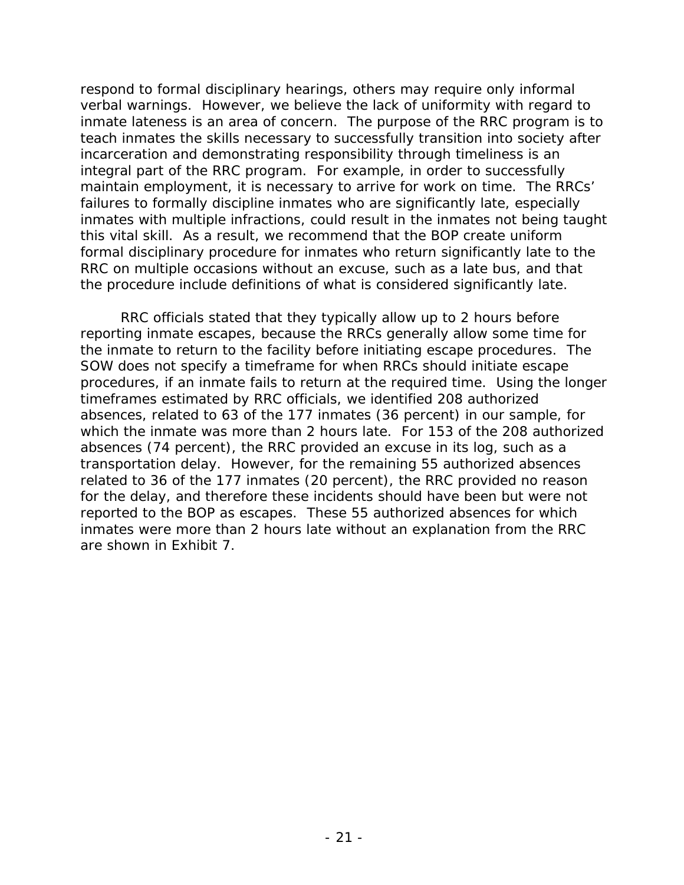respond to formal disciplinary hearings, others may require only informal verbal warnings. However, we believe the lack of uniformity with regard to inmate lateness is an area of concern. The purpose of the RRC program is to teach inmates the skills necessary to successfully transition into society after incarceration and demonstrating responsibility through timeliness is an integral part of the RRC program. For example, in order to successfully maintain employment, it is necessary to arrive for work on time. The RRCs' failures to formally discipline inmates who are significantly late, especially inmates with multiple infractions, could result in the inmates not being taught this vital skill. As a result, we recommend that the BOP create uniform formal disciplinary procedure for inmates who return significantly late to the RRC on multiple occasions without an excuse, such as a late bus, and that the procedure include definitions of what is considered significantly late.

RRC officials stated that they typically allow up to 2 hours before reporting inmate escapes, because the RRCs generally allow some time for the inmate to return to the facility before initiating escape procedures. The SOW does not specify a timeframe for when RRCs should initiate escape procedures, if an inmate fails to return at the required time. Using the longer timeframes estimated by RRC officials, we identified 208 authorized absences, related to 63 of the 177 inmates (36 percent) in our sample, for which the inmate was more than 2 hours late. For 153 of the 208 authorized absences (74 percent), the RRC provided an excuse in its log, such as a transportation delay. However, for the remaining 55 authorized absences related to 36 of the 177 inmates (20 percent), the RRC provided no reason for the delay, and therefore these incidents should have been but were not reported to the BOP as escapes. These 55 authorized absences for which inmates were more than 2 hours late without an explanation from the RRC are shown in Exhibit 7.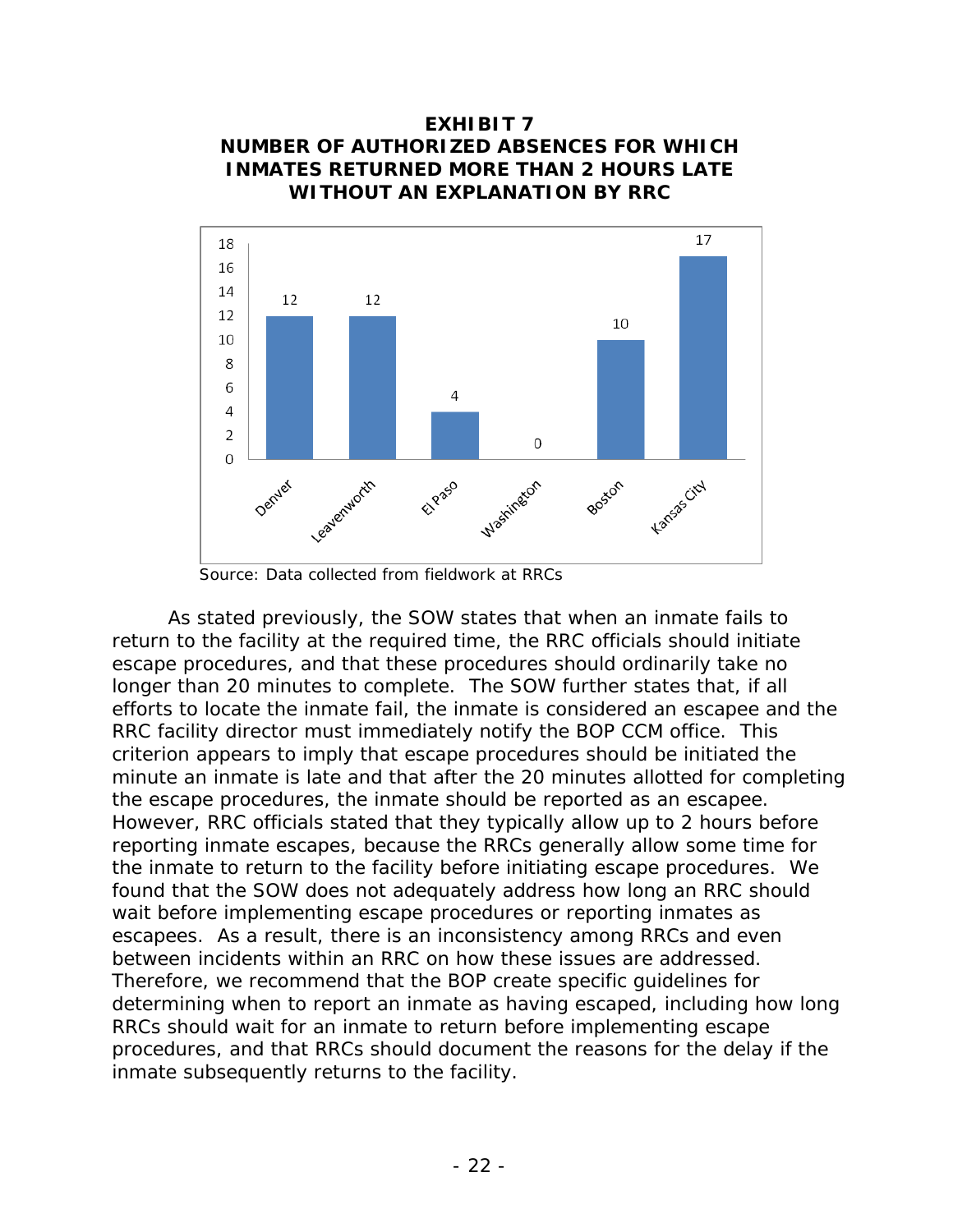**EXHIBIT 7**
**NUMBER OF AUTHORIZED ABSENCES FOR WHICH INMATES RETURNED MORE THAN 2 HOURS LATE WITHOUT AN EXPLANATION BY RRC**

| RRC | Number of Absences |
|---|---|
| Denver | 12 |
| Leavenworth | 12 |
| El Paso | 4 |
| Washington | 0 |
| Boston | 10 |
| Kansas City | 17 |

Source: Data collected from fieldwork at RRCs

As stated previously, the SOW states that when an inmate fails to return to the facility at the required time, the RRC officials should initiate escape procedures, and that these procedures should ordinarily take no longer than 20 minutes to complete. The SOW further states that, if all efforts to locate the inmate fail, the inmate is considered an escapee and the RRC facility director must immediately notify the BOP CCM office. This criterion appears to imply that escape procedures should be initiated the minute an inmate is late and that after the 20 minutes allotted for completing the escape procedures, the inmate should be reported as an escapee. However, RRC officials stated that they typically allow up to 2 hours before reporting inmate escapes, because the RRCs generally allow some time for the inmate to return to the facility before initiating escape procedures. We found that the SOW does not adequately address how long an RRC should wait before implementing escape procedures or reporting inmates as escapees. As a result, there is an inconsistency among RRCs and even between incidents within an RRC on how these issues are addressed. Therefore, we recommend that the BOP create specific guidelines for determining when to report an inmate as having escaped, including how long RRCs should wait for an inmate to return before implementing escape procedures, and that RRCs should document the reasons for the delay if the inmate subsequently returns to the facility.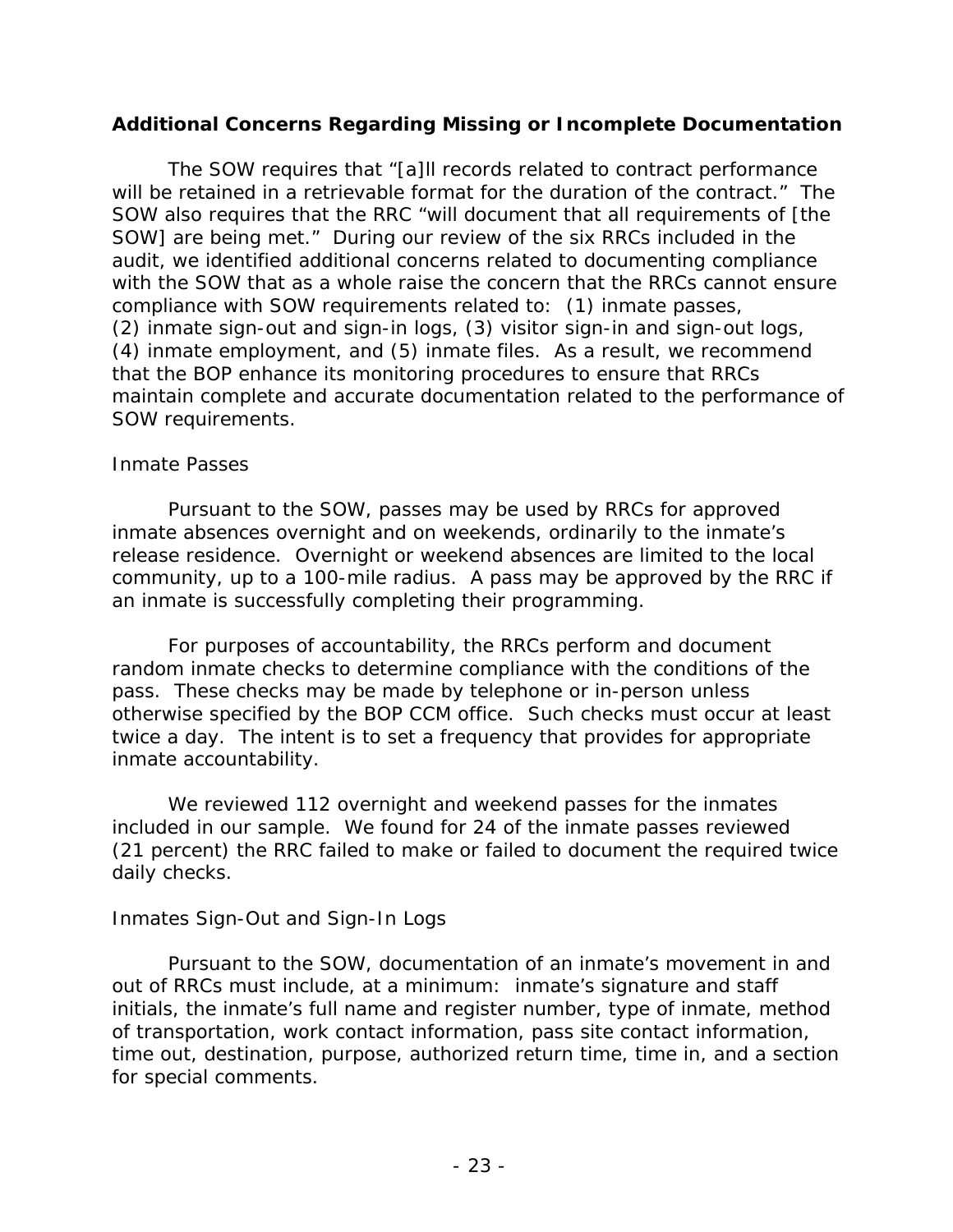### Additional Concerns Regarding Missing or Incomplete Documentation

The SOW requires that "[a]ll records related to contract performance will be retained in a retrievable format for the duration of the contract." The SOW also requires that the RRC "will document that all requirements of [the SOW] are being met." During our review of the six RRCs included in the audit, we identified additional concerns related to documenting compliance with the SOW that as a whole raise the concern that the RRCs cannot ensure compliance with SOW requirements related to: (1) inmate passes, (2) inmate sign-out and sign-in logs, (3) visitor sign-in and sign-out logs, (4) inmate employment, and (5) inmate files. As a result, we recommend that the BOP enhance its monitoring procedures to ensure that RRCs maintain complete and accurate documentation related to the performance of SOW requirements.

*Inmate Passes*

Pursuant to the SOW, passes may be used by RRCs for approved inmate absences overnight and on weekends, ordinarily to the inmate's release residence. Overnight or weekend absences are limited to the local community, up to a 100-mile radius. A pass may be approved by the RRC if an inmate is successfully completing their programming.

For purposes of accountability, the RRCs perform and document random inmate checks to determine compliance with the conditions of the pass. These checks may be made by telephone or in-person unless otherwise specified by the BOP CCM office. Such checks must occur at least twice a day. The intent is to set a frequency that provides for appropriate inmate accountability.

We reviewed 112 overnight and weekend passes for the inmates included in our sample. We found for 24 of the inmate passes reviewed (21 percent) the RRC failed to make or failed to document the required twice daily checks.

*Inmates Sign-Out and Sign-In Logs*

Pursuant to the SOW, documentation of an inmate's movement in and out of RRCs must include, at a minimum: inmate's signature and staff initials, the inmate's full name and register number, type of inmate, method of transportation, work contact information, pass site contact information, time out, destination, purpose, authorized return time, time in, and a section for special comments.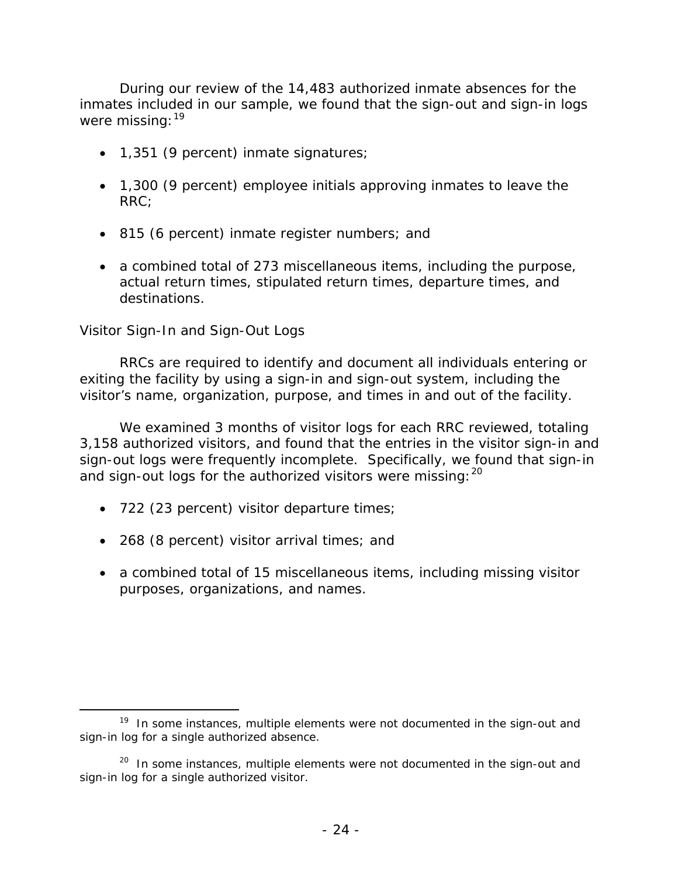During our review of the 14,483 authorized inmate absences for the inmates included in our sample, we found that the sign-out and sign-in logs were missing:[19]

- 1,351 (9 percent) inmate signatures;
- 1,300 (9 percent) employee initials approving inmates to leave the RRC;
- 815 (6 percent) inmate register numbers; and
- a combined total of 273 miscellaneous items, including the purpose, actual return times, stipulated return times, departure times, and destinations.

Visitor Sign-In and Sign-Out Logs

RRCs are required to identify and document all individuals entering or exiting the facility by using a sign-in and sign-out system, including the visitor's name, organization, purpose, and times in and out of the facility.

We examined 3 months of visitor logs for each RRC reviewed, totaling 3,158 authorized visitors, and found that the entries in the visitor sign-in and sign-out logs were frequently incomplete. Specifically, we found that sign-in and sign-out logs for the authorized visitors were missing:[20]

- 722 (23 percent) visitor departure times;
- 268 (8 percent) visitor arrival times; and
- a combined total of 15 miscellaneous items, including missing visitor purposes, organizations, and names.

[19] In some instances, multiple elements were not documented in the sign-out and sign-in log for a single authorized absence.

[20] In some instances, multiple elements were not documented in the sign-out and sign-in log for a single authorized visitor.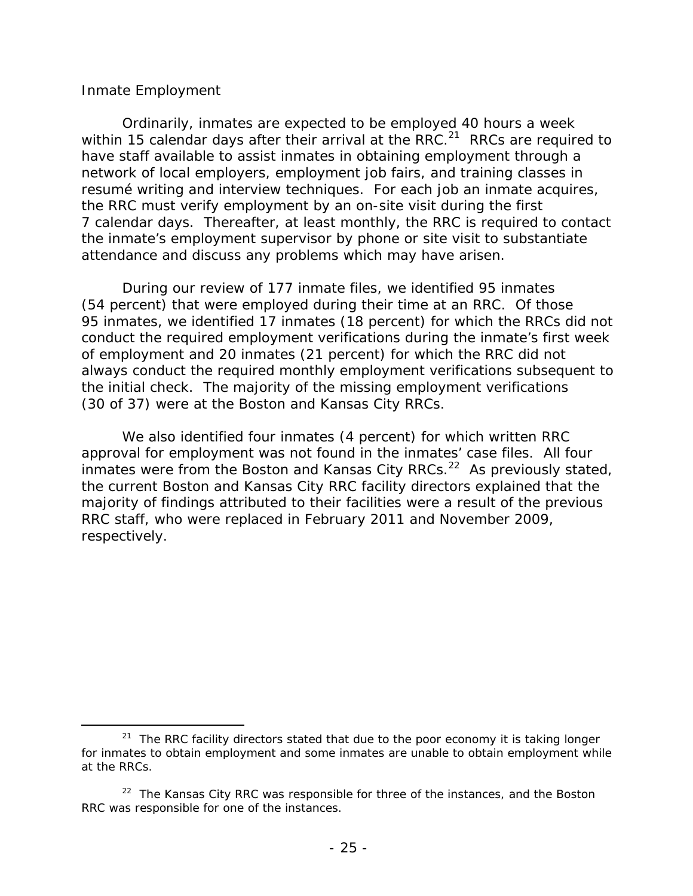### Inmate Employment

Ordinarily, inmates are expected to be employed 40 hours a week within 15 calendar days after their arrival at the RRC.[21] RRCs are required to have staff available to assist inmates in obtaining employment through a network of local employers, employment job fairs, and training classes in resumé writing and interview techniques. For each job an inmate acquires, the RRC must verify employment by an on-site visit during the first 7 calendar days. Thereafter, at least monthly, the RRC is required to contact the inmate's employment supervisor by phone or site visit to substantiate attendance and discuss any problems which may have arisen.

During our review of 177 inmate files, we identified 95 inmates (54 percent) that were employed during their time at an RRC. Of those 95 inmates, we identified 17 inmates (18 percent) for which the RRCs did not conduct the required employment verifications during the inmate's first week of employment and 20 inmates (21 percent) for which the RRC did not always conduct the required monthly employment verifications subsequent to the initial check. The majority of the missing employment verifications (30 of 37) were at the Boston and Kansas City RRCs.

We also identified four inmates (4 percent) for which written RRC approval for employment was not found in the inmates' case files. All four inmates were from the Boston and Kansas City RRCs.[22] As previously stated, the current Boston and Kansas City RRC facility directors explained that the majority of findings attributed to their facilities were a result of the previous RRC staff, who were replaced in February 2011 and November 2009, respectively.

---

[21] The RRC facility directors stated that due to the poor economy it is taking longer for inmates to obtain employment and some inmates are unable to obtain employment while at the RRCs.

[22] The Kansas City RRC was responsible for three of the instances, and the Boston RRC was responsible for one of the instances.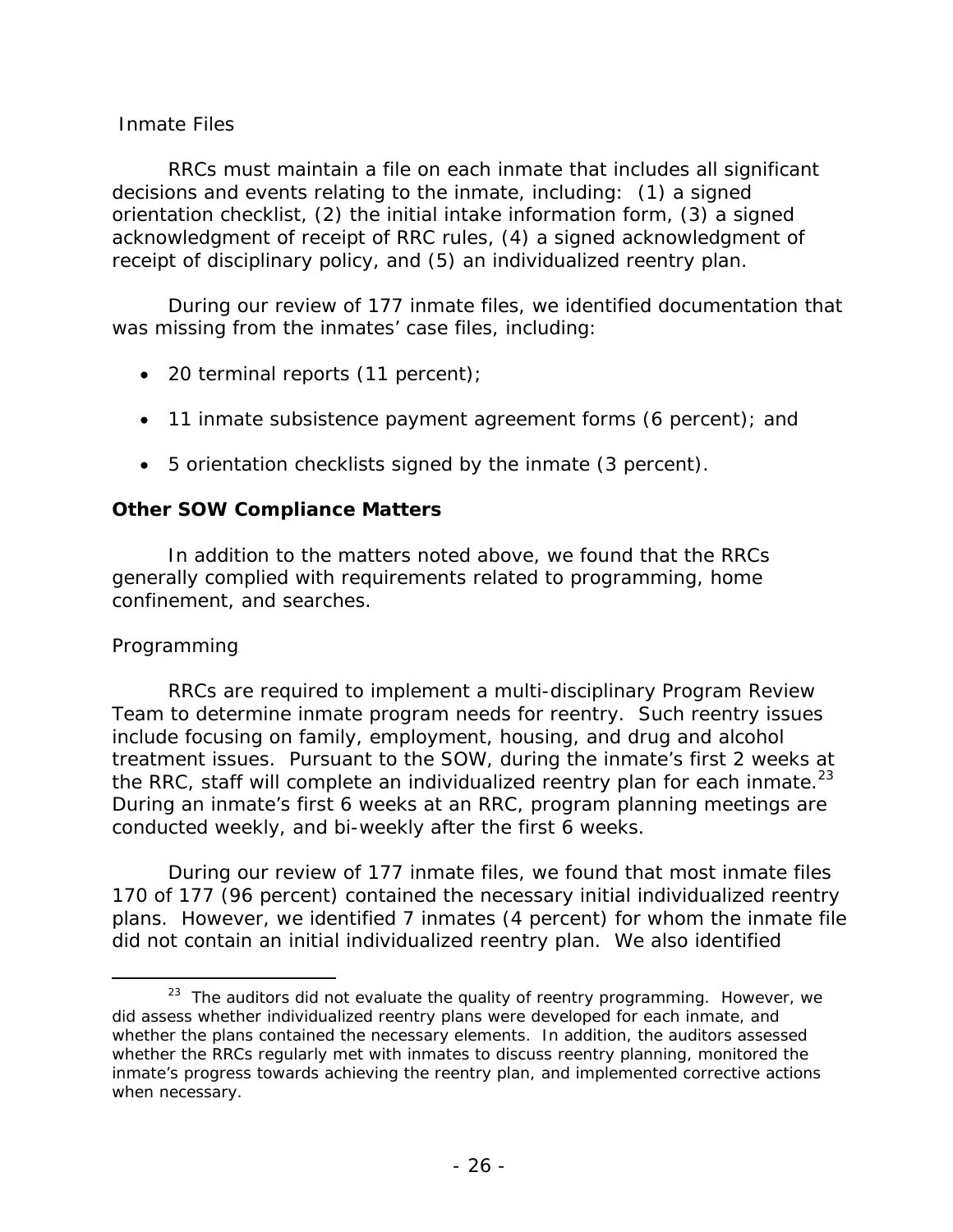Inmate Files

RRCs must maintain a file on each inmate that includes all significant decisions and events relating to the inmate, including: (1) a signed orientation checklist, (2) the initial intake information form, (3) a signed acknowledgment of receipt of RRC rules, (4) a signed acknowledgment of receipt of disciplinary policy, and (5) an individualized reentry plan.

During our review of 177 inmate files, we identified documentation that was missing from the inmates' case files, including:

- 20 terminal reports (11 percent);
- 11 inmate subsistence payment agreement forms (6 percent); and
- 5 orientation checklists signed by the inmate (3 percent).

**Other SOW Compliance Matters**

In addition to the matters noted above, we found that the RRCs generally complied with requirements related to programming, home confinement, and searches.

Programming

RRCs are required to implement a multi-disciplinary Program Review Team to determine inmate program needs for reentry. Such reentry issues include focusing on family, employment, housing, and drug and alcohol treatment issues. Pursuant to the SOW, during the inmate's first 2 weeks at the RRC, staff will complete an individualized reentry plan for each inmate.[23] During an inmate's first 6 weeks at an RRC, program planning meetings are conducted weekly, and bi-weekly after the first 6 weeks.

During our review of 177 inmate files, we found that most inmate files 170 of 177 (96 percent) contained the necessary initial individualized reentry plans. However, we identified 7 inmates (4 percent) for whom the inmate file did not contain an initial individualized reentry plan. We also identified

[23] The auditors did not evaluate the quality of reentry programming. However, we did assess whether individualized reentry plans were developed for each inmate, and whether the plans contained the necessary elements. In addition, the auditors assessed whether the RRCs regularly met with inmates to discuss reentry planning, monitored the inmate's progress towards achieving the reentry plan, and implemented corrective actions when necessary.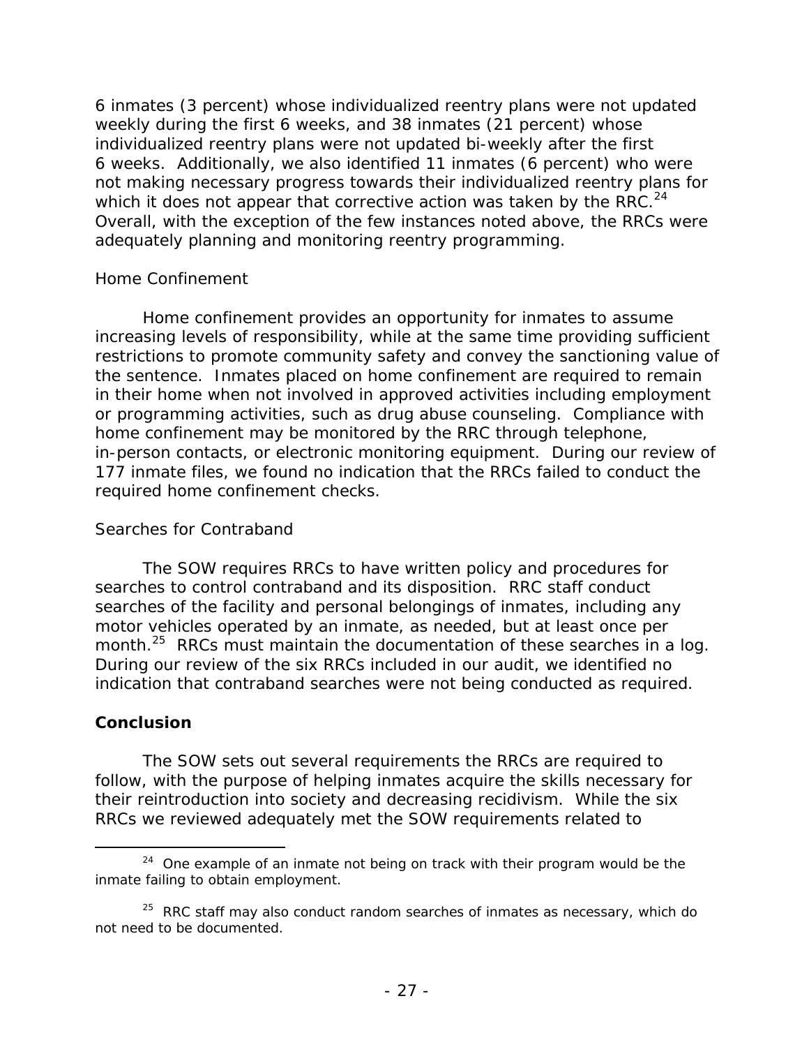6 inmates (3 percent) whose individualized reentry plans were not updated weekly during the first 6 weeks, and 38 inmates (21 percent) whose individualized reentry plans were not updated bi-weekly after the first 6 weeks. Additionally, we also identified 11 inmates (6 percent) who were not making necessary progress towards their individualized reentry plans for which it does not appear that corrective action was taken by the RRC.[24] Overall, with the exception of the few instances noted above, the RRCs were adequately planning and monitoring reentry programming.

*Home Confinement*

Home confinement provides an opportunity for inmates to assume increasing levels of responsibility, while at the same time providing sufficient restrictions to promote community safety and convey the sanctioning value of the sentence. Inmates placed on home confinement are required to remain in their home when not involved in approved activities including employment or programming activities, such as drug abuse counseling. Compliance with home confinement may be monitored by the RRC through telephone, in-person contacts, or electronic monitoring equipment. During our review of 177 inmate files, we found no indication that the RRCs failed to conduct the required home confinement checks.

*Searches for Contraband*

The SOW requires RRCs to have written policy and procedures for searches to control contraband and its disposition. RRC staff conduct searches of the facility and personal belongings of inmates, including any motor vehicles operated by an inmate, as needed, but at least once per month.[25] RRCs must maintain the documentation of these searches in a log. During our review of the six RRCs included in our audit, we identified no indication that contraband searches were not being conducted as required.

## Conclusion

The SOW sets out several requirements the RRCs are required to follow, with the purpose of helping inmates acquire the skills necessary for their reintroduction into society and decreasing recidivism. While the six RRCs we reviewed adequately met the SOW requirements related to

---

[24] One example of an inmate not being on track with their program would be the inmate failing to obtain employment.

[25] RRC staff may also conduct random searches of inmates as necessary, which do not need to be documented.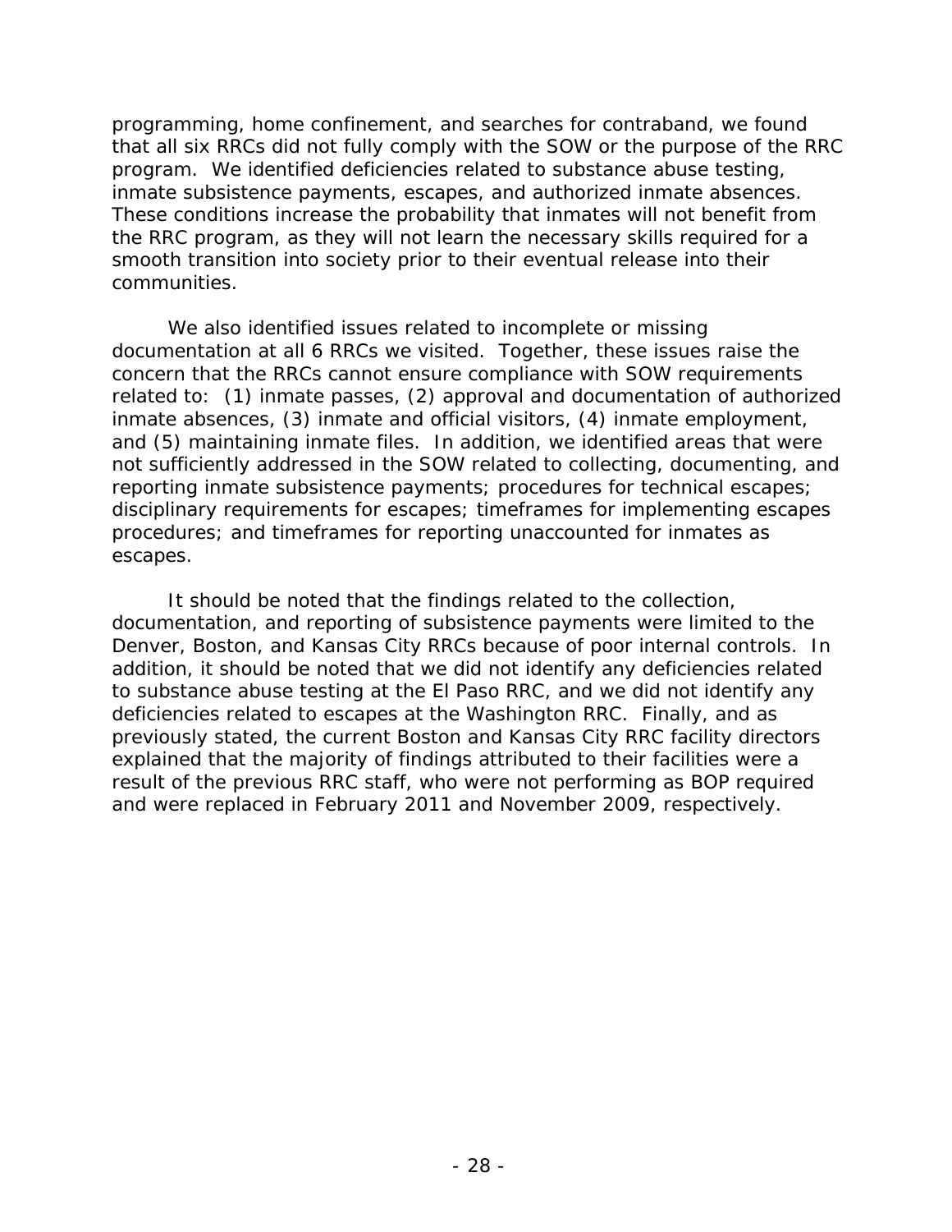programming, home confinement, and searches for contraband, we found that all six RRCs did not fully comply with the SOW or the purpose of the RRC program. We identified deficiencies related to substance abuse testing, inmate subsistence payments, escapes, and authorized inmate absences. These conditions increase the probability that inmates will not benefit from the RRC program, as they will not learn the necessary skills required for a smooth transition into society prior to their eventual release into their communities.

We also identified issues related to incomplete or missing documentation at all 6 RRCs we visited. Together, these issues raise the concern that the RRCs cannot ensure compliance with SOW requirements related to: (1) inmate passes, (2) approval and documentation of authorized inmate absences, (3) inmate and official visitors, (4) inmate employment, and (5) maintaining inmate files. In addition, we identified areas that were not sufficiently addressed in the SOW related to collecting, documenting, and reporting inmate subsistence payments; procedures for technical escapes; disciplinary requirements for escapes; timeframes for implementing escapes procedures; and timeframes for reporting unaccounted for inmates as escapes.

It should be noted that the findings related to the collection, documentation, and reporting of subsistence payments were limited to the Denver, Boston, and Kansas City RRCs because of poor internal controls. In addition, it should be noted that we did not identify any deficiencies related to substance abuse testing at the El Paso RRC, and we did not identify any deficiencies related to escapes at the Washington RRC. Finally, and as previously stated, the current Boston and Kansas City RRC facility directors explained that the majority of findings attributed to their facilities were a result of the previous RRC staff, who were not performing as BOP required and were replaced in February 2011 and November 2009, respectively.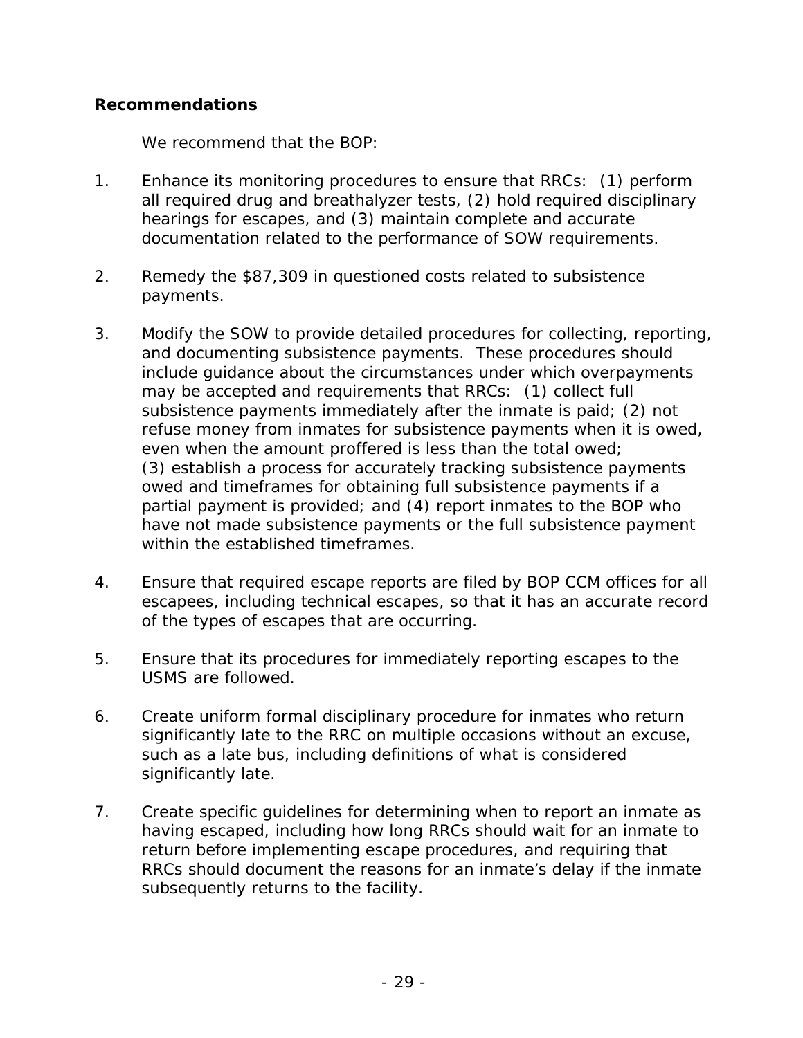**Recommendations**

We recommend that the BOP:

1. Enhance its monitoring procedures to ensure that RRCs: (1) perform all required drug and breathalyzer tests, (2) hold required disciplinary hearings for escapes, and (3) maintain complete and accurate documentation related to the performance of SOW requirements.

2. Remedy the $87,309 in questioned costs related to subsistence payments.

3. Modify the SOW to provide detailed procedures for collecting, reporting, and documenting subsistence payments. These procedures should include guidance about the circumstances under which overpayments may be accepted and requirements that RRCs: (1) collect full subsistence payments immediately after the inmate is paid; (2) not refuse money from inmates for subsistence payments when it is owed, even when the amount proffered is less than the total owed; (3) establish a process for accurately tracking subsistence payments owed and timeframes for obtaining full subsistence payments if a partial payment is provided; and (4) report inmates to the BOP who have not made subsistence payments or the full subsistence payment within the established timeframes.

4. Ensure that required escape reports are filed by BOP CCM offices for all escapees, including technical escapes, so that it has an accurate record of the types of escapes that are occurring.

5. Ensure that its procedures for immediately reporting escapes to the USMS are followed.

6. Create uniform formal disciplinary procedure for inmates who return significantly late to the RRC on multiple occasions without an excuse, such as a late bus, including definitions of what is considered significantly late.

7. Create specific guidelines for determining when to report an inmate as having escaped, including how long RRCs should wait for an inmate to return before implementing escape procedures, and requiring that RRCs should document the reasons for an inmate's delay if the inmate subsequently returns to the facility.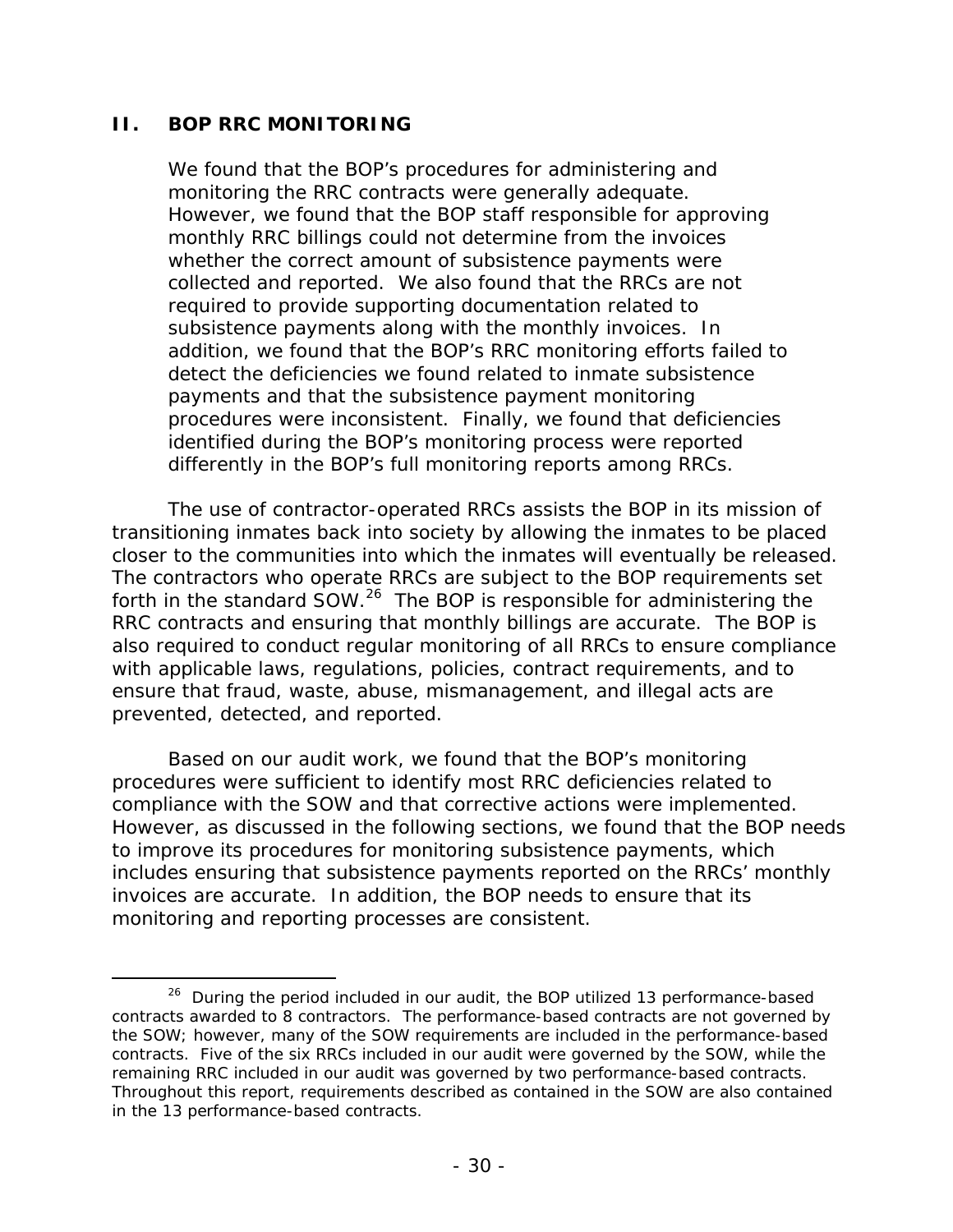## II. BOP RRC MONITORING

We found that the BOP's procedures for administering and monitoring the RRC contracts were generally adequate. However, we found that the BOP staff responsible for approving monthly RRC billings could not determine from the invoices whether the correct amount of subsistence payments were collected and reported. We also found that the RRCs are not required to provide supporting documentation related to subsistence payments along with the monthly invoices. In addition, we found that the BOP's RRC monitoring efforts failed to detect the deficiencies we found related to inmate subsistence payments and that the subsistence payment monitoring procedures were inconsistent. Finally, we found that deficiencies identified during the BOP's monitoring process were reported differently in the BOP's full monitoring reports among RRCs.

The use of contractor-operated RRCs assists the BOP in its mission of transitioning inmates back into society by allowing the inmates to be placed closer to the communities into which the inmates will eventually be released. The contractors who operate RRCs are subject to the BOP requirements set forth in the standard SOW.[26] The BOP is responsible for administering the RRC contracts and ensuring that monthly billings are accurate. The BOP is also required to conduct regular monitoring of all RRCs to ensure compliance with applicable laws, regulations, policies, contract requirements, and to ensure that fraud, waste, abuse, mismanagement, and illegal acts are prevented, detected, and reported.

Based on our audit work, we found that the BOP's monitoring procedures were sufficient to identify most RRC deficiencies related to compliance with the SOW and that corrective actions were implemented. However, as discussed in the following sections, we found that the BOP needs to improve its procedures for monitoring subsistence payments, which includes ensuring that subsistence payments reported on the RRCs' monthly invoices are accurate. In addition, the BOP needs to ensure that its monitoring and reporting processes are consistent.

---

[26] During the period included in our audit, the BOP utilized 13 performance-based contracts awarded to 8 contractors. The performance-based contracts are not governed by the SOW; however, many of the SOW requirements are included in the performance-based contracts. Five of the six RRCs included in our audit were governed by the SOW, while the remaining RRC included in our audit was governed by two performance-based contracts. Throughout this report, requirements described as contained in the SOW are also contained in the 13 performance-based contracts.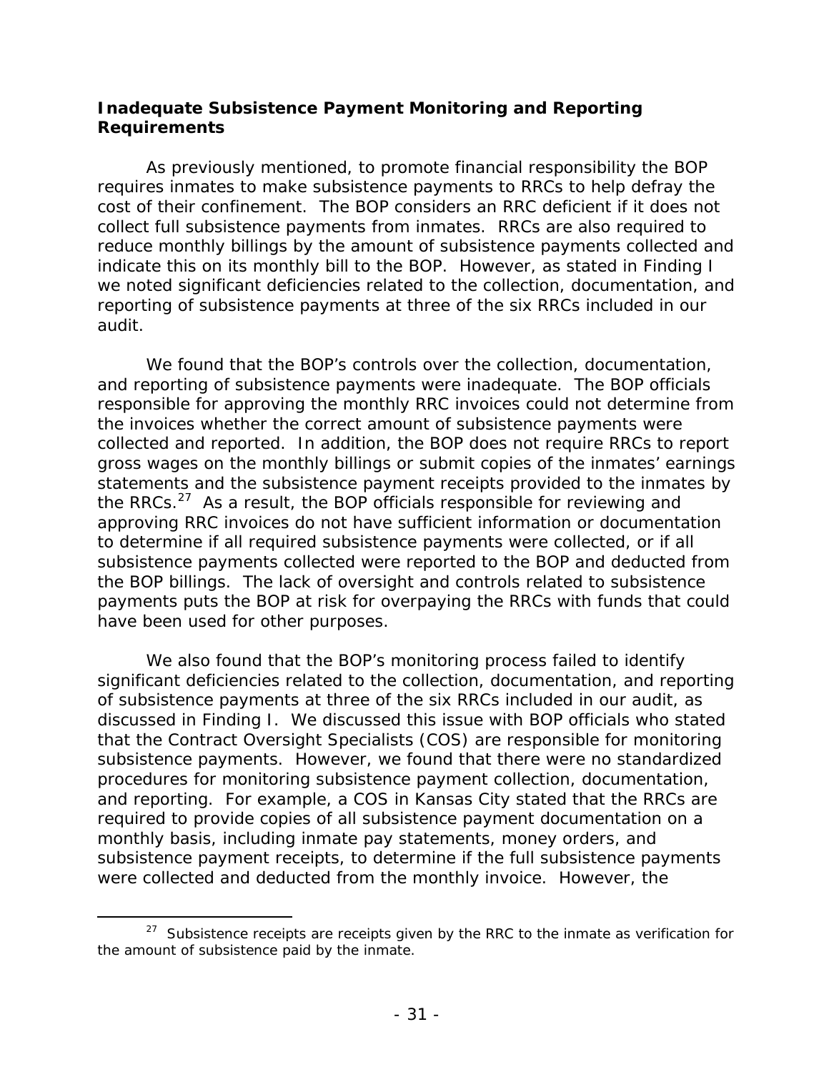### Inadequate Subsistence Payment Monitoring and Reporting Requirements

As previously mentioned, to promote financial responsibility the BOP requires inmates to make subsistence payments to RRCs to help defray the cost of their confinement. The BOP considers an RRC deficient if it does not collect full subsistence payments from inmates. RRCs are also required to reduce monthly billings by the amount of subsistence payments collected and indicate this on its monthly bill to the BOP. However, as stated in Finding I we noted significant deficiencies related to the collection, documentation, and reporting of subsistence payments at three of the six RRCs included in our audit.

We found that the BOP's controls over the collection, documentation, and reporting of subsistence payments were inadequate. The BOP officials responsible for approving the monthly RRC invoices could not determine from the invoices whether the correct amount of subsistence payments were collected and reported. In addition, the BOP does not require RRCs to report gross wages on the monthly billings or submit copies of the inmates' earnings statements and the subsistence payment receipts provided to the inmates by the RRCs.[27] As a result, the BOP officials responsible for reviewing and approving RRC invoices do not have sufficient information or documentation to determine if all required subsistence payments were collected, or if all subsistence payments collected were reported to the BOP and deducted from the BOP billings. The lack of oversight and controls related to subsistence payments puts the BOP at risk for overpaying the RRCs with funds that could have been used for other purposes.

We also found that the BOP's monitoring process failed to identify significant deficiencies related to the collection, documentation, and reporting of subsistence payments at three of the six RRCs included in our audit, as discussed in Finding I. We discussed this issue with BOP officials who stated that the Contract Oversight Specialists (COS) are responsible for monitoring subsistence payments. However, we found that there were no standardized procedures for monitoring subsistence payment collection, documentation, and reporting. For example, a COS in Kansas City stated that the RRCs are required to provide copies of all subsistence payment documentation on a monthly basis, including inmate pay statements, money orders, and subsistence payment receipts, to determine if the full subsistence payments were collected and deducted from the monthly invoice. However, the

[27] Subsistence receipts are receipts given by the RRC to the inmate as verification for the amount of subsistence paid by the inmate.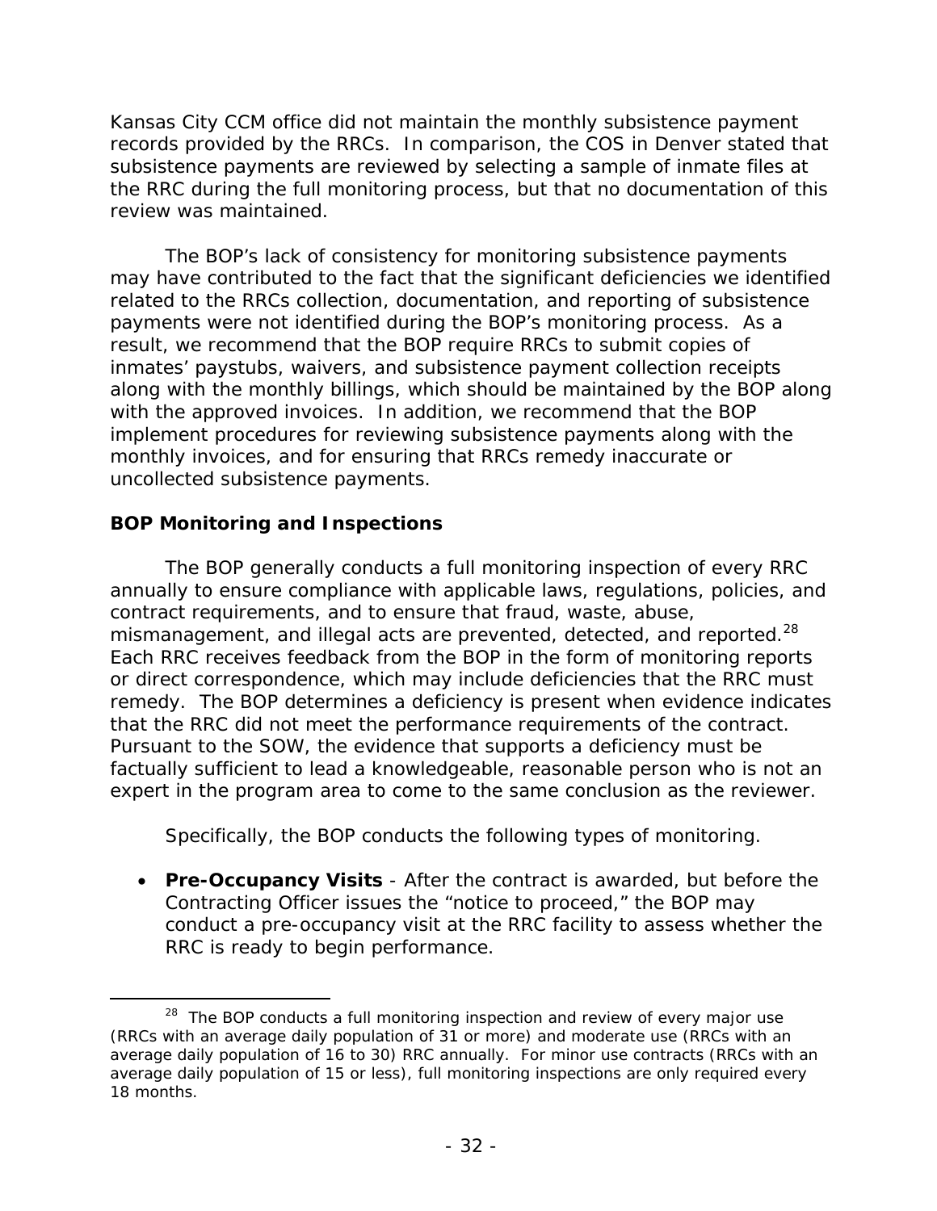Kansas City CCM office did not maintain the monthly subsistence payment records provided by the RRCs. In comparison, the COS in Denver stated that subsistence payments are reviewed by selecting a sample of inmate files at the RRC during the full monitoring process, but that no documentation of this review was maintained.

The BOP's lack of consistency for monitoring subsistence payments may have contributed to the fact that the significant deficiencies we identified related to the RRCs collection, documentation, and reporting of subsistence payments were not identified during the BOP's monitoring process. As a result, we recommend that the BOP require RRCs to submit copies of inmates' paystubs, waivers, and subsistence payment collection receipts along with the monthly billings, which should be maintained by the BOP along with the approved invoices. In addition, we recommend that the BOP implement procedures for reviewing subsistence payments along with the monthly invoices, and for ensuring that RRCs remedy inaccurate or uncollected subsistence payments.

**BOP Monitoring and Inspections**

The BOP generally conducts a full monitoring inspection of every RRC annually to ensure compliance with applicable laws, regulations, policies, and contract requirements, and to ensure that fraud, waste, abuse, mismanagement, and illegal acts are prevented, detected, and reported.[28] Each RRC receives feedback from the BOP in the form of monitoring reports or direct correspondence, which may include deficiencies that the RRC must remedy. The BOP determines a deficiency is present when evidence indicates that the RRC did not meet the performance requirements of the contract. Pursuant to the SOW, the evidence that supports a deficiency must be factually sufficient to lead a knowledgeable, reasonable person who is not an expert in the program area to come to the same conclusion as the reviewer.

Specifically, the BOP conducts the following types of monitoring.

- **Pre-Occupancy Visits** - After the contract is awarded, but before the Contracting Officer issues the "notice to proceed," the BOP may conduct a pre-occupancy visit at the RRC facility to assess whether the RRC is ready to begin performance.

---

[28] The BOP conducts a full monitoring inspection and review of every major use (RRCs with an average daily population of 31 or more) and moderate use (RRCs with an average daily population of 16 to 30) RRC annually. For minor use contracts (RRCs with an average daily population of 15 or less), full monitoring inspections are only required every 18 months.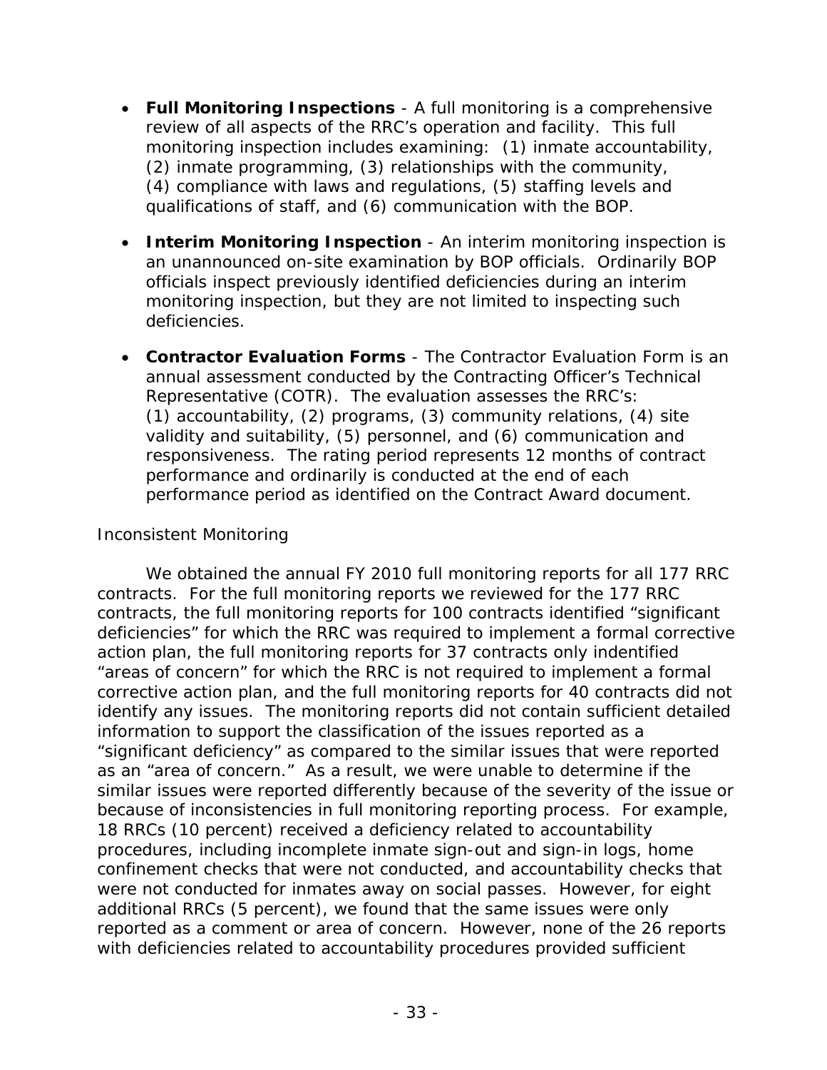- **Full Monitoring Inspections** - A full monitoring is a comprehensive review of all aspects of the RRC's operation and facility. This full monitoring inspection includes examining: (1) inmate accountability, (2) inmate programming, (3) relationships with the community, (4) compliance with laws and regulations, (5) staffing levels and qualifications of staff, and (6) communication with the BOP.

- **Interim Monitoring Inspection** - An interim monitoring inspection is an unannounced on-site examination by BOP officials. Ordinarily BOP officials inspect previously identified deficiencies during an interim monitoring inspection, but they are not limited to inspecting such deficiencies.

- **Contractor Evaluation Forms** - The Contractor Evaluation Form is an annual assessment conducted by the Contracting Officer's Technical Representative (COTR). The evaluation assesses the RRC's: (1) accountability, (2) programs, (3) community relations, (4) site validity and suitability, (5) personnel, and (6) communication and responsiveness. The rating period represents 12 months of contract performance and ordinarily is conducted at the end of each performance period as identified on the Contract Award document.

*Inconsistent Monitoring*

We obtained the annual FY 2010 full monitoring reports for all 177 RRC contracts. For the full monitoring reports we reviewed for the 177 RRC contracts, the full monitoring reports for 100 contracts identified "significant deficiencies" for which the RRC was required to implement a formal corrective action plan, the full monitoring reports for 37 contracts only indentified "areas of concern" for which the RRC is not required to implement a formal corrective action plan, and the full monitoring reports for 40 contracts did not identify any issues. The monitoring reports did not contain sufficient detailed information to support the classification of the issues reported as a "significant deficiency" as compared to the similar issues that were reported as an "area of concern." As a result, we were unable to determine if the similar issues were reported differently because of the severity of the issue or because of inconsistencies in full monitoring reporting process. For example, 18 RRCs (10 percent) received a deficiency related to accountability procedures, including incomplete inmate sign-out and sign-in logs, home confinement checks that were not conducted, and accountability checks that were not conducted for inmates away on social passes. However, for eight additional RRCs (5 percent), we found that the same issues were only reported as a comment or area of concern. However, none of the 26 reports with deficiencies related to accountability procedures provided sufficient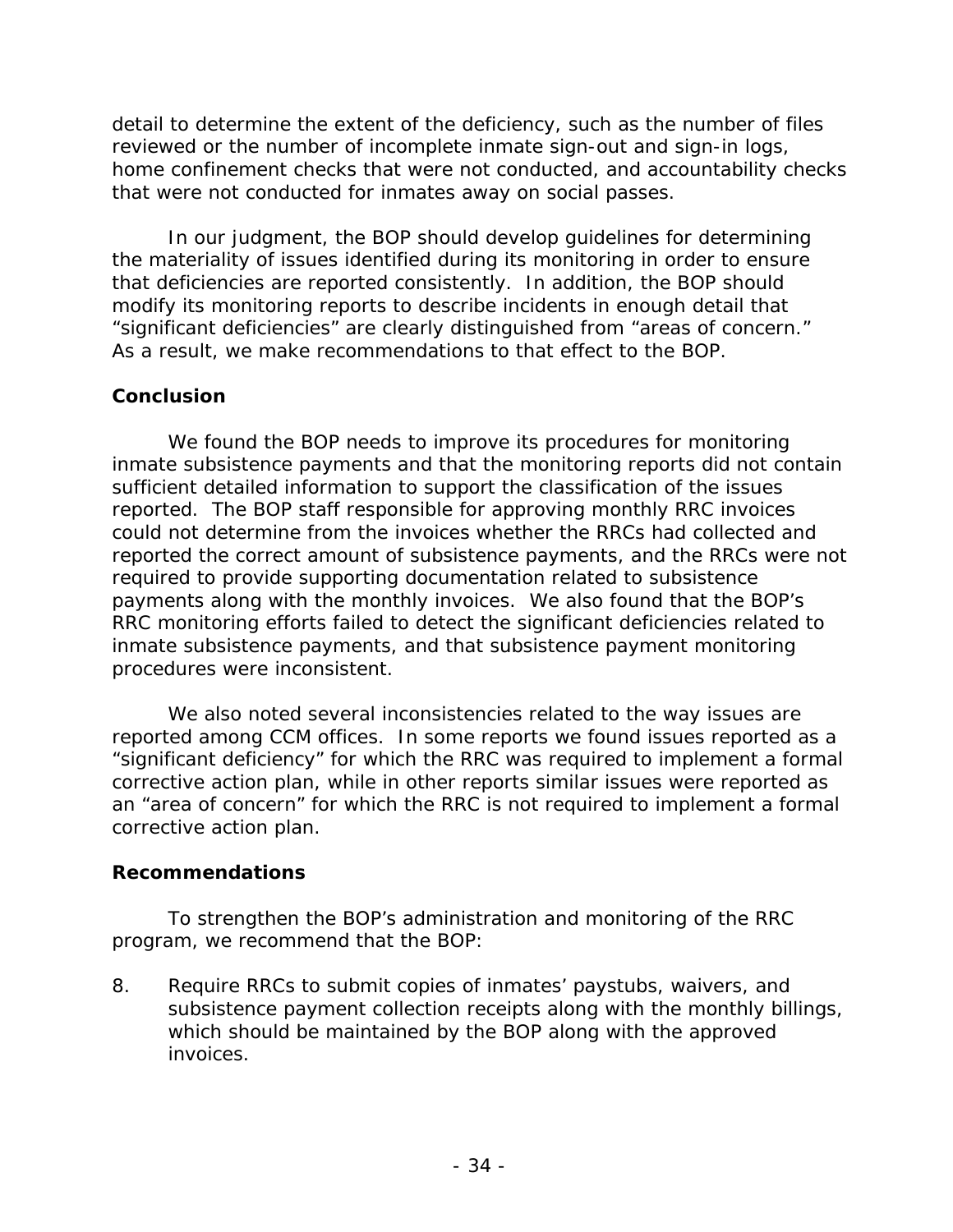detail to determine the extent of the deficiency, such as the number of files reviewed or the number of incomplete inmate sign-out and sign-in logs, home confinement checks that were not conducted, and accountability checks that were not conducted for inmates away on social passes.

In our judgment, the BOP should develop guidelines for determining the materiality of issues identified during its monitoring in order to ensure that deficiencies are reported consistently. In addition, the BOP should modify its monitoring reports to describe incidents in enough detail that "significant deficiencies" are clearly distinguished from "areas of concern." As a result, we make recommendations to that effect to the BOP.

### Conclusion

We found the BOP needs to improve its procedures for monitoring inmate subsistence payments and that the monitoring reports did not contain sufficient detailed information to support the classification of the issues reported. The BOP staff responsible for approving monthly RRC invoices could not determine from the invoices whether the RRCs had collected and reported the correct amount of subsistence payments, and the RRCs were not required to provide supporting documentation related to subsistence payments along with the monthly invoices. We also found that the BOP's RRC monitoring efforts failed to detect the significant deficiencies related to inmate subsistence payments, and that subsistence payment monitoring procedures were inconsistent.

We also noted several inconsistencies related to the way issues are reported among CCM offices. In some reports we found issues reported as a "significant deficiency" for which the RRC was required to implement a formal corrective action plan, while in other reports similar issues were reported as an "area of concern" for which the RRC is not required to implement a formal corrective action plan.

### Recommendations

To strengthen the BOP's administration and monitoring of the RRC program, we recommend that the BOP:

8. Require RRCs to submit copies of inmates' paystubs, waivers, and subsistence payment collection receipts along with the monthly billings, which should be maintained by the BOP along with the approved invoices.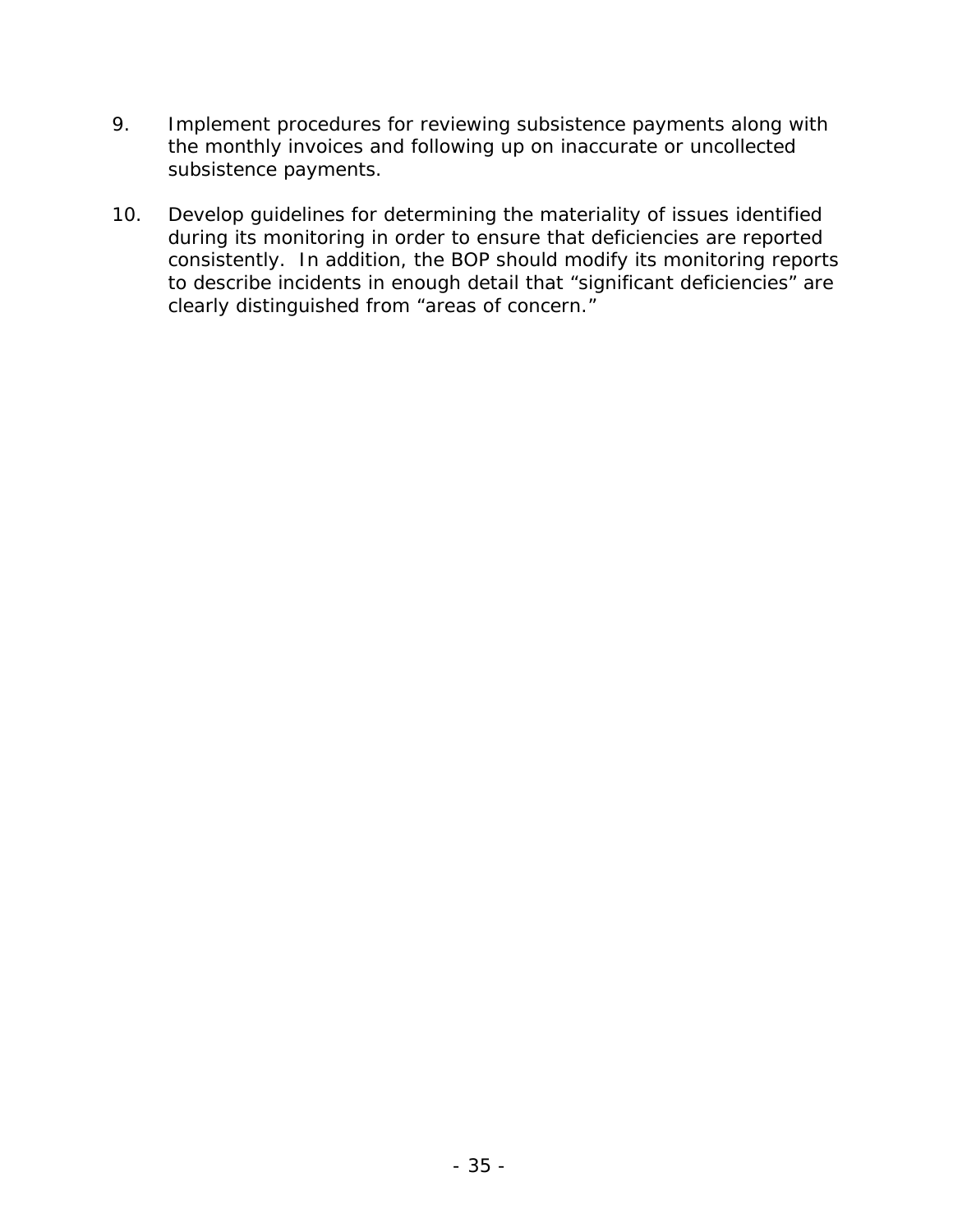9. Implement procedures for reviewing subsistence payments along with the monthly invoices and following up on inaccurate or uncollected subsistence payments.

10. Develop guidelines for determining the materiality of issues identified during its monitoring in order to ensure that deficiencies are reported consistently. In addition, the BOP should modify its monitoring reports to describe incidents in enough detail that "significant deficiencies" are clearly distinguished from "areas of concern."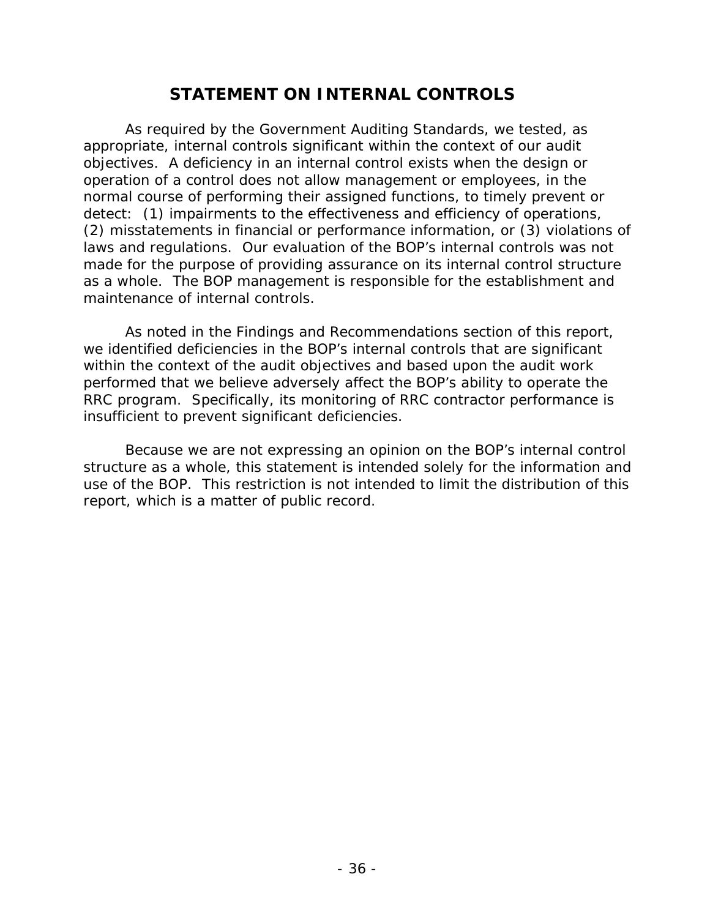# STATEMENT ON INTERNAL CONTROLS

As required by the Government Auditing Standards, we tested, as appropriate, internal controls significant within the context of our audit objectives. A deficiency in an internal control exists when the design or operation of a control does not allow management or employees, in the normal course of performing their assigned functions, to timely prevent or detect: (1) impairments to the effectiveness and efficiency of operations, (2) misstatements in financial or performance information, or (3) violations of laws and regulations. Our evaluation of the BOP's internal controls was not made for the purpose of providing assurance on its internal control structure as a whole. The BOP management is responsible for the establishment and maintenance of internal controls.

As noted in the Findings and Recommendations section of this report, we identified deficiencies in the BOP's internal controls that are significant within the context of the audit objectives and based upon the audit work performed that we believe adversely affect the BOP's ability to operate the RRC program. Specifically, its monitoring of RRC contractor performance is insufficient to prevent significant deficiencies.

Because we are not expressing an opinion on the BOP's internal control structure as a whole, this statement is intended solely for the information and use of the BOP. This restriction is not intended to limit the distribution of this report, which is a matter of public record.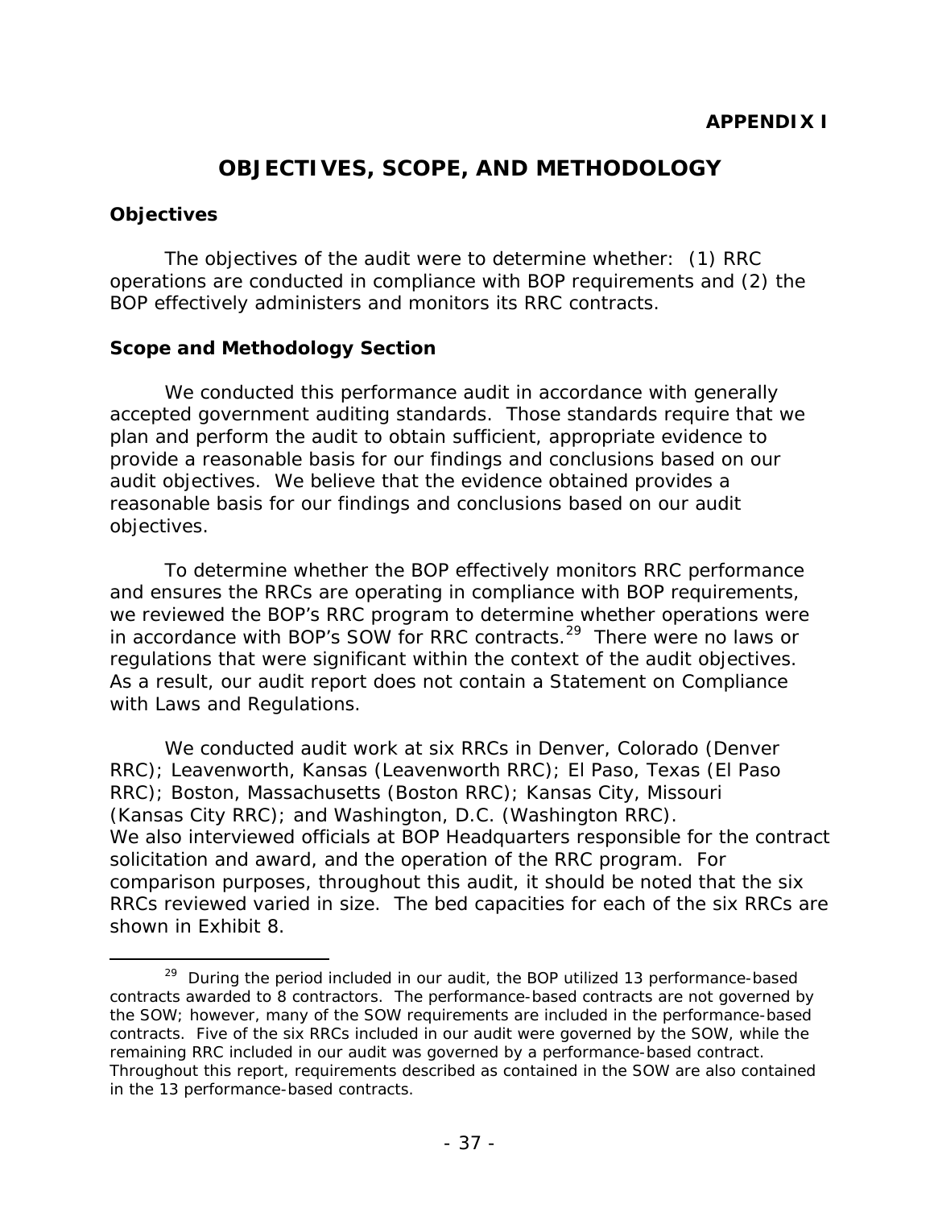**APPENDIX I**

# OBJECTIVES, SCOPE, AND METHODOLOGY

## Objectives

The objectives of the audit were to determine whether: (1) RRC operations are conducted in compliance with BOP requirements and (2) the BOP effectively administers and monitors its RRC contracts.

## Scope and Methodology Section

We conducted this performance audit in accordance with generally accepted government auditing standards. Those standards require that we plan and perform the audit to obtain sufficient, appropriate evidence to provide a reasonable basis for our findings and conclusions based on our audit objectives. We believe that the evidence obtained provides a reasonable basis for our findings and conclusions based on our audit objectives.

To determine whether the BOP effectively monitors RRC performance and ensures the RRCs are operating in compliance with BOP requirements, we reviewed the BOP's RRC program to determine whether operations were in accordance with BOP's SOW for RRC contracts.[29] There were no laws or regulations that were significant within the context of the audit objectives. As a result, our audit report does not contain a Statement on Compliance with Laws and Regulations.

We conducted audit work at six RRCs in Denver, Colorado (Denver RRC); Leavenworth, Kansas (Leavenworth RRC); El Paso, Texas (El Paso RRC); Boston, Massachusetts (Boston RRC); Kansas City, Missouri (Kansas City RRC); and Washington, D.C. (Washington RRC). We also interviewed officials at BOP Headquarters responsible for the contract solicitation and award, and the operation of the RRC program. For comparison purposes, throughout this audit, it should be noted that the six RRCs reviewed varied in size. The bed capacities for each of the six RRCs are shown in Exhibit 8.

---

[29] During the period included in our audit, the BOP utilized 13 performance-based contracts awarded to 8 contractors. The performance-based contracts are not governed by the SOW; however, many of the SOW requirements are included in the performance-based contracts. Five of the six RRCs included in our audit were governed by the SOW, while the remaining RRC included in our audit was governed by a performance-based contract. Throughout this report, requirements described as contained in the SOW are also contained in the 13 performance-based contracts.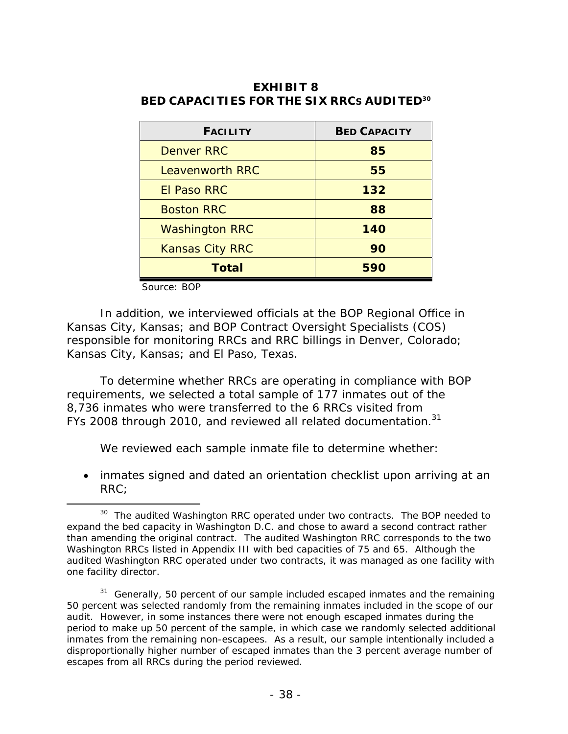**EXHIBIT 8**
**BED CAPACITIES FOR THE SIX RRCS AUDITED[30]**

| FACILITY | BED CAPACITY |
|---|---|
| Denver RRC | **85** |
| Leavenworth RRC | **55** |
| El Paso RRC | **132** |
| Boston RRC | **88** |
| Washington RRC | **140** |
| Kansas City RRC | **90** |
| **Total** | **590** |

Source: BOP

In addition, we interviewed officials at the BOP Regional Office in Kansas City, Kansas; and BOP Contract Oversight Specialists (COS) responsible for monitoring RRCs and RRC billings in Denver, Colorado; Kansas City, Kansas; and El Paso, Texas.

To determine whether RRCs are operating in compliance with BOP requirements, we selected a total sample of 177 inmates out of the 8,736 inmates who were transferred to the 6 RRCs visited from FYs 2008 through 2010, and reviewed all related documentation.[31]

We reviewed each sample inmate file to determine whether:

- inmates signed and dated an orientation checklist upon arriving at an RRC;

---

[30] The audited Washington RRC operated under two contracts. The BOP needed to expand the bed capacity in Washington D.C. and chose to award a second contract rather than amending the original contract. The audited Washington RRC corresponds to the two Washington RRCs listed in Appendix III with bed capacities of 75 and 65. Although the audited Washington RRC operated under two contracts, it was managed as one facility with one facility director.

[31] Generally, 50 percent of our sample included escaped inmates and the remaining 50 percent was selected randomly from the remaining inmates included in the scope of our audit. However, in some instances there were not enough escaped inmates during the period to make up 50 percent of the sample, in which case we randomly selected additional inmates from the remaining non-escapees. As a result, our sample intentionally included a disproportionally higher number of escaped inmates than the 3 percent average number of escapes from all RRCs during the period reviewed.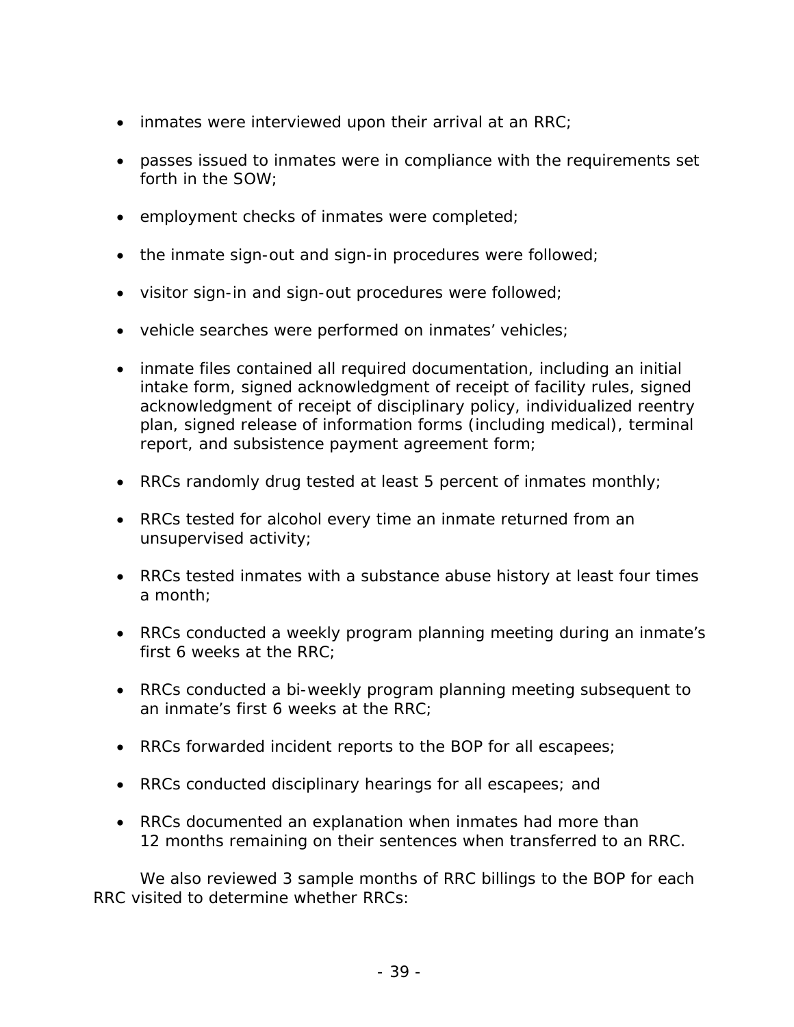- inmates were interviewed upon their arrival at an RRC;
- passes issued to inmates were in compliance with the requirements set forth in the SOW;
- employment checks of inmates were completed;
- the inmate sign-out and sign-in procedures were followed;
- visitor sign-in and sign-out procedures were followed;
- vehicle searches were performed on inmates' vehicles;
- inmate files contained all required documentation, including an initial intake form, signed acknowledgment of receipt of facility rules, signed acknowledgment of receipt of disciplinary policy, individualized reentry plan, signed release of information forms (including medical), terminal report, and subsistence payment agreement form;
- RRCs randomly drug tested at least 5 percent of inmates monthly;
- RRCs tested for alcohol every time an inmate returned from an unsupervised activity;
- RRCs tested inmates with a substance abuse history at least four times a month;
- RRCs conducted a weekly program planning meeting during an inmate's first 6 weeks at the RRC;
- RRCs conducted a bi-weekly program planning meeting subsequent to an inmate's first 6 weeks at the RRC;
- RRCs forwarded incident reports to the BOP for all escapees;
- RRCs conducted disciplinary hearings for all escapees; and
- RRCs documented an explanation when inmates had more than 12 months remaining on their sentences when transferred to an RRC.

We also reviewed 3 sample months of RRC billings to the BOP for each RRC visited to determine whether RRCs: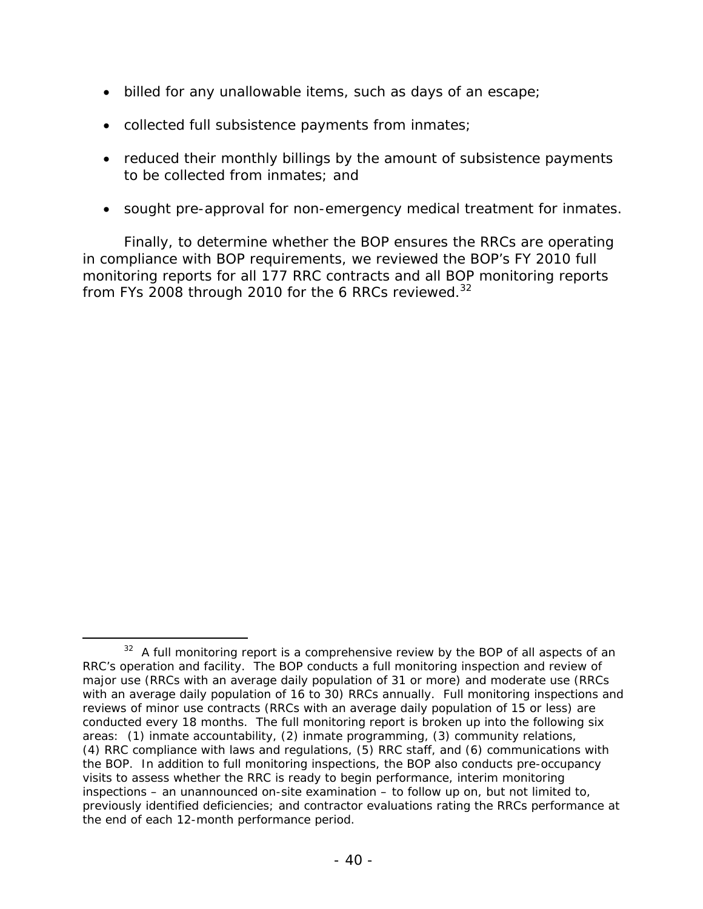- billed for any unallowable items, such as days of an escape;
- collected full subsistence payments from inmates;
- reduced their monthly billings by the amount of subsistence payments to be collected from inmates; and
- sought pre-approval for non-emergency medical treatment for inmates.

Finally, to determine whether the BOP ensures the RRCs are operating in compliance with BOP requirements, we reviewed the BOP's FY 2010 full monitoring reports for all 177 RRC contracts and all BOP monitoring reports from FYs 2008 through 2010 for the 6 RRCs reviewed.[32]

---

[32] A full monitoring report is a comprehensive review by the BOP of all aspects of an RRC's operation and facility. The BOP conducts a full monitoring inspection and review of major use (RRCs with an average daily population of 31 or more) and moderate use (RRCs with an average daily population of 16 to 30) RRCs annually. Full monitoring inspections and reviews of minor use contracts (RRCs with an average daily population of 15 or less) are conducted every 18 months. The full monitoring report is broken up into the following six areas: (1) inmate accountability, (2) inmate programming, (3) community relations, (4) RRC compliance with laws and regulations, (5) RRC staff, and (6) communications with the BOP. In addition to full monitoring inspections, the BOP also conducts pre-occupancy visits to assess whether the RRC is ready to begin performance, interim monitoring inspections – an unannounced on-site examination – to follow up on, but not limited to, previously identified deficiencies; and contractor evaluations rating the RRCs performance at the end of each 12-month performance period.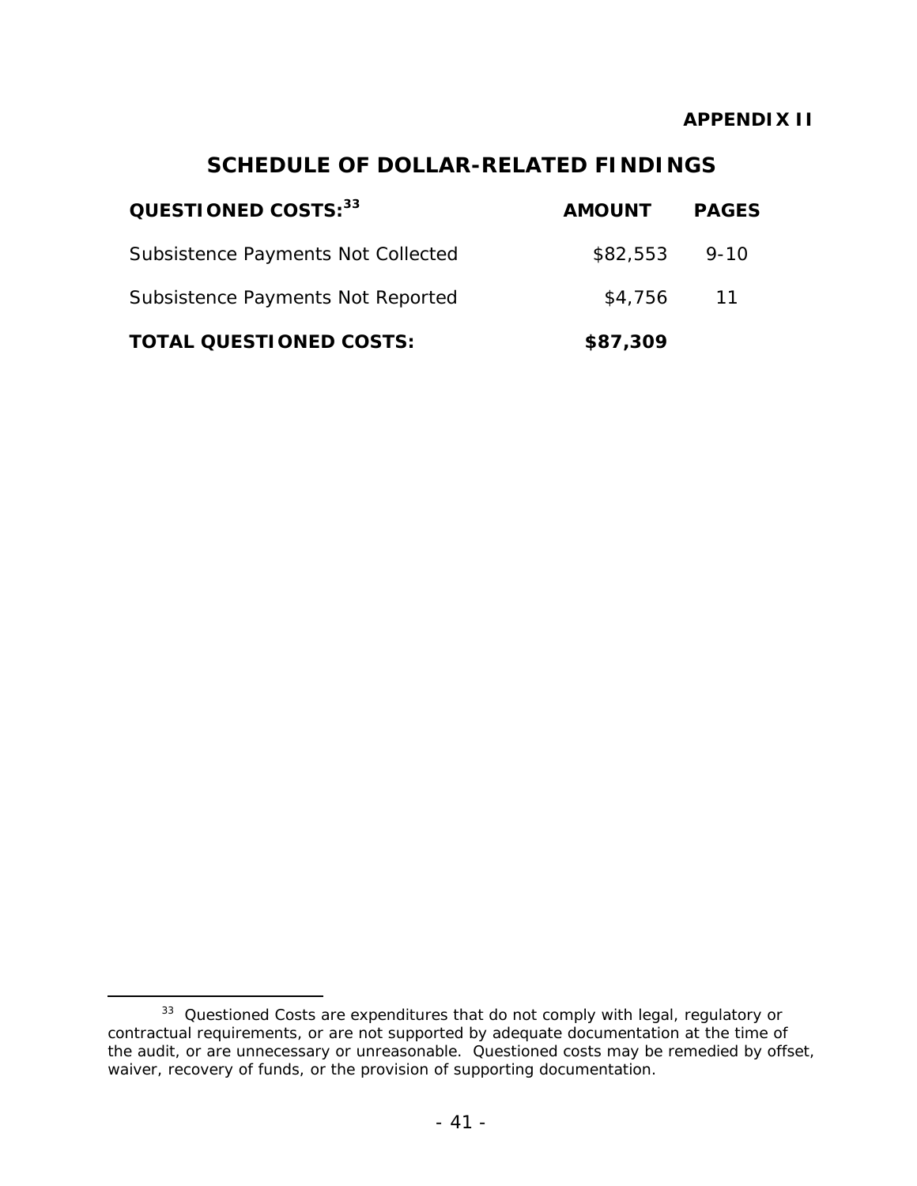**APPENDIX II**

# SCHEDULE OF DOLLAR-RELATED FINDINGS

| QUESTIONED COSTS:[33] | AMOUNT | PAGES |
|---|---|---|
| Subsistence Payments Not Collected | $82,553 | 9-10 |
| Subsistence Payments Not Reported | $4,756 | 11 |
| **TOTAL QUESTIONED COSTS:** | **$87,309** | |

[33] Questioned Costs are expenditures that do not comply with legal, regulatory or contractual requirements, or are not supported by adequate documentation at the time of the audit, or are unnecessary or unreasonable. Questioned costs may be remedied by offset, waiver, recovery of funds, or the provision of supporting documentation.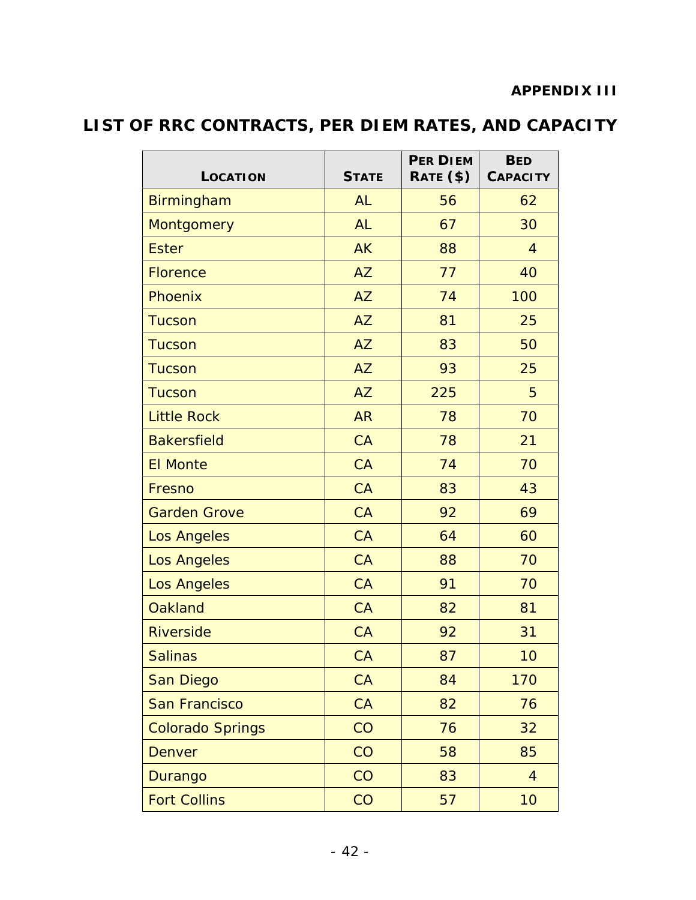**APPENDIX III**

# LIST OF RRC CONTRACTS, PER DIEM RATES, AND CAPACITY

| LOCATION | STATE | PER DIEM RATE ($) | BED CAPACITY |
|---|---|---|---|
| Birmingham | AL | 56 | 62 |
| Montgomery | AL | 67 | 30 |
| Ester | AK | 88 | 4 |
| Florence | AZ | 77 | 40 |
| Phoenix | AZ | 74 | 100 |
| Tucson | AZ | 81 | 25 |
| Tucson | AZ | 83 | 50 |
| Tucson | AZ | 93 | 25 |
| Tucson | AZ | 225 | 5 |
| Little Rock | AR | 78 | 70 |
| Bakersfield | CA | 78 | 21 |
| El Monte | CA | 74 | 70 |
| Fresno | CA | 83 | 43 |
| Garden Grove | CA | 92 | 69 |
| Los Angeles | CA | 64 | 60 |
| Los Angeles | CA | 88 | 70 |
| Los Angeles | CA | 91 | 70 |
| Oakland | CA | 82 | 81 |
| Riverside | CA | 92 | 31 |
| Salinas | CA | 87 | 10 |
| San Diego | CA | 84 | 170 |
| San Francisco | CA | 82 | 76 |
| Colorado Springs | CO | 76 | 32 |
| Denver | CO | 58 | 85 |
| Durango | CO | 83 | 4 |
| Fort Collins | CO | 57 | 10 |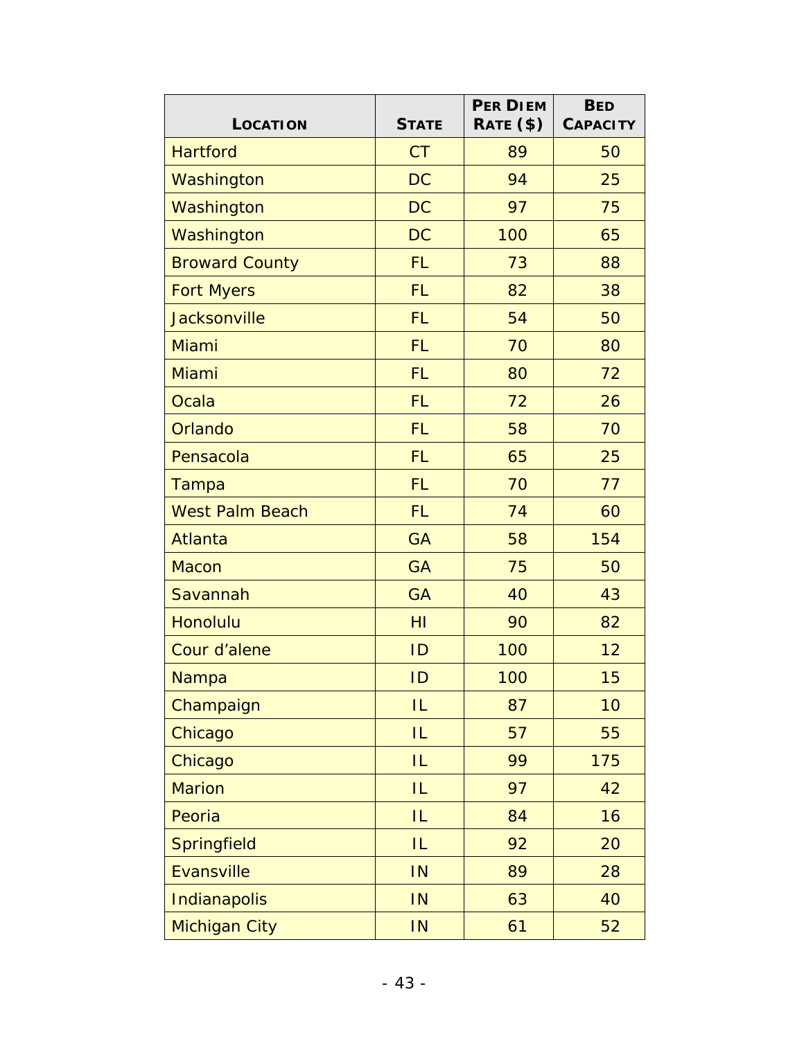| LOCATION | STATE | PER DIEM RATE ($) | BED CAPACITY |
|---|---|---|---|
| Hartford | CT | 89 | 50 |
| Washington | DC | 94 | 25 |
| Washington | DC | 97 | 75 |
| Washington | DC | 100 | 65 |
| Broward County | FL | 73 | 88 |
| Fort Myers | FL | 82 | 38 |
| Jacksonville | FL | 54 | 50 |
| Miami | FL | 70 | 80 |
| Miami | FL | 80 | 72 |
| Ocala | FL | 72 | 26 |
| Orlando | FL | 58 | 70 |
| Pensacola | FL | 65 | 25 |
| Tampa | FL | 70 | 77 |
| West Palm Beach | FL | 74 | 60 |
| Atlanta | GA | 58 | 154 |
| Macon | GA | 75 | 50 |
| Savannah | GA | 40 | 43 |
| Honolulu | HI | 90 | 82 |
| Cour d'alene | ID | 100 | 12 |
| Nampa | ID | 100 | 15 |
| Champaign | IL | 87 | 10 |
| Chicago | IL | 57 | 55 |
| Chicago | IL | 99 | 175 |
| Marion | IL | 97 | 42 |
| Peoria | IL | 84 | 16 |
| Springfield | IL | 92 | 20 |
| Evansville | IN | 89 | 28 |
| Indianapolis | IN | 63 | 40 |
| Michigan City | IN | 61 | 52 |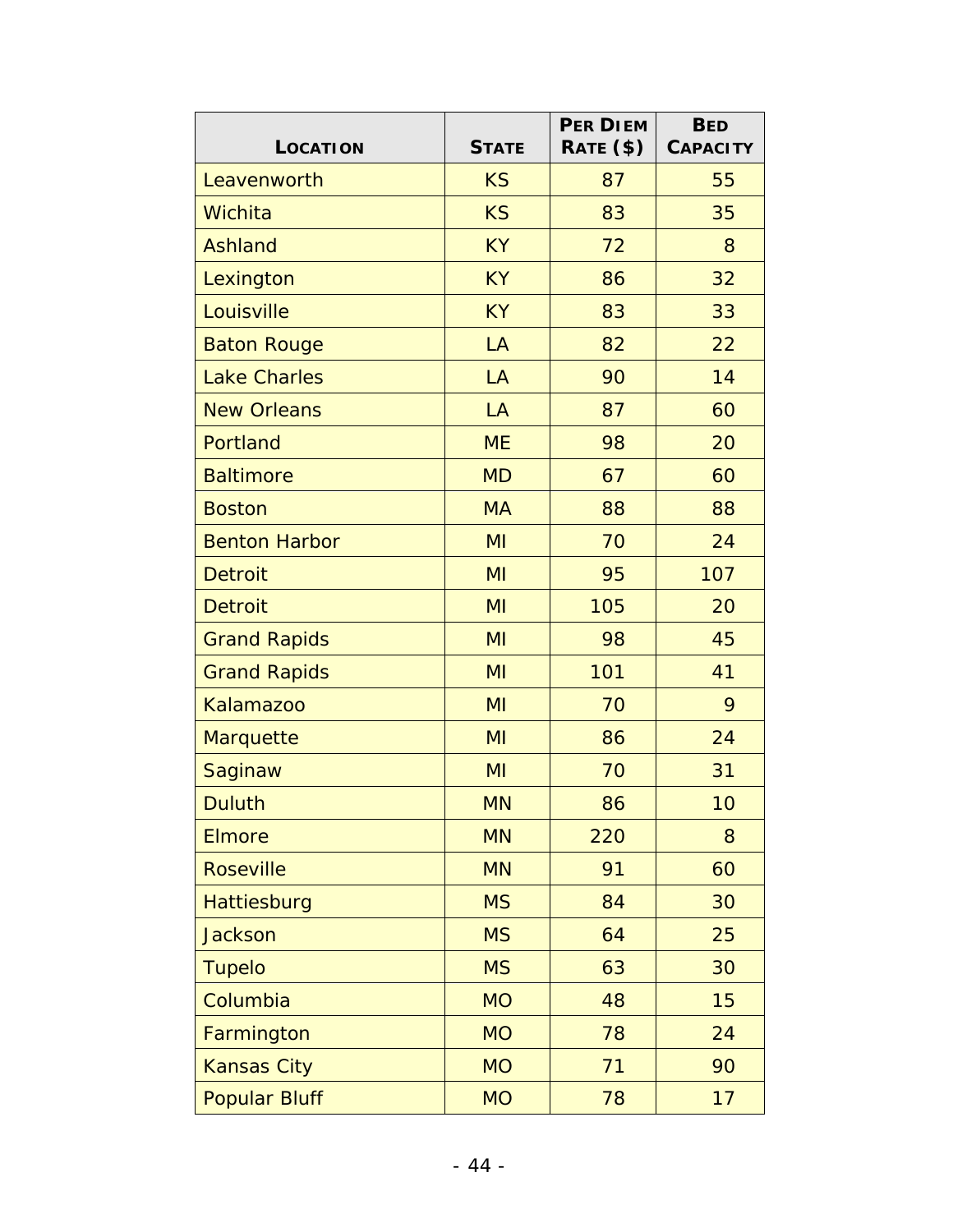| Location | State | Per Diem Rate ($) | Bed Capacity |
|---|---|---|---|
| Leavenworth | KS | 87 | 55 |
| Wichita | KS | 83 | 35 |
| Ashland | KY | 72 | 8 |
| Lexington | KY | 86 | 32 |
| Louisville | KY | 83 | 33 |
| Baton Rouge | LA | 82 | 22 |
| Lake Charles | LA | 90 | 14 |
| New Orleans | LA | 87 | 60 |
| Portland | ME | 98 | 20 |
| Baltimore | MD | 67 | 60 |
| Boston | MA | 88 | 88 |
| Benton Harbor | MI | 70 | 24 |
| Detroit | MI | 95 | 107 |
| Detroit | MI | 105 | 20 |
| Grand Rapids | MI | 98 | 45 |
| Grand Rapids | MI | 101 | 41 |
| Kalamazoo | MI | 70 | 9 |
| Marquette | MI | 86 | 24 |
| Saginaw | MI | 70 | 31 |
| Duluth | MN | 86 | 10 |
| Elmore | MN | 220 | 8 |
| Roseville | MN | 91 | 60 |
| Hattiesburg | MS | 84 | 30 |
| Jackson | MS | 64 | 25 |
| Tupelo | MS | 63 | 30 |
| Columbia | MO | 48 | 15 |
| Farmington | MO | 78 | 24 |
| Kansas City | MO | 71 | 90 |
| Popular Bluff | MO | 78 | 17 |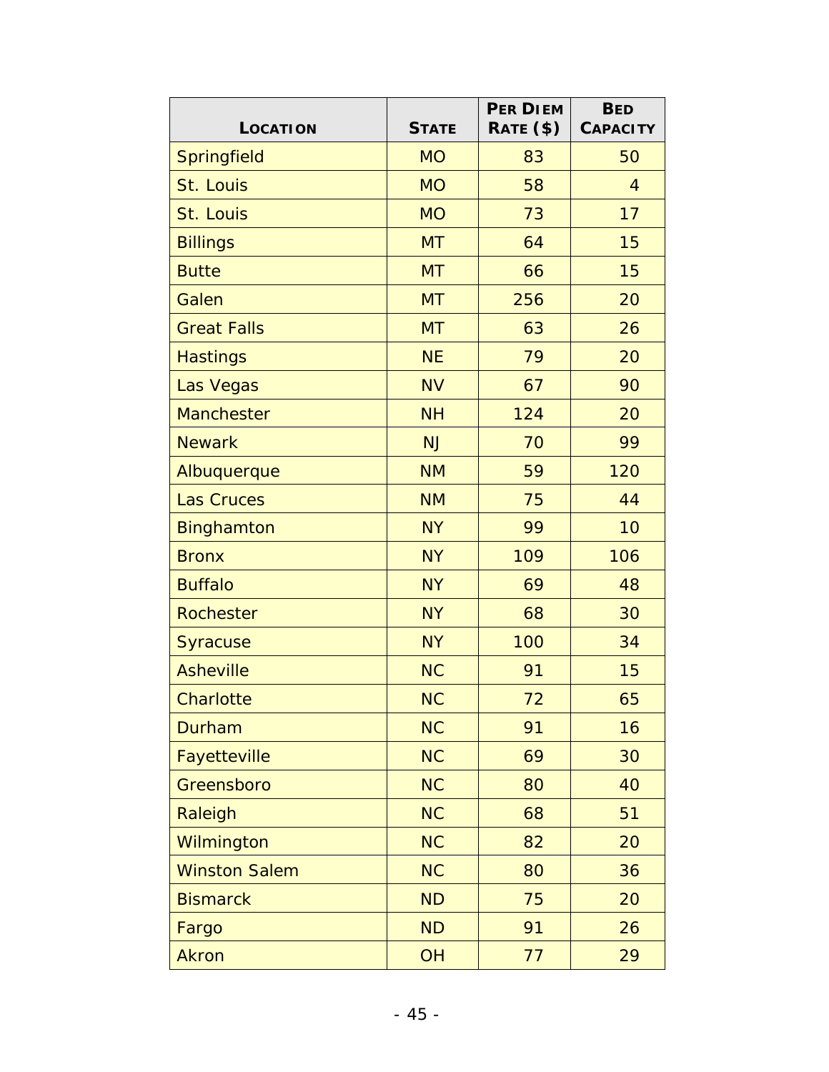| Location | State | Per Diem Rate ($) | Bed Capacity |
| --- | --- | --- | --- |
| Springfield | MO | 83 | 50 |
| St. Louis | MO | 58 | 4 |
| St. Louis | MO | 73 | 17 |
| Billings | MT | 64 | 15 |
| Butte | MT | 66 | 15 |
| Galen | MT | 256 | 20 |
| Great Falls | MT | 63 | 26 |
| Hastings | NE | 79 | 20 |
| Las Vegas | NV | 67 | 90 |
| Manchester | NH | 124 | 20 |
| Newark | NJ | 70 | 99 |
| Albuquerque | NM | 59 | 120 |
| Las Cruces | NM | 75 | 44 |
| Binghamton | NY | 99 | 10 |
| Bronx | NY | 109 | 106 |
| Buffalo | NY | 69 | 48 |
| Rochester | NY | 68 | 30 |
| Syracuse | NY | 100 | 34 |
| Asheville | NC | 91 | 15 |
| Charlotte | NC | 72 | 65 |
| Durham | NC | 91 | 16 |
| Fayetteville | NC | 69 | 30 |
| Greensboro | NC | 80 | 40 |
| Raleigh | NC | 68 | 51 |
| Wilmington | NC | 82 | 20 |
| Winston Salem | NC | 80 | 36 |
| Bismarck | ND | 75 | 20 |
| Fargo | ND | 91 | 26 |
| Akron | OH | 77 | 29 |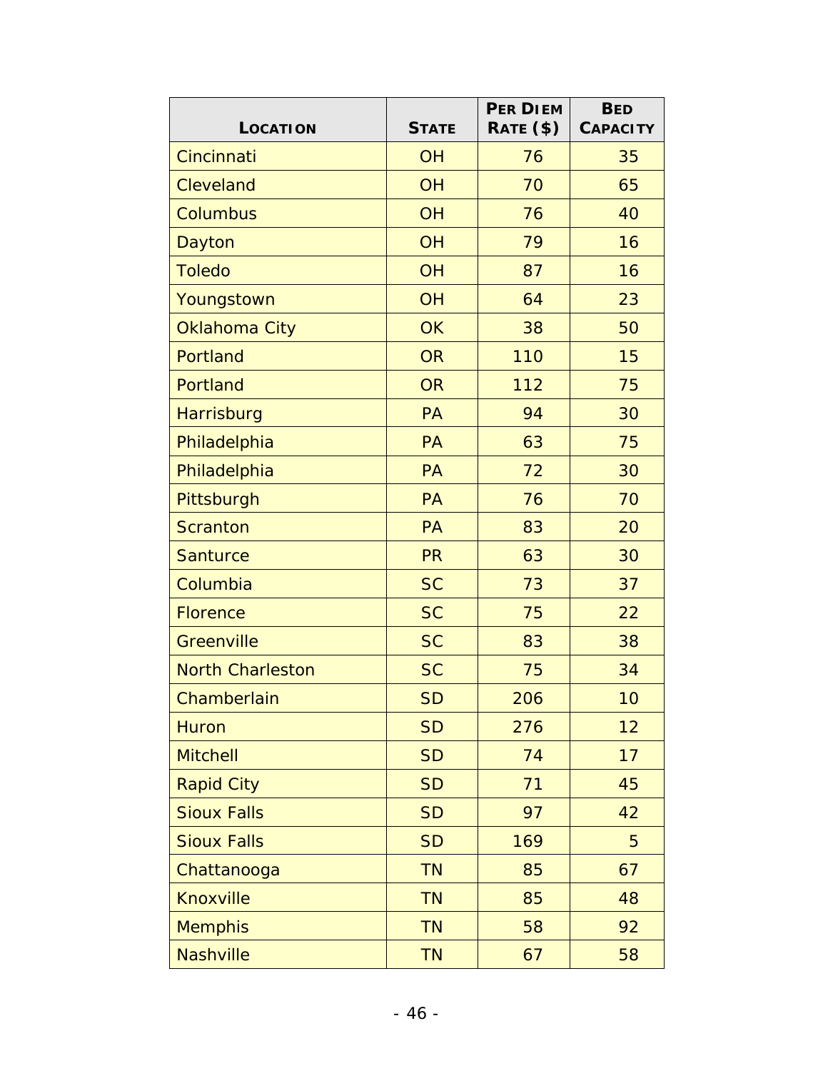| Location | State | Per Diem Rate ($) | Bed Capacity |
|---|---|---|---|
| Cincinnati | OH | 76 | 35 |
| Cleveland | OH | 70 | 65 |
| Columbus | OH | 76 | 40 |
| Dayton | OH | 79 | 16 |
| Toledo | OH | 87 | 16 |
| Youngstown | OH | 64 | 23 |
| Oklahoma City | OK | 38 | 50 |
| Portland | OR | 110 | 15 |
| Portland | OR | 112 | 75 |
| Harrisburg | PA | 94 | 30 |
| Philadelphia | PA | 63 | 75 |
| Philadelphia | PA | 72 | 30 |
| Pittsburgh | PA | 76 | 70 |
| Scranton | PA | 83 | 20 |
| Santurce | PR | 63 | 30 |
| Columbia | SC | 73 | 37 |
| Florence | SC | 75 | 22 |
| Greenville | SC | 83 | 38 |
| North Charleston | SC | 75 | 34 |
| Chamberlain | SD | 206 | 10 |
| Huron | SD | 276 | 12 |
| Mitchell | SD | 74 | 17 |
| Rapid City | SD | 71 | 45 |
| Sioux Falls | SD | 97 | 42 |
| Sioux Falls | SD | 169 | 5 |
| Chattanooga | TN | 85 | 67 |
| Knoxville | TN | 85 | 48 |
| Memphis | TN | 58 | 92 |
| Nashville | TN | 67 | 58 |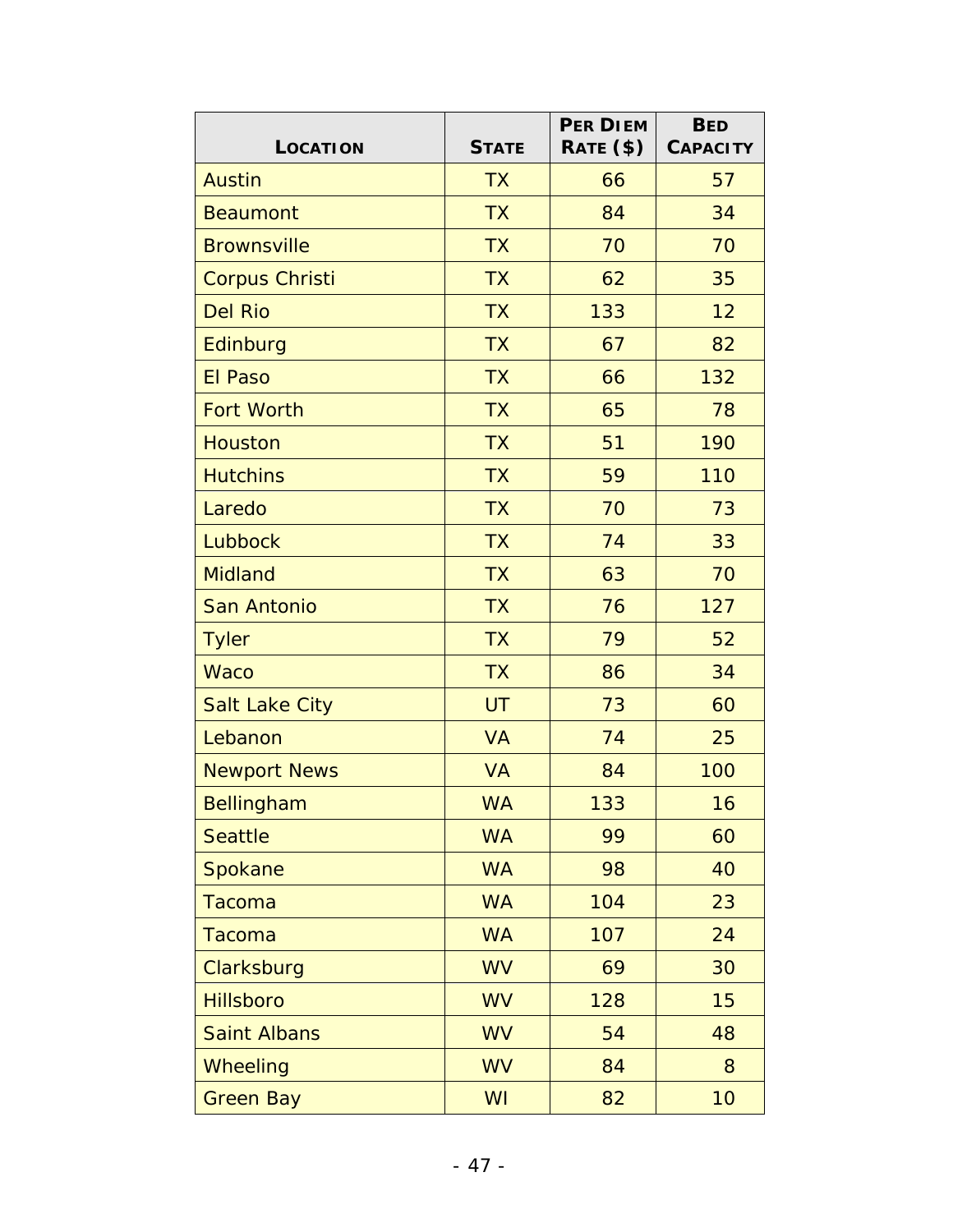| LOCATION | STATE | PER DIEM RATE ($) | BED CAPACITY |
|---|---|---|---|
| Austin | TX | 66 | 57 |
| Beaumont | TX | 84 | 34 |
| Brownsville | TX | 70 | 70 |
| Corpus Christi | TX | 62 | 35 |
| Del Rio | TX | 133 | 12 |
| Edinburg | TX | 67 | 82 |
| El Paso | TX | 66 | 132 |
| Fort Worth | TX | 65 | 78 |
| Houston | TX | 51 | 190 |
| Hutchins | TX | 59 | 110 |
| Laredo | TX | 70 | 73 |
| Lubbock | TX | 74 | 33 |
| Midland | TX | 63 | 70 |
| San Antonio | TX | 76 | 127 |
| Tyler | TX | 79 | 52 |
| Waco | TX | 86 | 34 |
| Salt Lake City | UT | 73 | 60 |
| Lebanon | VA | 74 | 25 |
| Newport News | VA | 84 | 100 |
| Bellingham | WA | 133 | 16 |
| Seattle | WA | 99 | 60 |
| Spokane | WA | 98 | 40 |
| Tacoma | WA | 104 | 23 |
| Tacoma | WA | 107 | 24 |
| Clarksburg | WV | 69 | 30 |
| Hillsboro | WV | 128 | 15 |
| Saint Albans | WV | 54 | 48 |
| Wheeling | WV | 84 | 8 |
| Green Bay | WI | 82 | 10 |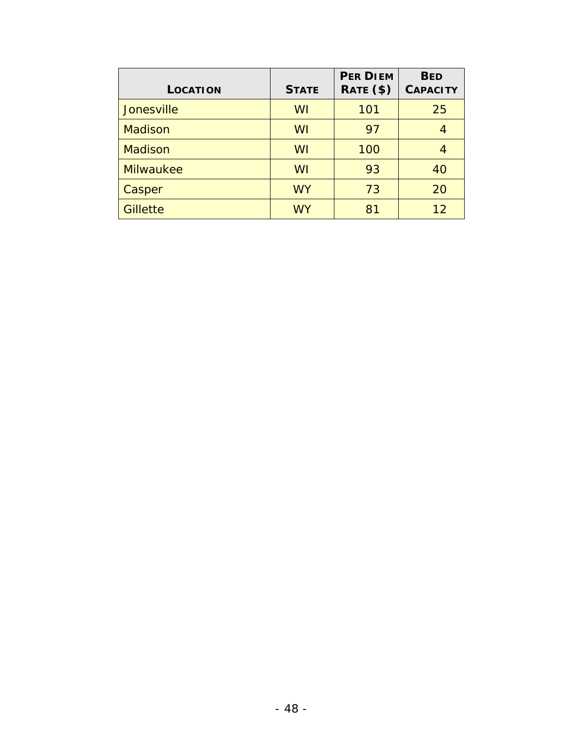| LOCATION | STATE | PER DIEM RATE ($) | BED CAPACITY |
|---|---|---|---|
| Jonesville | WI | 101 | 25 |
| Madison | WI | 97 | 4 |
| Madison | WI | 100 | 4 |
| Milwaukee | WI | 93 | 40 |
| Casper | WY | 73 | 20 |
| Gillette | WY | 81 | 12 |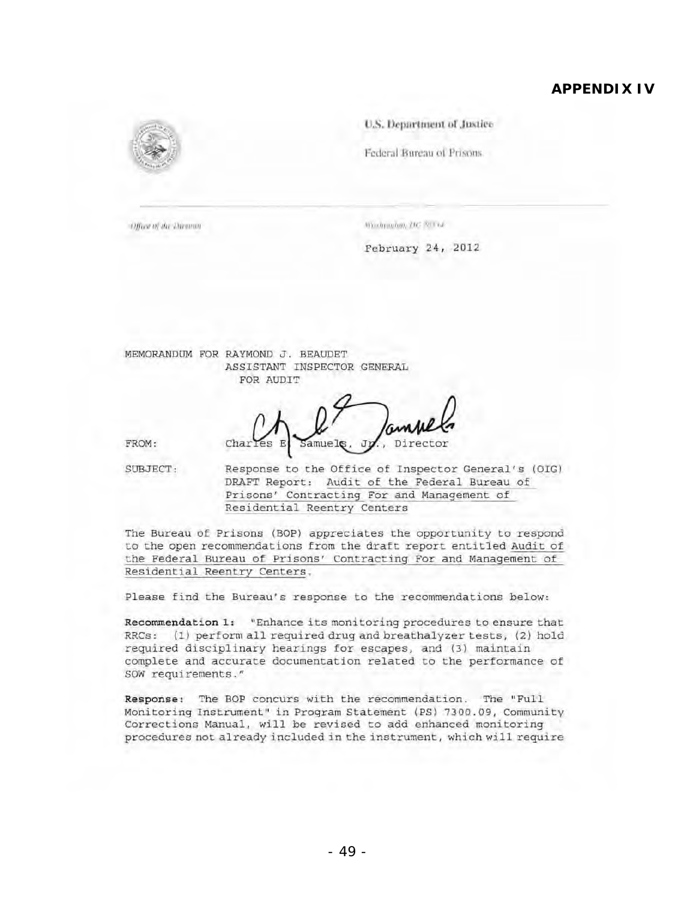## APPENDIX IV

U.S. Department of Justice

Federal Bureau of Prisons

Office of the Director

Washington, DC 20534

February 24, 2012

MEMORANDUM FOR RAYMOND J. BEAUDET
ASSISTANT INSPECTOR GENERAL
FOR AUDIT

FROM: Charles E. Samuels, Jr., Director

SUBJECT: Response to the Office of Inspector General's (OIG) DRAFT Report: Audit of the Federal Bureau of Prisons' Contracting For and Management of Residential Reentry Centers

The Bureau of Prisons (BOP) appreciates the opportunity to respond to the open recommendations from the draft report entitled Audit of the Federal Bureau of Prisons' Contracting For and Management of Residential Reentry Centers.

Please find the Bureau's response to the recommendations below:

**Recommendation 1:** "Enhance its monitoring procedures to ensure that RRCs: (1) perform all required drug and breathalyzer tests, (2) hold required disciplinary hearings for escapes, and (3) maintain complete and accurate documentation related to the performance of SOW requirements."

**Response:** The BOP concurs with the recommendation. The "Full Monitoring Instrument" in Program Statement (PS) 7300.09, Community Corrections Manual, will be revised to add enhanced monitoring procedures not already included in the instrument, which will require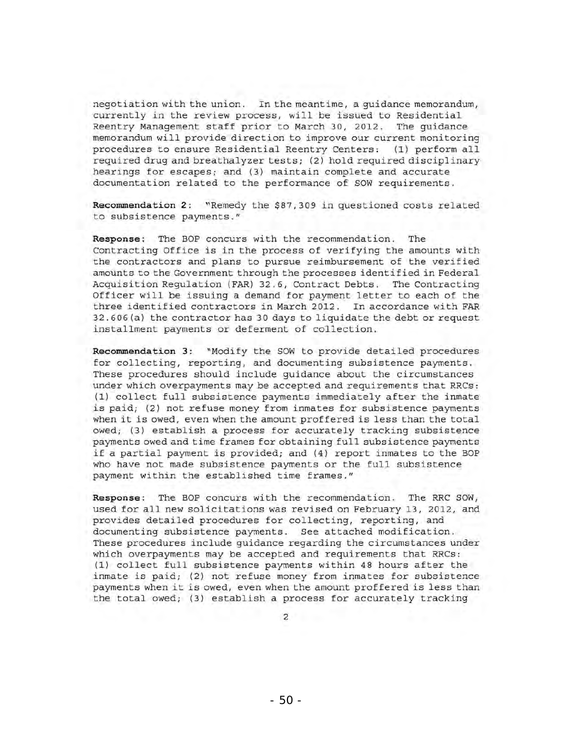negotiation with the union. In the meantime, a guidance memorandum, currently in the review process, will be issued to Residential Reentry Management staff prior to March 30, 2012. The guidance memorandum will provide direction to improve our current monitoring procedures to ensure Residential Reentry Centers: (1) perform all required drug and breathalyzer tests; (2) hold required disciplinary hearings for escapes; and (3) maintain complete and accurate documentation related to the performance of SOW requirements.

**Recommendation 2**: "Remedy the $87,309 in questioned costs related to subsistence payments."

**Response**: The BOP concurs with the recommendation. The Contracting Office is in the process of verifying the amounts with the contractors and plans to pursue reimbursement of the verified amounts to the Government through the processes identified in Federal Acquisition Regulation (FAR) 32.6, Contract Debts. The Contracting Officer will be issuing a demand for payment letter to each of the three identified contractors in March 2012. In accordance with FAR 32.606(a) the contractor has 30 days to liquidate the debt or request installment payments or deferment of collection.

**Recommendation 3**: "Modify the SOW to provide detailed procedures for collecting, reporting, and documenting subsistence payments. These procedures should include guidance about the circumstances under which overpayments may be accepted and requirements that RRCs: (1) collect full subsistence payments immediately after the inmate is paid; (2) not refuse money from inmates for subsistence payments when it is owed, even when the amount proffered is less than the total owed; (3) establish a process for accurately tracking subsistence payments owed and time frames for obtaining full subsistence payments if a partial payment is provided; and (4) report inmates to the BOP who have not made subsistence payments or the full subsistence payment within the established time frames."

**Response**: The BOP concurs with the recommendation. The RRC SOW, used for all new solicitations was revised on February 13, 2012, and provides detailed procedures for collecting, reporting, and documenting subsistence payments. See attached modification. These procedures include guidance regarding the circumstances under which overpayments may be accepted and requirements that RRCs: (1) collect full subsistence payments within 48 hours after the inmate is paid; (2) not refuse money from inmates for subsistence payments when it is owed, even when the amount proffered is less than the total owed; (3) establish a process for accurately tracking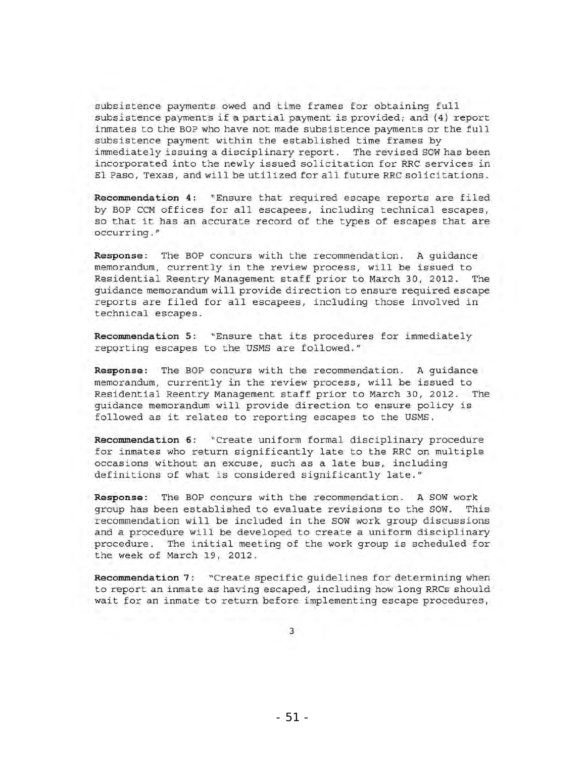subsistence payments owed and time frames for obtaining full subsistence payments if a partial payment is provided; and (4) report inmates to the BOP who have not made subsistence payments or the full subsistence payment within the established time frames by immediately issuing a disciplinary report. The revised SOW has been incorporated into the newly issued solicitation for RRC services in El Paso, Texas, and will be utilized for all future RRC solicitations.

**Recommendation 4**: "Ensure that required escape reports are filed by BOP CCM offices for all escapees, including technical escapes, so that it has an accurate record of the types of escapes that are occurring."

**Response**: The BOP concurs with the recommendation. A guidance memorandum, currently in the review process, will be issued to Residential Reentry Management staff prior to March 30, 2012. The guidance memorandum will provide direction to ensure required escape reports are filed for all escapees, including those involved in technical escapes.

**Recommendation 5**: "Ensure that its procedures for immediately reporting escapes to the USMS are followed."

**Response**: The BOP concurs with the recommendation. A guidance memorandum, currently in the review process, will be issued to Residential Reentry Management staff prior to March 30, 2012. The guidance memorandum will provide direction to ensure policy is followed as it relates to reporting escapes to the USMS.

**Recommendation 6**: "Create uniform formal disciplinary procedure for inmates who return significantly late to the RRC on multiple occasions without an excuse, such as a late bus, including definitions of what is considered significantly late."

**Response**: The BOP concurs with the recommendation. A SOW work group has been established to evaluate revisions to the SOW. This recommendation will be included in the SOW work group discussions and a procedure will be developed to create a uniform disciplinary procedure. The initial meeting of the work group is scheduled for the week of March 19, 2012.

**Recommendation 7**: "Create specific guidelines for determining when to report an inmate as having escaped, including how long RRCs should wait for an inmate to return before implementing escape procedures,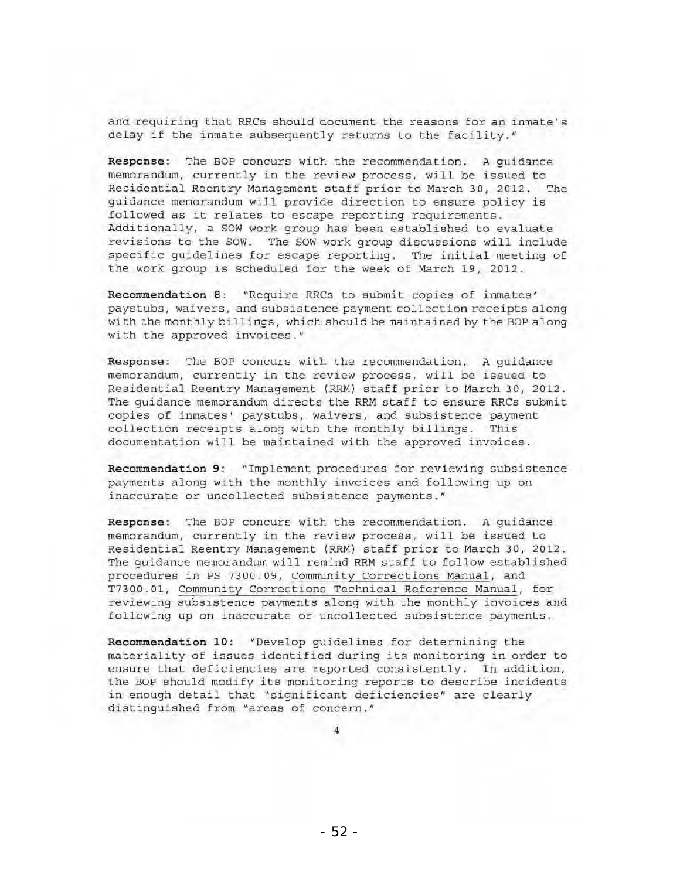and requiring that RRCs should document the reasons for an inmate's delay if the inmate subsequently returns to the facility."

**Response:** The BOP concurs with the recommendation. A guidance memorandum, currently in the review process, will be issued to Residential Reentry Management staff prior to March 30, 2012. The guidance memorandum will provide direction to ensure policy is followed as it relates to escape reporting requirements. Additionally, a SOW work group has been established to evaluate revisions to the SOW. The SOW work group discussions will include specific guidelines for escape reporting. The initial meeting of the work group is scheduled for the week of March 19, 2012.

**Recommendation 8:** "Require RRCs to submit copies of inmates' paystubs, waivers, and subsistence payment collection receipts along with the monthly billings, which should be maintained by the BOP along with the approved invoices."

**Response:** The BOP concurs with the recommendation. A guidance memorandum, currently in the review process, will be issued to Residential Reentry Management (RRM) staff prior to March 30, 2012. The guidance memorandum directs the RRM staff to ensure RRCs submit copies of inmates' paystubs, waivers, and subsistence payment collection receipts along with the monthly billings. This documentation will be maintained with the approved invoices.

**Recommendation 9:** "Implement procedures for reviewing subsistence payments along with the monthly invoices and following up on inaccurate or uncollected subsistence payments."

**Response:** The BOP concurs with the recommendation. A guidance memorandum, currently in the review process, will be issued to Residential Reentry Management (RRM) staff prior to March 30, 2012. The guidance memorandum will remind RRM staff to follow established procedures in PS 7300.09, Community Corrections Manual, and T7300.01, Community Corrections Technical Reference Manual, for reviewing subsistence payments along with the monthly invoices and following up on inaccurate or uncollected subsistence payments.

**Recommendation 10:** "Develop guidelines for determining the materiality of issues identified during its monitoring in order to ensure that deficiencies are reported consistently. In addition, the BOP should modify its monitoring reports to describe incidents in enough detail that "significant deficiencies" are clearly distinguished from "areas of concern."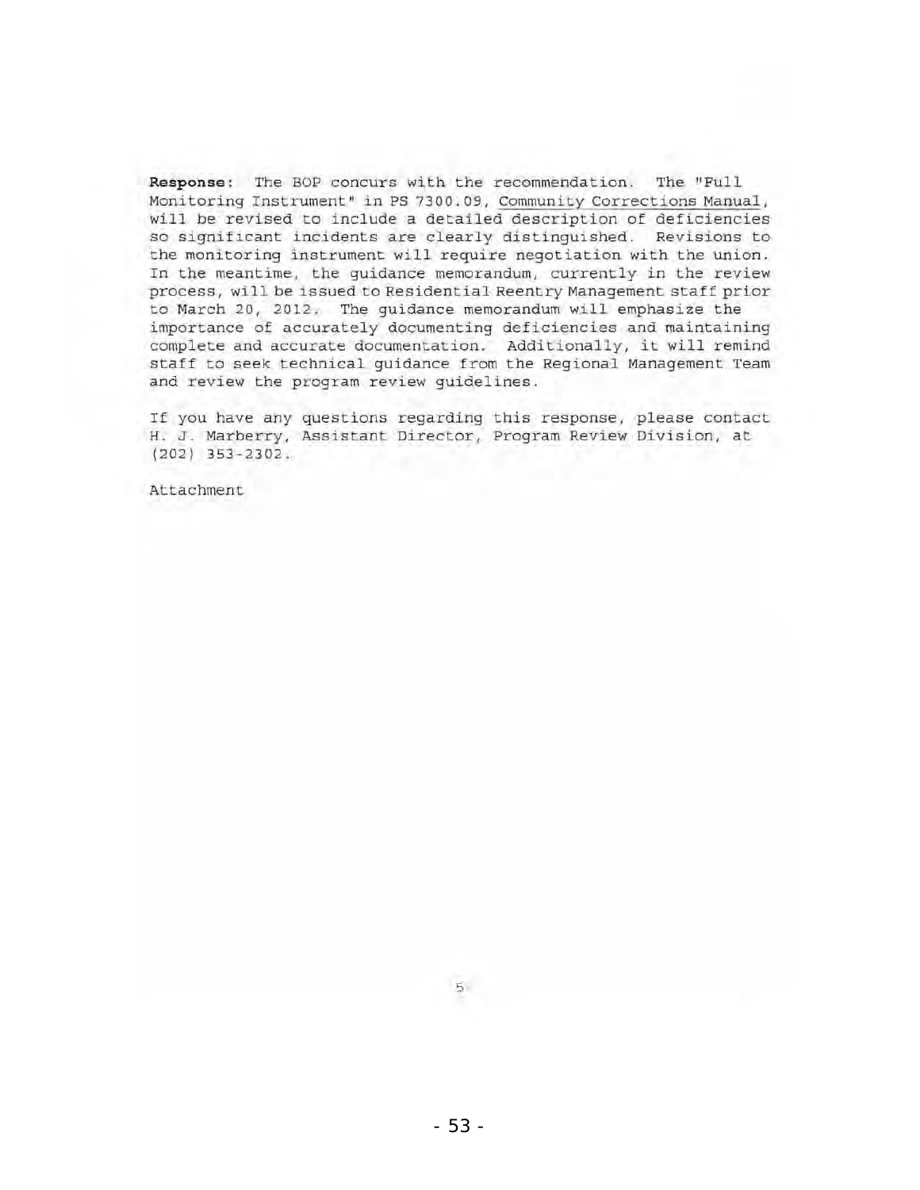**Response:** The BOP concurs with the recommendation. The "Full Monitoring Instrument" in PS 7300.09, Community Corrections Manual, will be revised to include a detailed description of deficiencies so significant incidents are clearly distinguished. Revisions to the monitoring instrument will require negotiation with the union. In the meantime, the guidance memorandum, currently in the review process, will be issued to Residential Reentry Management staff prior to March 20, 2012. The guidance memorandum will emphasize the importance of accurately documenting deficiencies and maintaining complete and accurate documentation. Additionally, it will remind staff to seek technical guidance from the Regional Management Team and review the program review guidelines.

If you have any questions regarding this response, please contact H. J. Marberry, Assistant Director, Program Review Division, at (202) 353-2302.

Attachment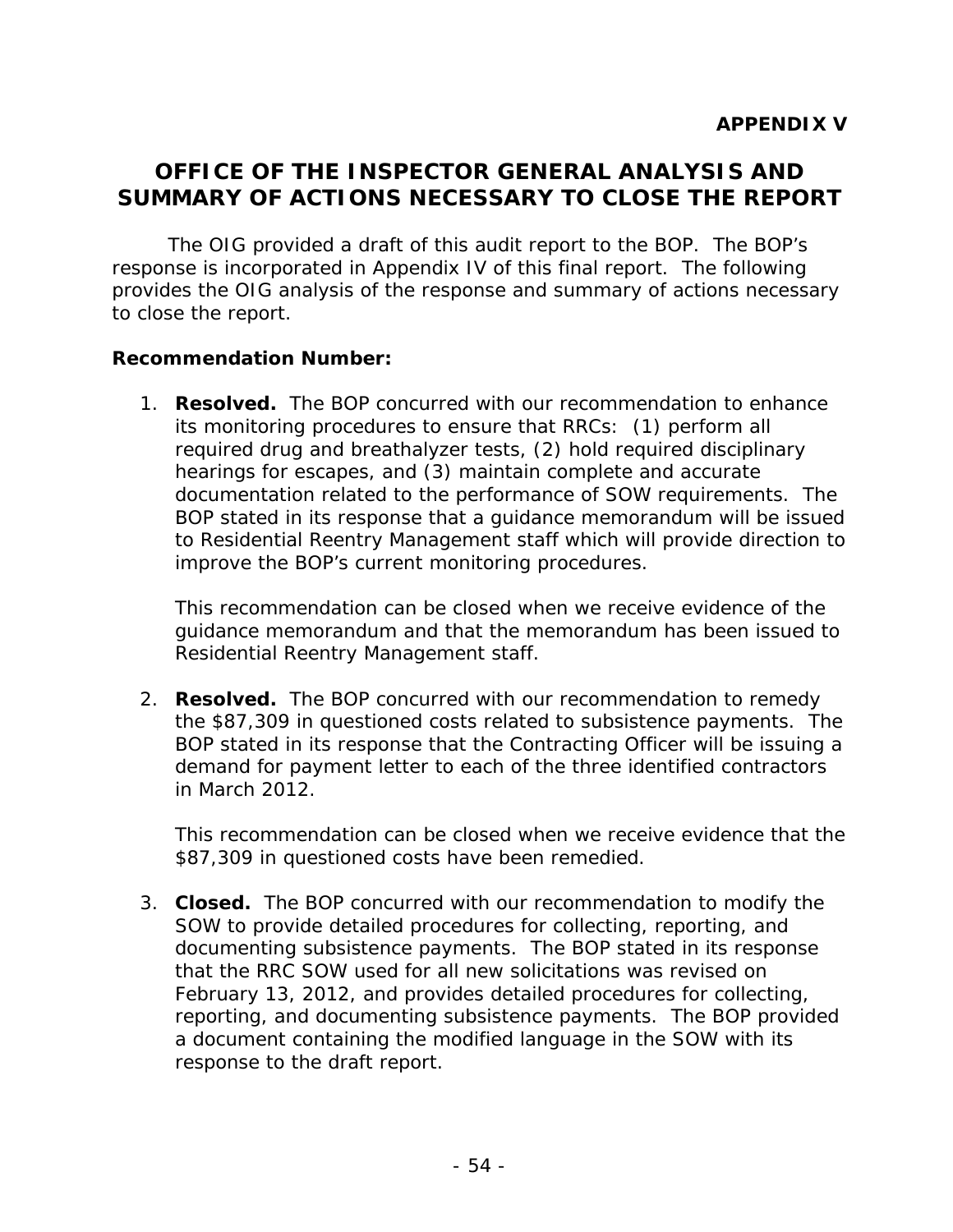**APPENDIX V**

# OFFICE OF THE INSPECTOR GENERAL ANALYSIS AND SUMMARY OF ACTIONS NECESSARY TO CLOSE THE REPORT

The OIG provided a draft of this audit report to the BOP. The BOP's response is incorporated in Appendix IV of this final report. The following provides the OIG analysis of the response and summary of actions necessary to close the report.

**Recommendation Number:**

1. **Resolved.** The BOP concurred with our recommendation to enhance its monitoring procedures to ensure that RRCs: (1) perform all required drug and breathalyzer tests, (2) hold required disciplinary hearings for escapes, and (3) maintain complete and accurate documentation related to the performance of SOW requirements. The BOP stated in its response that a guidance memorandum will be issued to Residential Reentry Management staff which will provide direction to improve the BOP's current monitoring procedures.

   This recommendation can be closed when we receive evidence of the guidance memorandum and that the memorandum has been issued to Residential Reentry Management staff.

2. **Resolved.** The BOP concurred with our recommendation to remedy the $87,309 in questioned costs related to subsistence payments. The BOP stated in its response that the Contracting Officer will be issuing a demand for payment letter to each of the three identified contractors in March 2012.

   This recommendation can be closed when we receive evidence that the $87,309 in questioned costs have been remedied.

3. **Closed.** The BOP concurred with our recommendation to modify the SOW to provide detailed procedures for collecting, reporting, and documenting subsistence payments. The BOP stated in its response that the RRC SOW used for all new solicitations was revised on February 13, 2012, and provides detailed procedures for collecting, reporting, and documenting subsistence payments. The BOP provided a document containing the modified language in the SOW with its response to the draft report.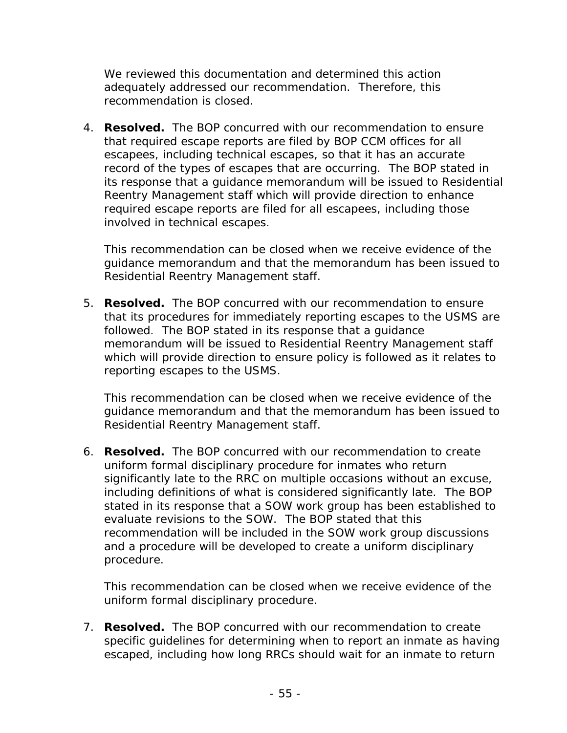We reviewed this documentation and determined this action adequately addressed our recommendation. Therefore, this recommendation is closed.

4. **Resolved.** The BOP concurred with our recommendation to ensure that required escape reports are filed by BOP CCM offices for all escapees, including technical escapes, so that it has an accurate record of the types of escapes that are occurring. The BOP stated in its response that a guidance memorandum will be issued to Residential Reentry Management staff which will provide direction to enhance required escape reports are filed for all escapees, including those involved in technical escapes.

   This recommendation can be closed when we receive evidence of the guidance memorandum and that the memorandum has been issued to Residential Reentry Management staff.

5. **Resolved.** The BOP concurred with our recommendation to ensure that its procedures for immediately reporting escapes to the USMS are followed. The BOP stated in its response that a guidance memorandum will be issued to Residential Reentry Management staff which will provide direction to ensure policy is followed as it relates to reporting escapes to the USMS.

   This recommendation can be closed when we receive evidence of the guidance memorandum and that the memorandum has been issued to Residential Reentry Management staff.

6. **Resolved.** The BOP concurred with our recommendation to create uniform formal disciplinary procedure for inmates who return significantly late to the RRC on multiple occasions without an excuse, including definitions of what is considered significantly late. The BOP stated in its response that a SOW work group has been established to evaluate revisions to the SOW. The BOP stated that this recommendation will be included in the SOW work group discussions and a procedure will be developed to create a uniform disciplinary procedure.

   This recommendation can be closed when we receive evidence of the uniform formal disciplinary procedure.

7. **Resolved.** The BOP concurred with our recommendation to create specific guidelines for determining when to report an inmate as having escaped, including how long RRCs should wait for an inmate to return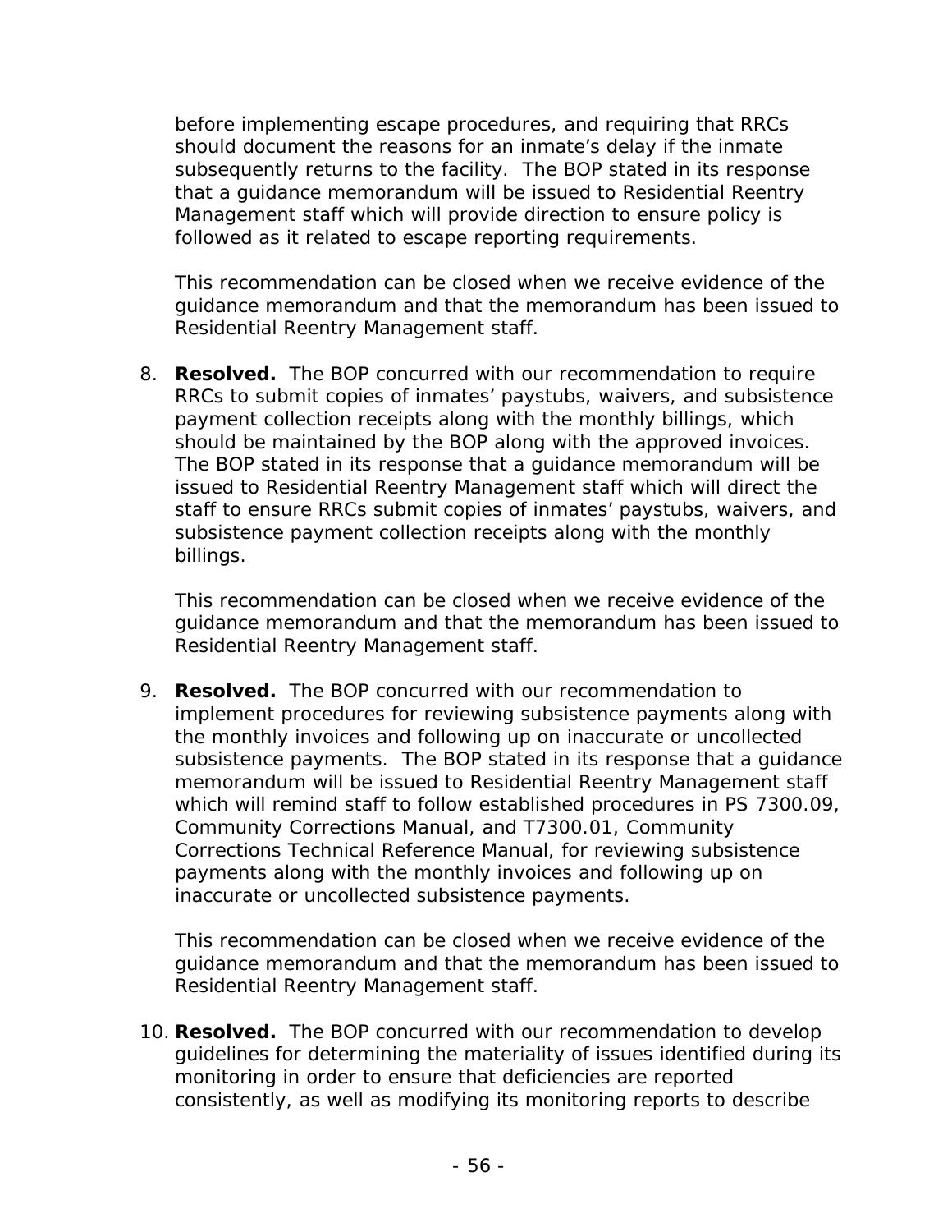before implementing escape procedures, and requiring that RRCs should document the reasons for an inmate's delay if the inmate subsequently returns to the facility. The BOP stated in its response that a guidance memorandum will be issued to Residential Reentry Management staff which will provide direction to ensure policy is followed as it related to escape reporting requirements.

This recommendation can be closed when we receive evidence of the guidance memorandum and that the memorandum has been issued to Residential Reentry Management staff.

8. **Resolved.** The BOP concurred with our recommendation to require RRCs to submit copies of inmates' paystubs, waivers, and subsistence payment collection receipts along with the monthly billings, which should be maintained by the BOP along with the approved invoices. The BOP stated in its response that a guidance memorandum will be issued to Residential Reentry Management staff which will direct the staff to ensure RRCs submit copies of inmates' paystubs, waivers, and subsistence payment collection receipts along with the monthly billings.

   This recommendation can be closed when we receive evidence of the guidance memorandum and that the memorandum has been issued to Residential Reentry Management staff.

9. **Resolved.** The BOP concurred with our recommendation to implement procedures for reviewing subsistence payments along with the monthly invoices and following up on inaccurate or uncollected subsistence payments. The BOP stated in its response that a guidance memorandum will be issued to Residential Reentry Management staff which will remind staff to follow established procedures in PS 7300.09, Community Corrections Manual, and T7300.01, Community Corrections Technical Reference Manual, for reviewing subsistence payments along with the monthly invoices and following up on inaccurate or uncollected subsistence payments.

   This recommendation can be closed when we receive evidence of the guidance memorandum and that the memorandum has been issued to Residential Reentry Management staff.

10. **Resolved.** The BOP concurred with our recommendation to develop guidelines for determining the materiality of issues identified during its monitoring in order to ensure that deficiencies are reported consistently, as well as modifying its monitoring reports to describe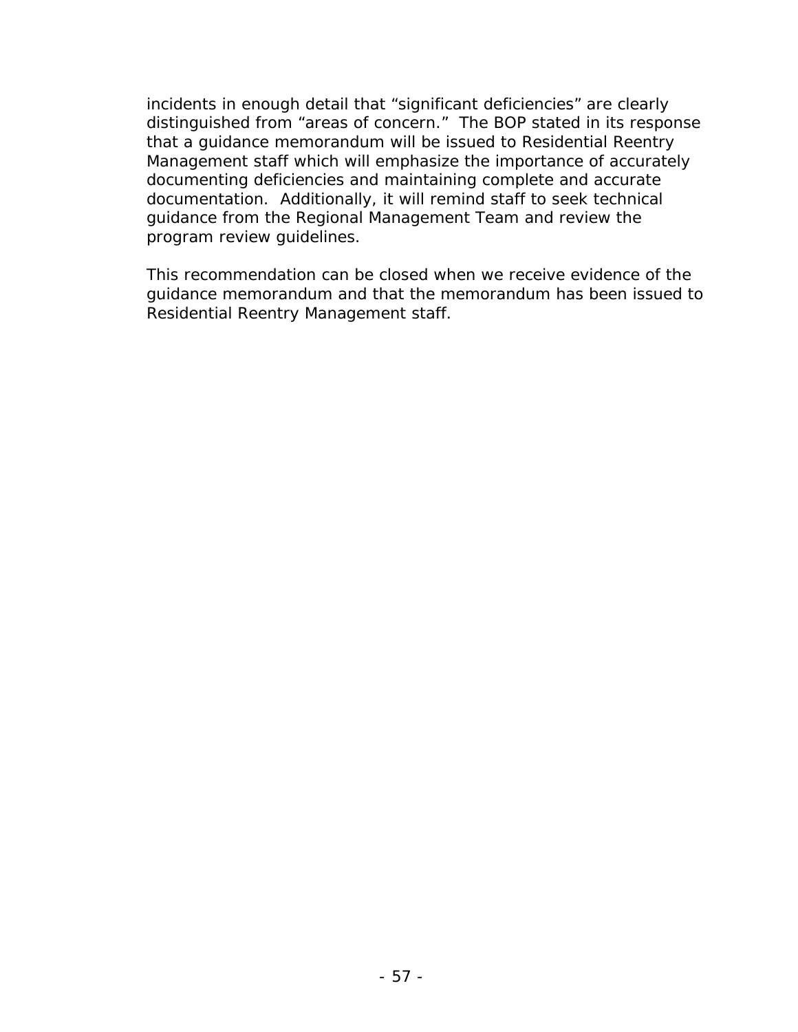incidents in enough detail that "significant deficiencies" are clearly distinguished from "areas of concern." The BOP stated in its response that a guidance memorandum will be issued to Residential Reentry Management staff which will emphasize the importance of accurately documenting deficiencies and maintaining complete and accurate documentation. Additionally, it will remind staff to seek technical guidance from the Regional Management Team and review the program review guidelines.

This recommendation can be closed when we receive evidence of the guidance memorandum and that the memorandum has been issued to Residential Reentry Management staff.